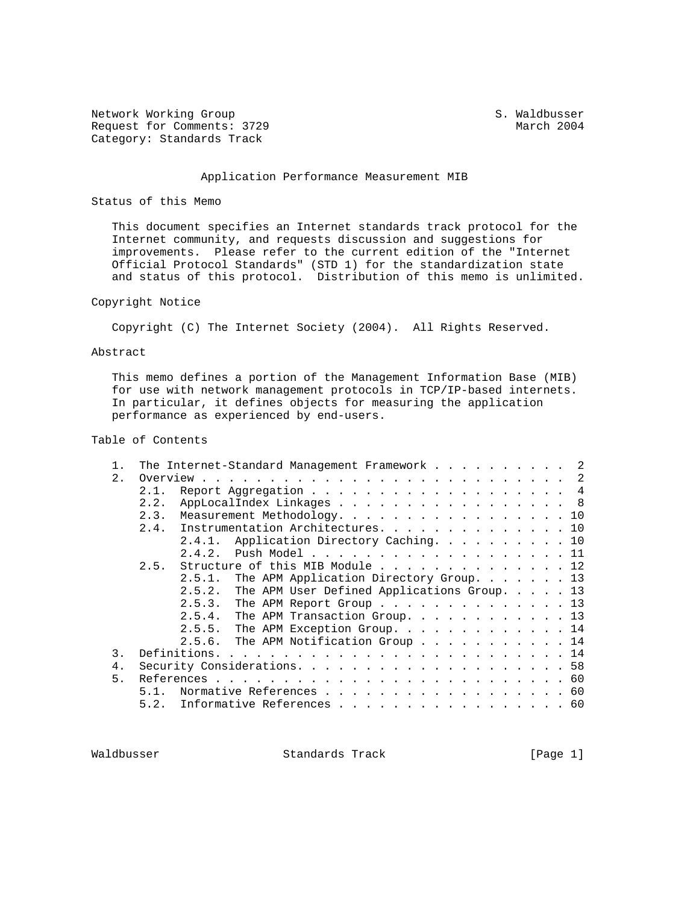Network Working Group S. Waldbusser
Request for Comments: 3729 March 2004
Category: Standards Track

# Application Performance Measurement MIB

## Status of this Memo

This document specifies an Internet standards track protocol for the Internet community, and requests discussion and suggestions for improvements. Please refer to the current edition of the "Internet Official Protocol Standards" (STD 1) for the standardization state and status of this protocol. Distribution of this memo is unlimited.

## Copyright Notice

Copyright (C) The Internet Society (2004). All Rights Reserved.

## Abstract

This memo defines a portion of the Management Information Base (MIB) for use with network management protocols in TCP/IP-based internets. In particular, it defines objects for measuring the application performance as experienced by end-users.

## Table of Contents

```
   1.  The Internet-Standard Management Framework . . . . . . . . . .  2
   2.  Overview . . . . . . . . . . . . . . . . . . . . . . . . . . .  2
       2.1.  Report Aggregation . . . . . . . . . . . . . . . . . . .  4
       2.2.  AppLocalIndex Linkages . . . . . . . . . . . . . . . . .  8
       2.3.  Measurement Methodology. . . . . . . . . . . . . . . . . 10
       2.4.  Instrumentation Architectures. . . . . . . . . . . . . . 10
             2.4.1.  Application Directory Caching. . . . . . . . . . 10
             2.4.2.  Push Model . . . . . . . . . . . . . . . . . . . 11
       2.5.  Structure of this MIB Module . . . . . . . . . . . . . . 12
             2.5.1.  The APM Application Directory Group. . . . . . . 13
             2.5.2.  The APM User Defined Applications Group. . . . . 13
             2.5.3.  The APM Report Group . . . . . . . . . . . . . . 13
             2.5.4.  The APM Transaction Group. . . . . . . . . . . . 13
             2.5.5.  The APM Exception Group. . . . . . . . . . . . . 14
             2.5.6.  The APM Notification Group . . . . . . . . . . . 14
   3.  Definitions. . . . . . . . . . . . . . . . . . . . . . . . . . 14
   4.  Security Considerations. . . . . . . . . . . . . . . . . . . . 58
   5.  References . . . . . . . . . . . . . . . . . . . . . . . . . . 60
       5.1.  Normative References . . . . . . . . . . . . . . . . . . 60
       5.2.  Informative References . . . . . . . . . . . . . . . . . 60
```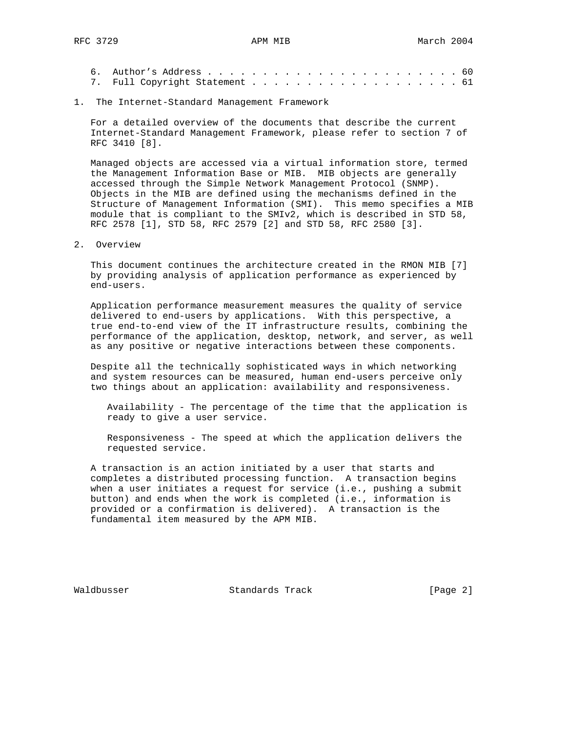6. Author's Address . . . . . . . . . . . . . . . . . . . . . . . 60
7. Full Copyright Statement . . . . . . . . . . . . . . . . . . . 61

## 1. The Internet-Standard Management Framework

For a detailed overview of the documents that describe the current Internet-Standard Management Framework, please refer to section 7 of RFC 3410 [8].

Managed objects are accessed via a virtual information store, termed the Management Information Base or MIB. MIB objects are generally accessed through the Simple Network Management Protocol (SNMP). Objects in the MIB are defined using the mechanisms defined in the Structure of Management Information (SMI). This memo specifies a MIB module that is compliant to the SMIv2, which is described in STD 58, RFC 2578 [1], STD 58, RFC 2579 [2] and STD 58, RFC 2580 [3].

## 2. Overview

This document continues the architecture created in the RMON MIB [7] by providing analysis of application performance as experienced by end-users.

Application performance measurement measures the quality of service delivered to end-users by applications. With this perspective, a true end-to-end view of the IT infrastructure results, combining the performance of the application, desktop, network, and server, as well as any positive or negative interactions between these components.

Despite all the technically sophisticated ways in which networking and system resources can be measured, human end-users perceive only two things about an application: availability and responsiveness.

Availability - The percentage of the time that the application is ready to give a user service.

Responsiveness - The speed at which the application delivers the requested service.

A transaction is an action initiated by a user that starts and completes a distributed processing function. A transaction begins when a user initiates a request for service (i.e., pushing a submit button) and ends when the work is completed (i.e., information is provided or a confirmation is delivered). A transaction is the fundamental item measured by the APM MIB.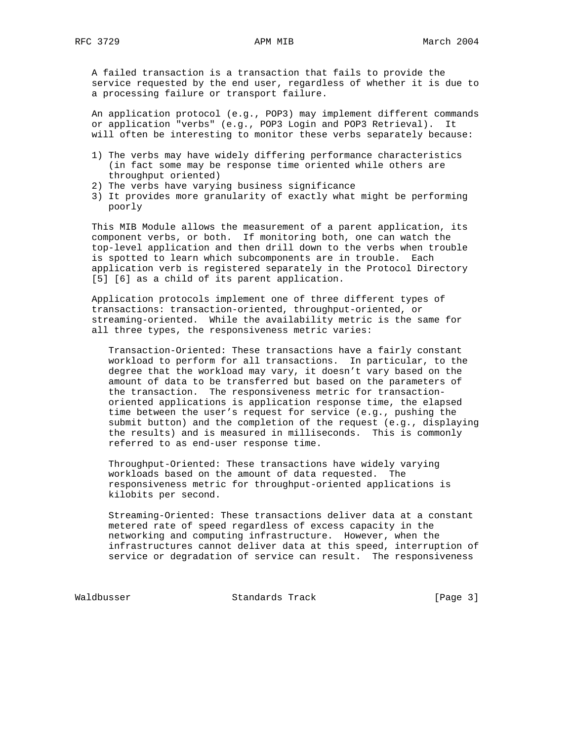A failed transaction is a transaction that fails to provide the service requested by the end user, regardless of whether it is due to a processing failure or transport failure.

An application protocol (e.g., POP3) may implement different commands or application "verbs" (e.g., POP3 Login and POP3 Retrieval). It will often be interesting to monitor these verbs separately because:

1) The verbs may have widely differing performance characteristics (in fact some may be response time oriented while others are throughput oriented)
2) The verbs have varying business significance
3) It provides more granularity of exactly what might be performing poorly

This MIB Module allows the measurement of a parent application, its component verbs, or both. If monitoring both, one can watch the top-level application and then drill down to the verbs when trouble is spotted to learn which subcomponents are in trouble. Each application verb is registered separately in the Protocol Directory [5] [6] as a child of its parent application.

Application protocols implement one of three different types of transactions: transaction-oriented, throughput-oriented, or streaming-oriented. While the availability metric is the same for all three types, the responsiveness metric varies:

Transaction-Oriented: These transactions have a fairly constant workload to perform for all transactions. In particular, to the degree that the workload may vary, it doesn't vary based on the amount of data to be transferred but based on the parameters of the transaction. The responsiveness metric for transaction-oriented applications is application response time, the elapsed time between the user's request for service (e.g., pushing the submit button) and the completion of the request (e.g., displaying the results) and is measured in milliseconds. This is commonly referred to as end-user response time.

Throughput-Oriented: These transactions have widely varying workloads based on the amount of data requested. The responsiveness metric for throughput-oriented applications is kilobits per second.

Streaming-Oriented: These transactions deliver data at a constant metered rate of speed regardless of excess capacity in the networking and computing infrastructure. However, when the infrastructures cannot deliver data at this speed, interruption of service or degradation of service can result. The responsiveness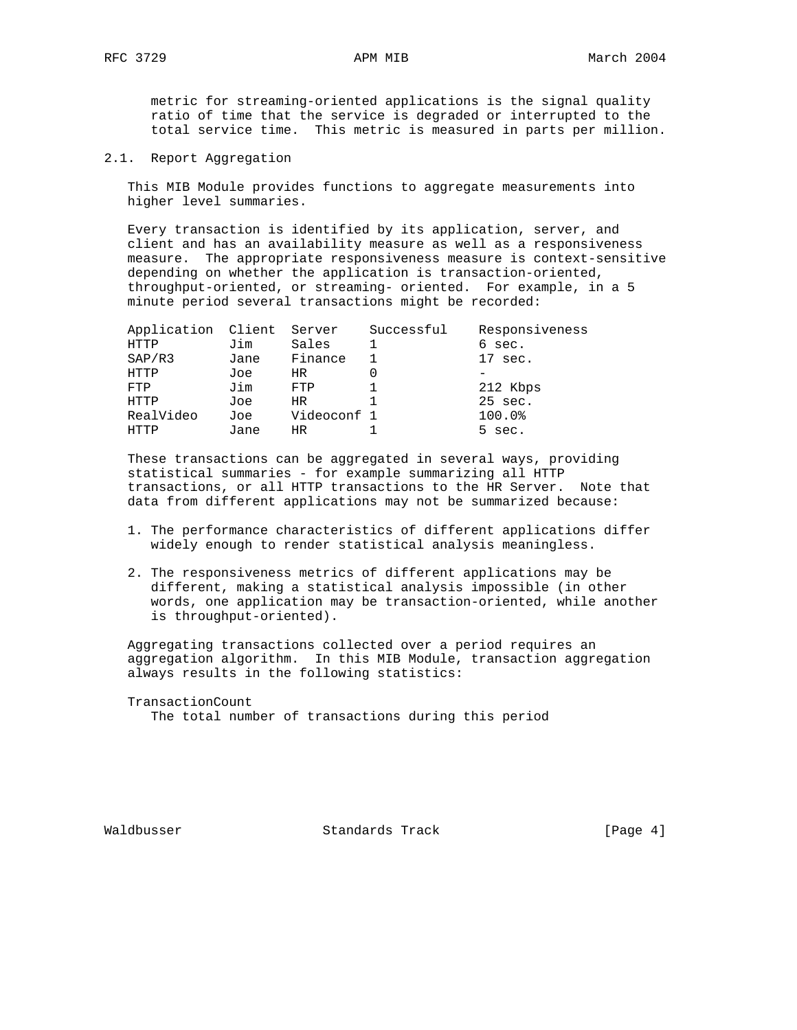metric for streaming-oriented applications is the signal quality ratio of time that the service is degraded or interrupted to the total service time. This metric is measured in parts per million.

### 2.1. Report Aggregation

This MIB Module provides functions to aggregate measurements into higher level summaries.

Every transaction is identified by its application, server, and client and has an availability measure as well as a responsiveness measure. The appropriate responsiveness measure is context-sensitive depending on whether the application is transaction-oriented, throughput-oriented, or streaming- oriented. For example, in a 5 minute period several transactions might be recorded:

| Application | Client | Server | Successful | Responsiveness |
|---|---|---|---|---|
| HTTP | Jim | Sales | 1 | 6 sec. |
| SAP/R3 | Jane | Finance | 1 | 17 sec. |
| HTTP | Joe | HR | 0 | - |
| FTP | Jim | FTP | 1 | 212 Kbps |
| HTTP | Joe | HR | 1 | 25 sec. |
| RealVideo | Joe | Videoconf | 1 | 100.0% |
| HTTP | Jane | HR | 1 | 5 sec. |

These transactions can be aggregated in several ways, providing statistical summaries - for example summarizing all HTTP transactions, or all HTTP transactions to the HR Server. Note that data from different applications may not be summarized because:

1. The performance characteristics of different applications differ widely enough to render statistical analysis meaningless.
2. The responsiveness metrics of different applications may be different, making a statistical analysis impossible (in other words, one application may be transaction-oriented, while another is throughput-oriented).

Aggregating transactions collected over a period requires an aggregation algorithm. In this MIB Module, transaction aggregation always results in the following statistics:

TransactionCount
   The total number of transactions during this period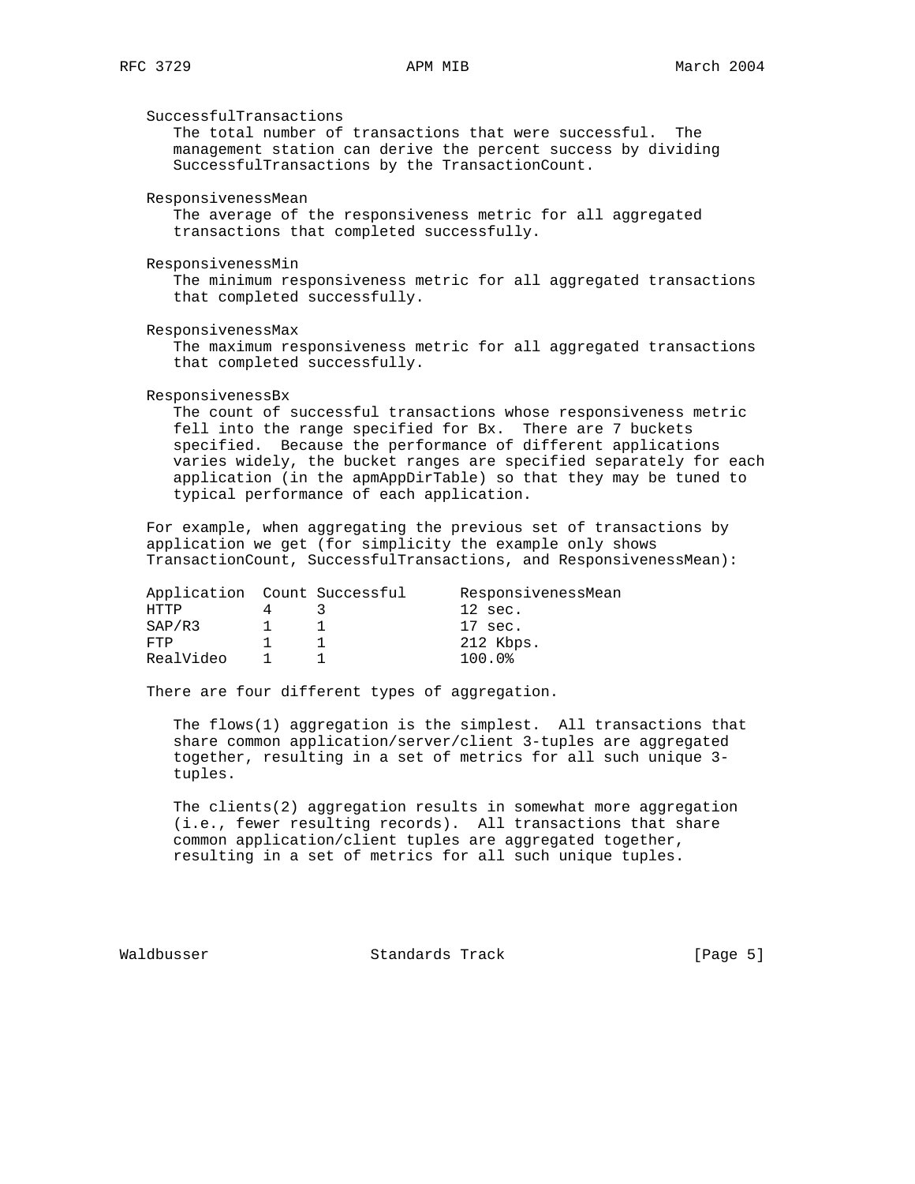SuccessfulTransactions
The total number of transactions that were successful. The management station can derive the percent success by dividing SuccessfulTransactions by the TransactionCount.

ResponsivenessMean
The average of the responsiveness metric for all aggregated transactions that completed successfully.

ResponsivenessMin
The minimum responsiveness metric for all aggregated transactions that completed successfully.

ResponsivenessMax
The maximum responsiveness metric for all aggregated transactions that completed successfully.

ResponsivenessBx
The count of successful transactions whose responsiveness metric fell into the range specified for Bx. There are 7 buckets specified. Because the performance of different applications varies widely, the bucket ranges are specified separately for each application (in the apmAppDirTable) so that they may be tuned to typical performance of each application.

For example, when aggregating the previous set of transactions by application we get (for simplicity the example only shows TransactionCount, SuccessfulTransactions, and ResponsivenessMean):

| Application | Count | Successful | ResponsivenessMean |
|---|---|---|---|
| HTTP | 4 | 3 | 12 sec. |
| SAP/R3 | 1 | 1 | 17 sec. |
| FTP | 1 | 1 | 212 Kbps. |
| RealVideo | 1 | 1 | 100.0% |

There are four different types of aggregation.

The flows(1) aggregation is the simplest. All transactions that share common application/server/client 3-tuples are aggregated together, resulting in a set of metrics for all such unique 3-tuples.

The clients(2) aggregation results in somewhat more aggregation (i.e., fewer resulting records). All transactions that share common application/client tuples are aggregated together, resulting in a set of metrics for all such unique tuples.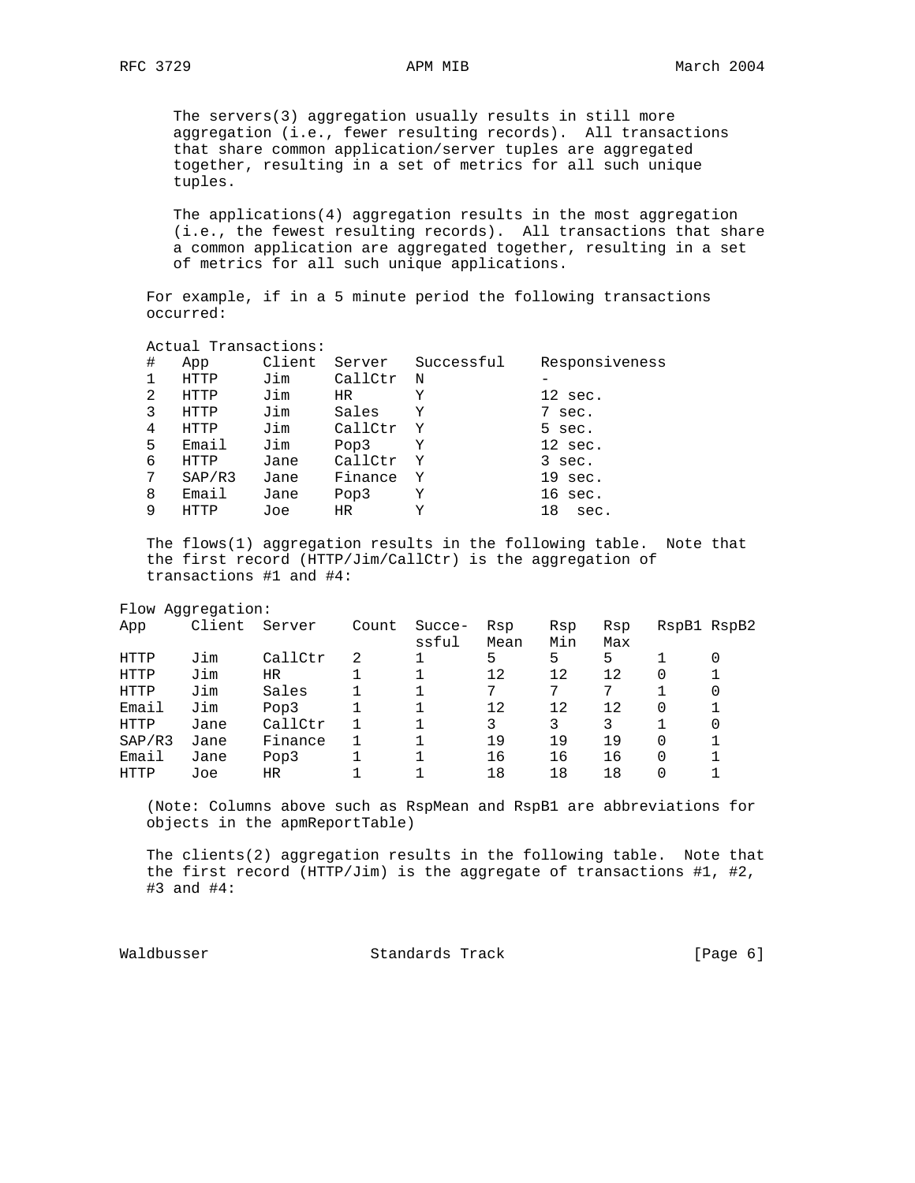The servers(3) aggregation usually results in still more aggregation (i.e., fewer resulting records). All transactions that share common application/server tuples are aggregated together, resulting in a set of metrics for all such unique tuples.

The applications(4) aggregation results in the most aggregation (i.e., the fewest resulting records). All transactions that share a common application are aggregated together, resulting in a set of metrics for all such unique applications.

For example, if in a 5 minute period the following transactions occurred:

Actual Transactions:

| # | App | Client | Server | Successful | Responsiveness |
|---|---|---|---|---|---|
| 1 | HTTP | Jim | CallCtr | N | - |
| 2 | HTTP | Jim | HR | Y | 12 sec. |
| 3 | HTTP | Jim | Sales | Y | 7 sec. |
| 4 | HTTP | Jim | CallCtr | Y | 5 sec. |
| 5 | Email | Jim | Pop3 | Y | 12 sec. |
| 6 | HTTP | Jane | CallCtr | Y | 3 sec. |
| 7 | SAP/R3 | Jane | Finance | Y | 19 sec. |
| 8 | Email | Jane | Pop3 | Y | 16 sec. |
| 9 | HTTP | Joe | HR | Y | 18 sec. |

The flows(1) aggregation results in the following table. Note that the first record (HTTP/Jim/CallCtr) is the aggregation of transactions #1 and #4:

Flow Aggregation:

| App | Client | Server | Count | Successful | Rsp Mean | Rsp Min | Rsp Max | RspB1 | RspB2 |
|---|---|---|---|---|---|---|---|---|---|
| HTTP | Jim | CallCtr | 2 | 1 | 5 | 5 | 5 | 1 | 0 |
| HTTP | Jim | HR | 1 | 1 | 12 | 12 | 12 | 0 | 1 |
| HTTP | Jim | Sales | 1 | 1 | 7 | 7 | 7 | 1 | 0 |
| Email | Jim | Pop3 | 1 | 1 | 12 | 12 | 12 | 0 | 1 |
| HTTP | Jane | CallCtr | 1 | 1 | 3 | 3 | 3 | 1 | 0 |
| SAP/R3 | Jane | Finance | 1 | 1 | 19 | 19 | 19 | 0 | 1 |
| Email | Jane | Pop3 | 1 | 1 | 16 | 16 | 16 | 0 | 1 |
| HTTP | Joe | HR | 1 | 1 | 18 | 18 | 18 | 0 | 1 |

(Note: Columns above such as RspMean and RspB1 are abbreviations for objects in the apmReportTable)

The clients(2) aggregation results in the following table. Note that the first record (HTTP/Jim) is the aggregate of transactions #1, #2, #3 and #4: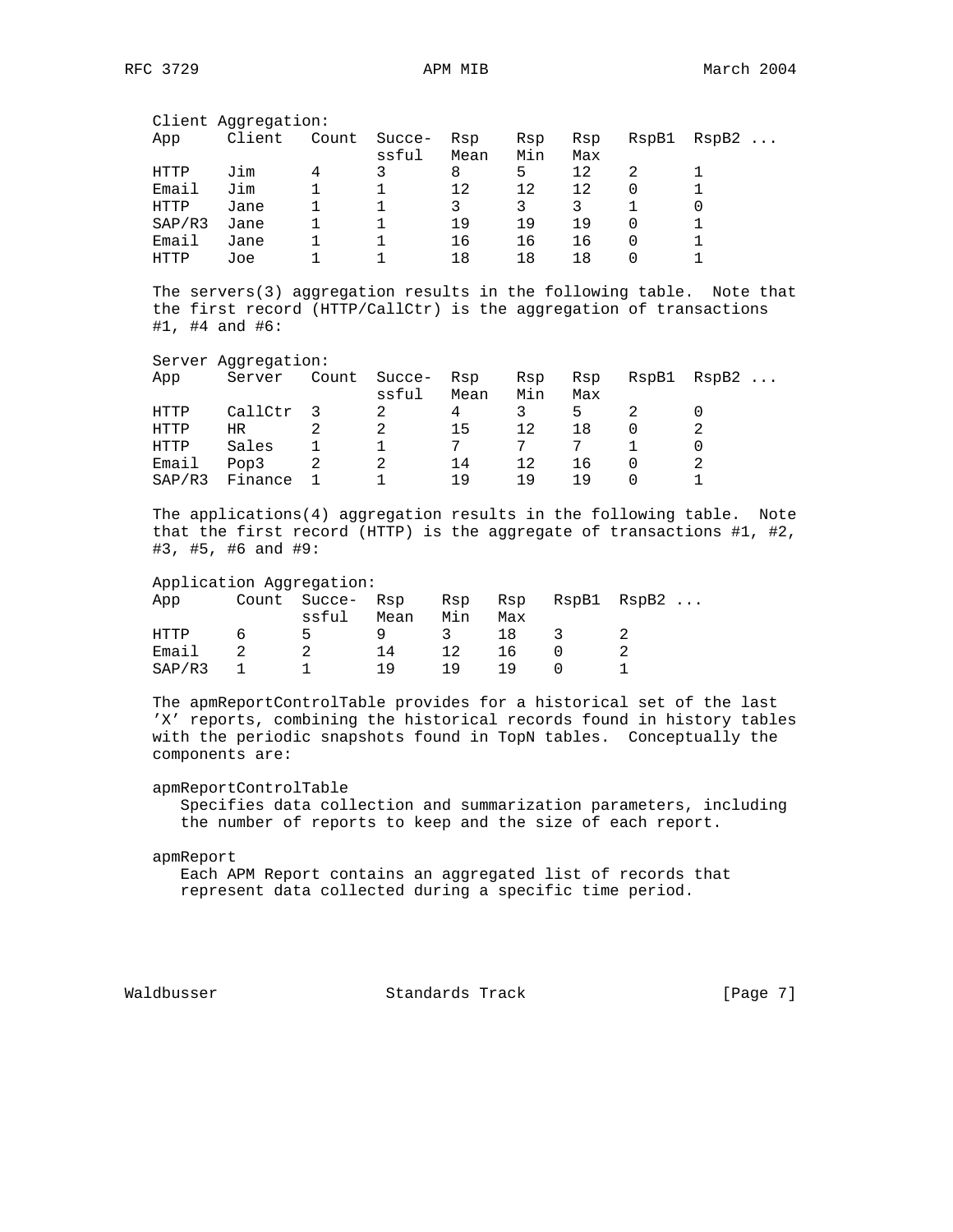Client Aggregation:

| App | Client | Count | Successful | Rsp Mean | Rsp Min | Rsp Max | RspB1 | RspB2 ... |
|---|---|---|---|---|---|---|---|---|
| HTTP | Jim | 4 | 3 | 8 | 5 | 12 | 2 | 1 |
| Email | Jim | 1 | 1 | 12 | 12 | 12 | 0 | 1 |
| HTTP | Jane | 1 | 1 | 3 | 3 | 3 | 1 | 0 |
| SAP/R3 | Jane | 1 | 1 | 19 | 19 | 19 | 0 | 1 |
| Email | Jane | 1 | 1 | 16 | 16 | 16 | 0 | 1 |
| HTTP | Joe | 1 | 1 | 18 | 18 | 18 | 0 | 1 |

The servers(3) aggregation results in the following table. Note that the first record (HTTP/CallCtr) is the aggregation of transactions #1, #4 and #6:

Server Aggregation:

| App | Server | Count | Successful | Rsp Mean | Rsp Min | Rsp Max | RspB1 | RspB2 ... |
|---|---|---|---|---|---|---|---|---|
| HTTP | CallCtr | 3 | 2 | 4 | 3 | 5 | 2 | 0 |
| HTTP | HR | 2 | 2 | 15 | 12 | 18 | 0 | 2 |
| HTTP | Sales | 1 | 1 | 7 | 7 | 7 | 1 | 0 |
| Email | Pop3 | 2 | 2 | 14 | 12 | 16 | 0 | 2 |
| SAP/R3 | Finance | 1 | 1 | 19 | 19 | 19 | 0 | 1 |

The applications(4) aggregation results in the following table. Note that the first record (HTTP) is the aggregate of transactions #1, #2, #3, #5, #6 and #9:

Application Aggregation:

| App | Count | Successful | Rsp Mean | Rsp Min | Rsp Max | RspB1 | RspB2 ... |
|---|---|---|---|---|---|---|---|
| HTTP | 6 | 5 | 9 | 3 | 18 | 3 | 2 |
| Email | 2 | 2 | 14 | 12 | 16 | 0 | 2 |
| SAP/R3 | 1 | 1 | 19 | 19 | 19 | 0 | 1 |

The apmReportControlTable provides for a historical set of the last 'X' reports, combining the historical records found in history tables with the periodic snapshots found in TopN tables. Conceptually the components are:

apmReportControlTable
   Specifies data collection and summarization parameters, including the number of reports to keep and the size of each report.

apmReport
   Each APM Report contains an aggregated list of records that represent data collected during a specific time period.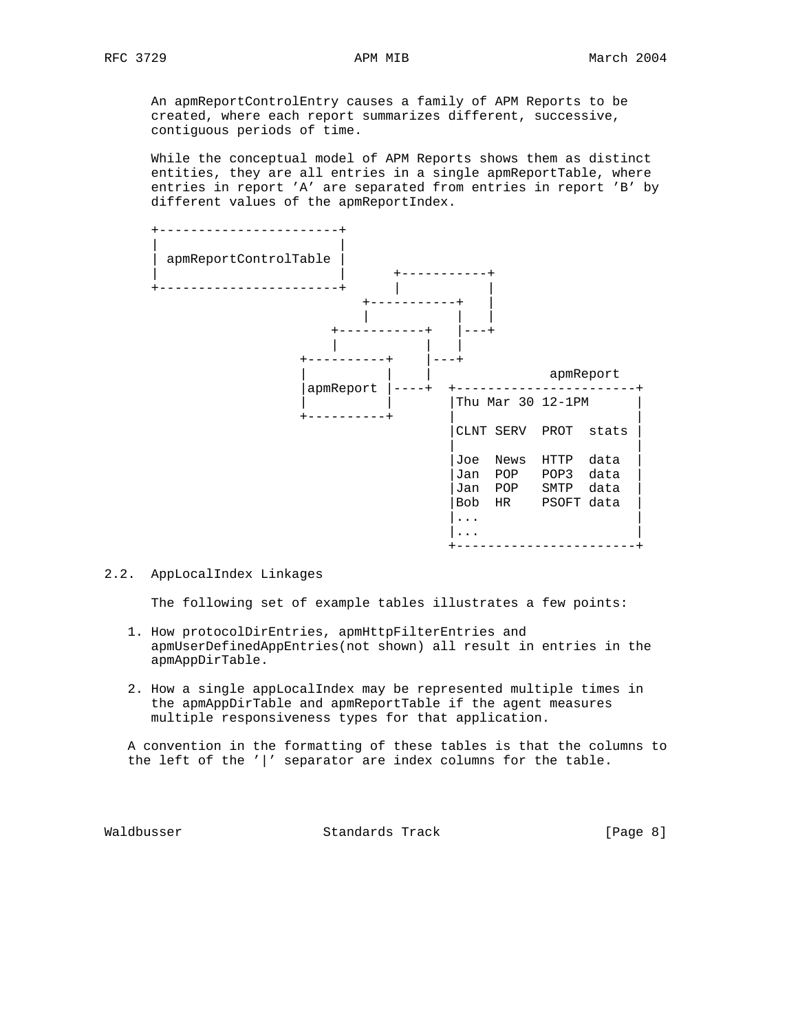An apmReportControlEntry causes a family of APM Reports to be created, where each report summarizes different, successive, contiguous periods of time.

While the conceptual model of APM Reports shows them as distinct entities, they are all entries in a single apmReportTable, where entries in report 'A' are separated from entries in report 'B' by different values of the apmReportIndex.

```
+-----------------------+
|                       |
| apmReportControlTable |
|                       |      +-----------+
+-----------------------+      |           |
                           +-----------+   |
                           |           |   |
                       +-----------+   |---+
                       |           |   |
                   +----------+    |---+
                   |          |    |             apmReport
                   |apmReport |----+  +-----------------------+
                   |          |       |Thu Mar 30 12-1PM      |
                   +----------+       |                       |
                                      |CLNT SERV  PROT  stats |
                                      |                       |
                                      |Joe  News  HTTP  data  |
                                      |Jan  POP   POP3  data  |
                                      |Jan  POP   SMTP  data  |
                                      |Bob  HR    PSOFT data  |
                                      |...                    |
                                      |...                    |
                                      +-----------------------+
```

## 2.2. AppLocalIndex Linkages

The following set of example tables illustrates a few points:

1. How protocolDirEntries, apmHttpFilterEntries and apmUserDefinedAppEntries(not shown) all result in entries in the apmAppDirTable.

2. How a single appLocalIndex may be represented multiple times in the apmAppDirTable and apmReportTable if the agent measures multiple responsiveness types for that application.

A convention in the formatting of these tables is that the columns to the left of the '|' separator are index columns for the table.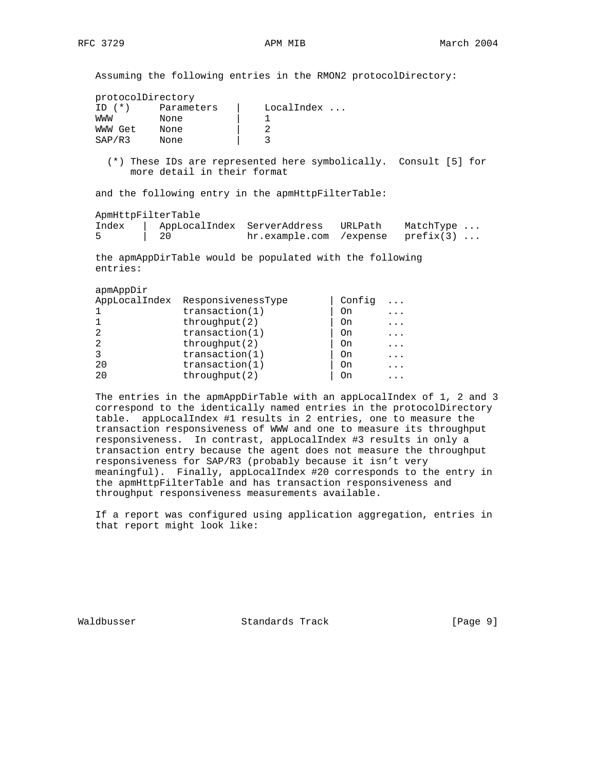Assuming the following entries in the RMON2 protocolDirectory:

```
protocolDirectory
ID (*)     Parameters   |    LocalIndex ...
WWW        None         |    1
WWW Get    None         |    2
SAP/R3     None         |    3
```

(*) These IDs are represented here symbolically. Consult [5] for more detail in their format

and the following entry in the apmHttpFilterTable:

```
ApmHttpFilterTable
Index   |  AppLocalIndex  ServerAddress   URLPath    MatchType ...
5       |  20             hr.example.com  /expense   prefix(3) ...
```

the apmAppDirTable would be populated with the following entries:

```
apmAppDir
AppLocalIndex  ResponsivenessType       | Config  ...
1              transaction(1)           | On      ...
1              throughput(2)            | On      ...
2              transaction(1)           | On      ...
2              throughput(2)            | On      ...
3              transaction(1)           | On      ...
20             transaction(1)           | On      ...
20             throughput(2)            | On      ...
```

The entries in the apmAppDirTable with an appLocalIndex of 1, 2 and 3 correspond to the identically named entries in the protocolDirectory table. appLocalIndex #1 results in 2 entries, one to measure the transaction responsiveness of WWW and one to measure its throughput responsiveness. In contrast, appLocalIndex #3 results in only a transaction entry because the agent does not measure the throughput responsiveness for SAP/R3 (probably because it isn't very meaningful). Finally, appLocalIndex #20 corresponds to the entry in the apmHttpFilterTable and has transaction responsiveness and throughput responsiveness measurements available.

If a report was configured using application aggregation, entries in that report might look like: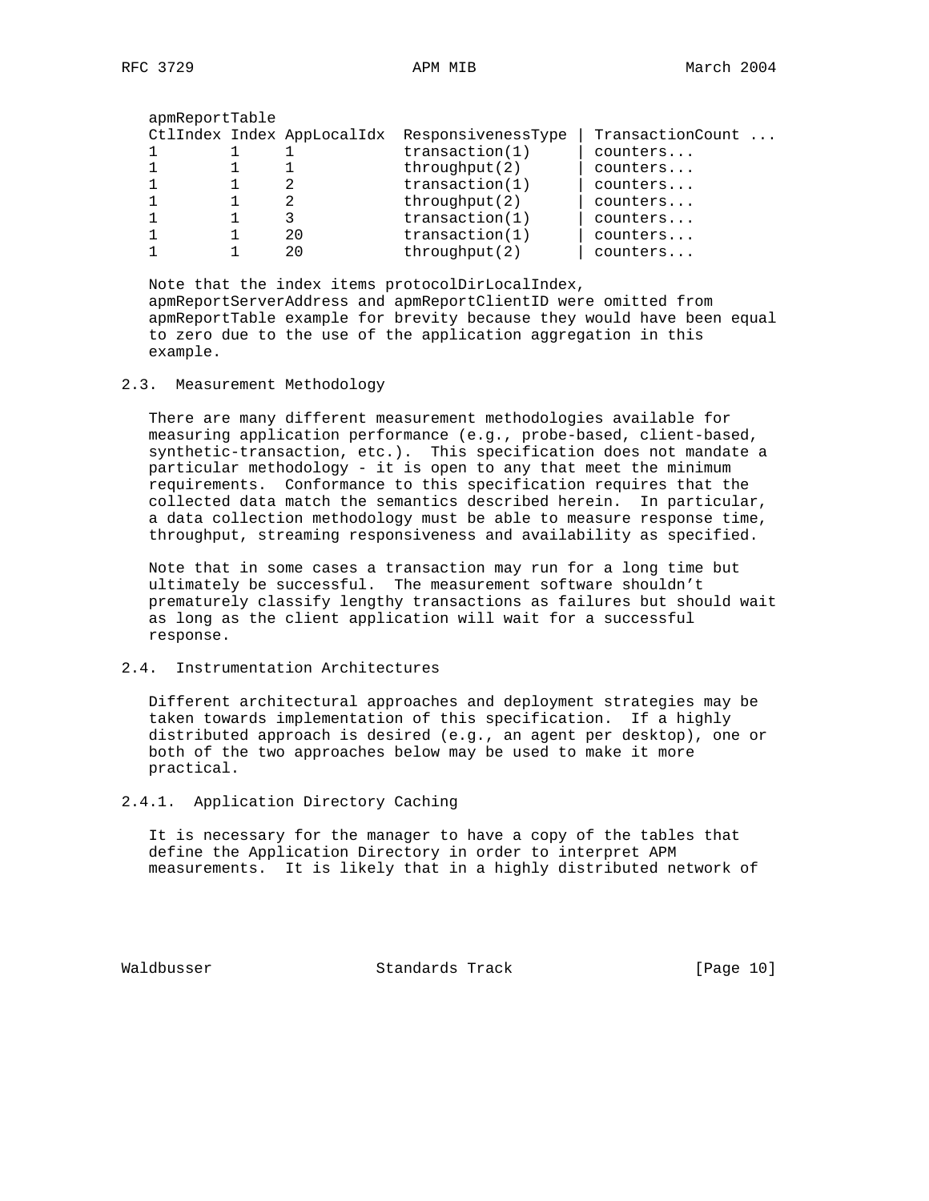apmReportTable

| CtlIndex | Index | AppLocalIdx | ResponsivenessType | TransactionCount ... |
|---|---|---|---|---|
| 1 | 1 | 1 | transaction(1) | counters... |
| 1 | 1 | 1 | throughput(2) | counters... |
| 1 | 1 | 2 | transaction(1) | counters... |
| 1 | 1 | 2 | throughput(2) | counters... |
| 1 | 1 | 3 | transaction(1) | counters... |
| 1 | 1 | 20 | transaction(1) | counters... |
| 1 | 1 | 20 | throughput(2) | counters... |

Note that the index items protocolDirLocalIndex, apmReportServerAddress and apmReportClientID were omitted from apmReportTable example for brevity because they would have been equal to zero due to the use of the application aggregation in this example.

### 2.3. Measurement Methodology

There are many different measurement methodologies available for measuring application performance (e.g., probe-based, client-based, synthetic-transaction, etc.). This specification does not mandate a particular methodology - it is open to any that meet the minimum requirements. Conformance to this specification requires that the collected data match the semantics described herein. In particular, a data collection methodology must be able to measure response time, throughput, streaming responsiveness and availability as specified.

Note that in some cases a transaction may run for a long time but ultimately be successful. The measurement software shouldn't prematurely classify lengthy transactions as failures but should wait as long as the client application will wait for a successful response.

### 2.4. Instrumentation Architectures

Different architectural approaches and deployment strategies may be taken towards implementation of this specification. If a highly distributed approach is desired (e.g., an agent per desktop), one or both of the two approaches below may be used to make it more practical.

#### 2.4.1. Application Directory Caching

It is necessary for the manager to have a copy of the tables that define the Application Directory in order to interpret APM measurements. It is likely that in a highly distributed network of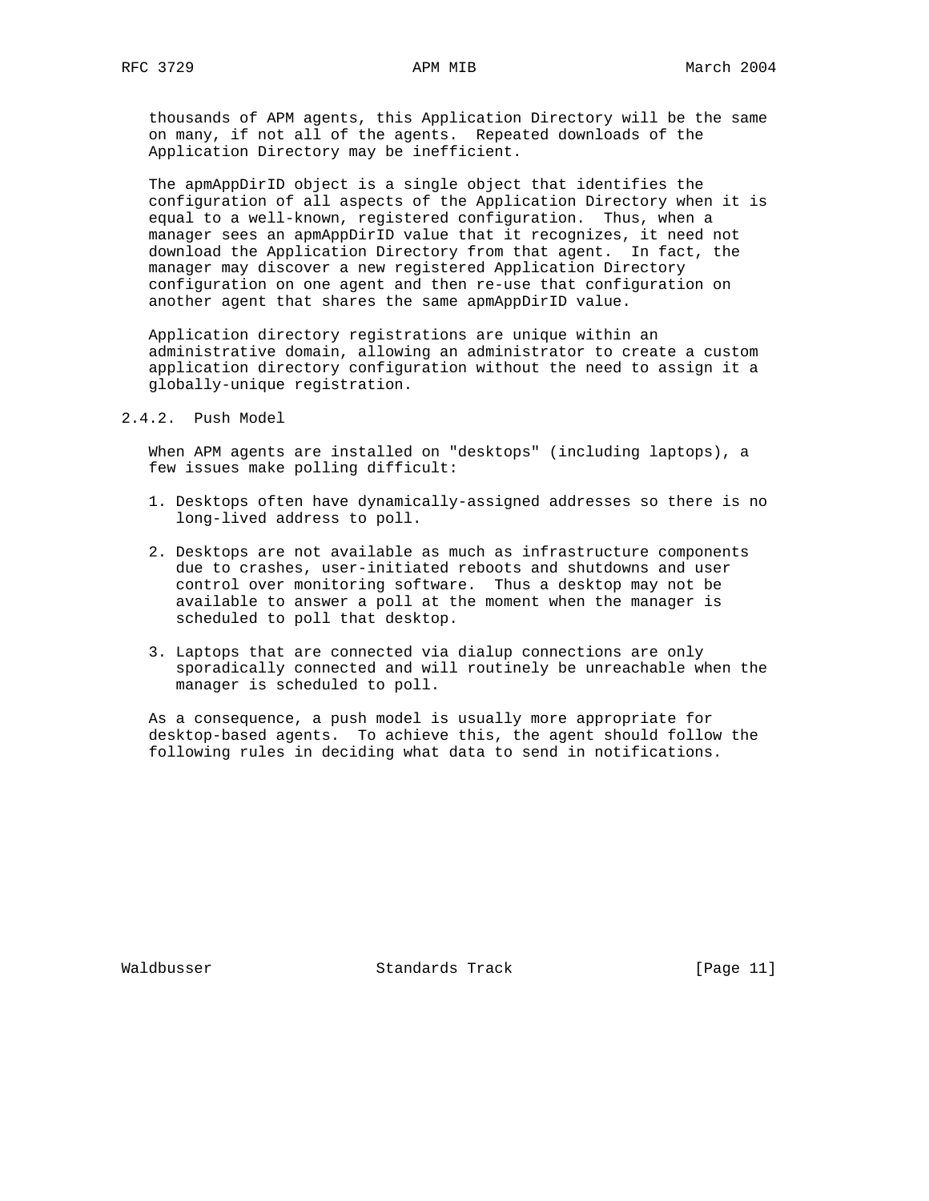thousands of APM agents, this Application Directory will be the same on many, if not all of the agents. Repeated downloads of the Application Directory may be inefficient.

The apmAppDirID object is a single object that identifies the configuration of all aspects of the Application Directory when it is equal to a well-known, registered configuration. Thus, when a manager sees an apmAppDirID value that it recognizes, it need not download the Application Directory from that agent. In fact, the manager may discover a new registered Application Directory configuration on one agent and then re-use that configuration on another agent that shares the same apmAppDirID value.

Application directory registrations are unique within an administrative domain, allowing an administrator to create a custom application directory configuration without the need to assign it a globally-unique registration.

### 2.4.2. Push Model

When APM agents are installed on "desktops" (including laptops), a few issues make polling difficult:

1. Desktops often have dynamically-assigned addresses so there is no long-lived address to poll.

2. Desktops are not available as much as infrastructure components due to crashes, user-initiated reboots and shutdowns and user control over monitoring software. Thus a desktop may not be available to answer a poll at the moment when the manager is scheduled to poll that desktop.

3. Laptops that are connected via dialup connections are only sporadically connected and will routinely be unreachable when the manager is scheduled to poll.

As a consequence, a push model is usually more appropriate for desktop-based agents. To achieve this, the agent should follow the following rules in deciding what data to send in notifications.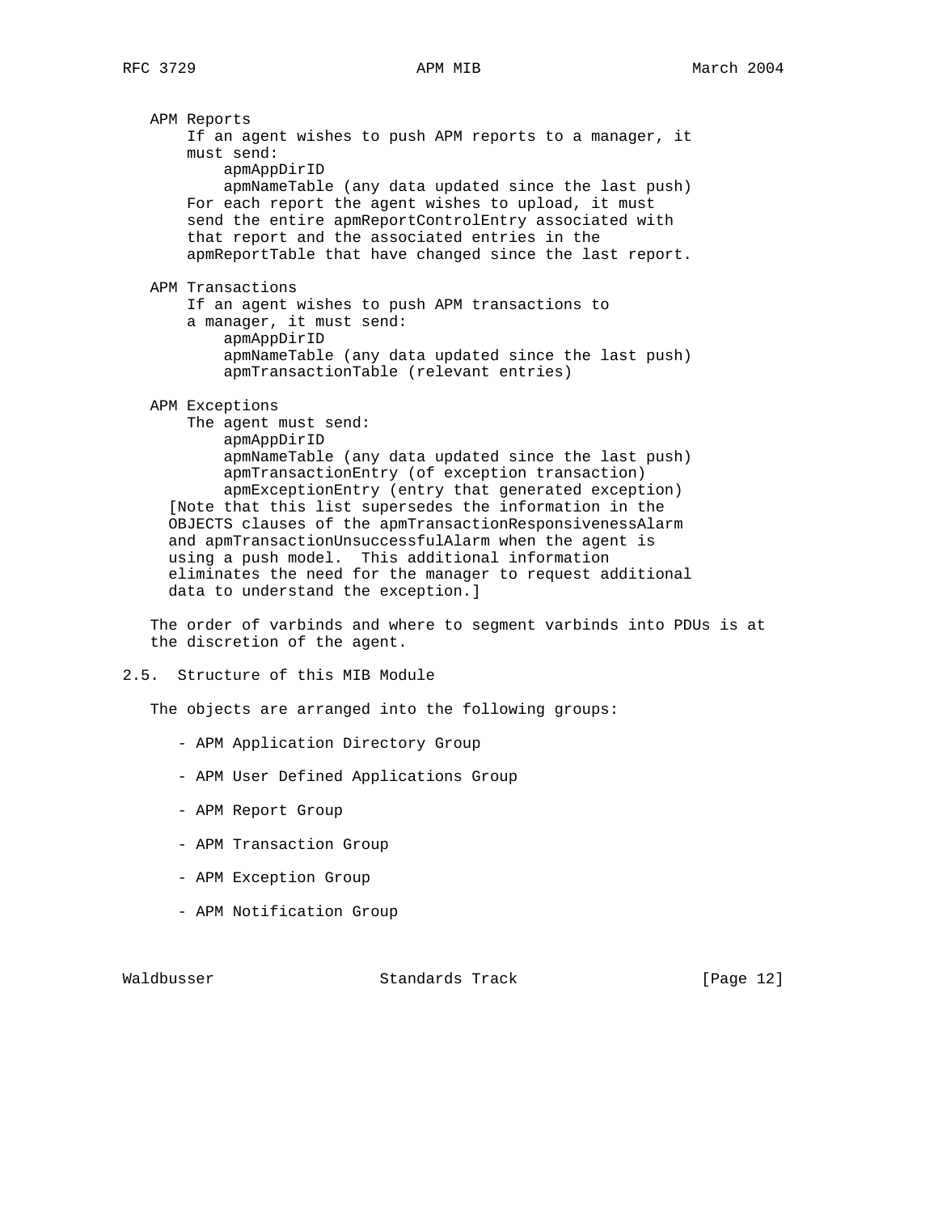APM Reports

If an agent wishes to push APM reports to a manager, it must send:

- apmAppDirID
- apmNameTable (any data updated since the last push)

For each report the agent wishes to upload, it must send the entire apmReportControlEntry associated with that report and the associated entries in the apmReportTable that have changed since the last report.

APM Transactions

If an agent wishes to push APM transactions to a manager, it must send:

- apmAppDirID
- apmNameTable (any data updated since the last push)
- apmTransactionTable (relevant entries)

APM Exceptions

The agent must send:

- apmAppDirID
- apmNameTable (any data updated since the last push)
- apmTransactionEntry (of exception transaction)
- apmExceptionEntry (entry that generated exception)

[Note that this list supersedes the information in the OBJECTS clauses of the apmTransactionResponsivenessAlarm and apmTransactionUnsuccessfulAlarm when the agent is using a push model. This additional information eliminates the need for the manager to request additional data to understand the exception.]

The order of varbinds and where to segment varbinds into PDUs is at the discretion of the agent.

## 2.5. Structure of this MIB Module

The objects are arranged into the following groups:

- APM Application Directory Group
- APM User Defined Applications Group
- APM Report Group
- APM Transaction Group
- APM Exception Group
- APM Notification Group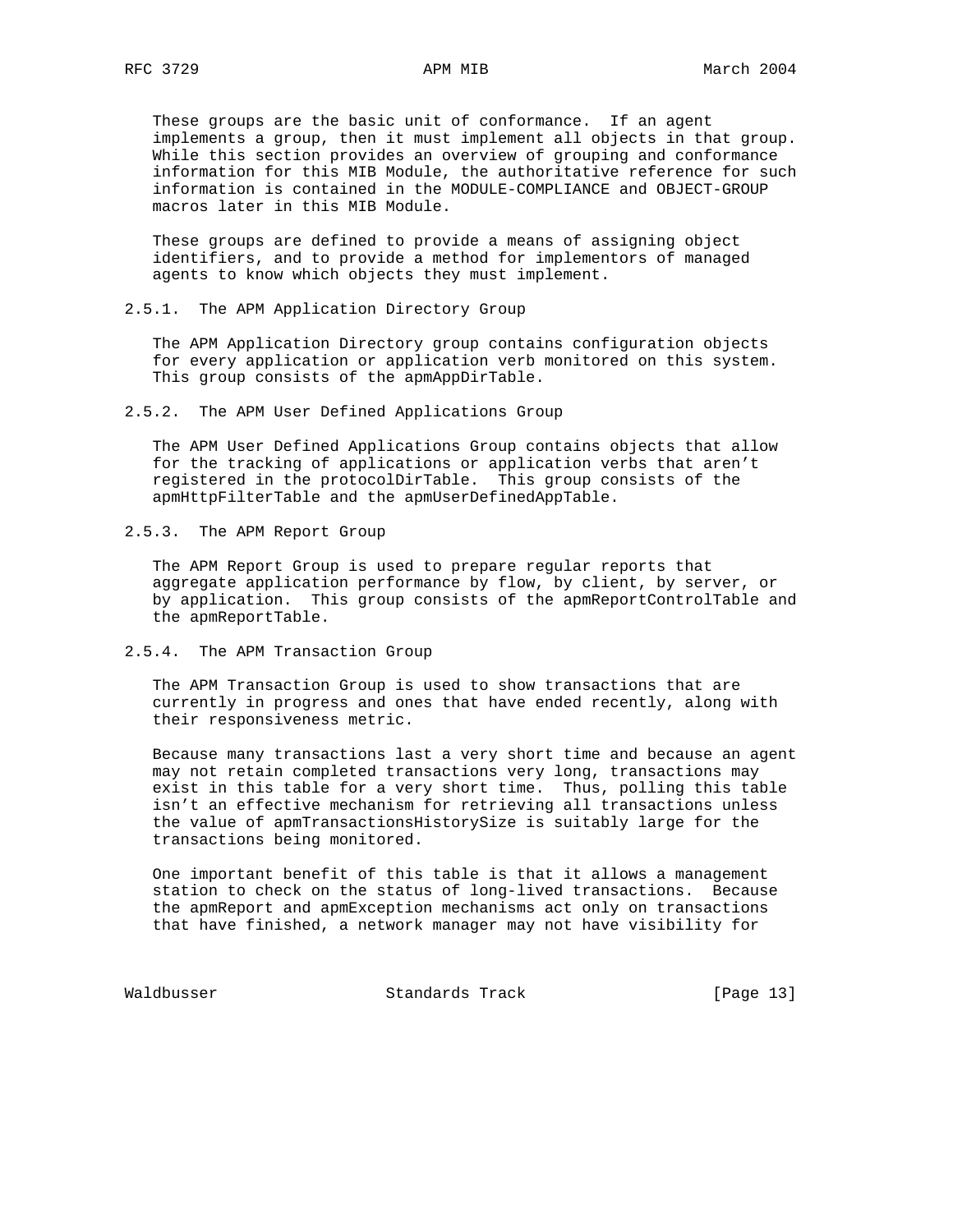These groups are the basic unit of conformance. If an agent implements a group, then it must implement all objects in that group. While this section provides an overview of grouping and conformance information for this MIB Module, the authoritative reference for such information is contained in the MODULE-COMPLIANCE and OBJECT-GROUP macros later in this MIB Module.

These groups are defined to provide a means of assigning object identifiers, and to provide a method for implementors of managed agents to know which objects they must implement.

### 2.5.1. The APM Application Directory Group

The APM Application Directory group contains configuration objects for every application or application verb monitored on this system. This group consists of the apmAppDirTable.

### 2.5.2. The APM User Defined Applications Group

The APM User Defined Applications Group contains objects that allow for the tracking of applications or application verbs that aren't registered in the protocolDirTable. This group consists of the apmHttpFilterTable and the apmUserDefinedAppTable.

### 2.5.3. The APM Report Group

The APM Report Group is used to prepare regular reports that aggregate application performance by flow, by client, by server, or by application. This group consists of the apmReportControlTable and the apmReportTable.

### 2.5.4. The APM Transaction Group

The APM Transaction Group is used to show transactions that are currently in progress and ones that have ended recently, along with their responsiveness metric.

Because many transactions last a very short time and because an agent may not retain completed transactions very long, transactions may exist in this table for a very short time. Thus, polling this table isn't an effective mechanism for retrieving all transactions unless the value of apmTransactionsHistorySize is suitably large for the transactions being monitored.

One important benefit of this table is that it allows a management station to check on the status of long-lived transactions. Because the apmReport and apmException mechanisms act only on transactions that have finished, a network manager may not have visibility for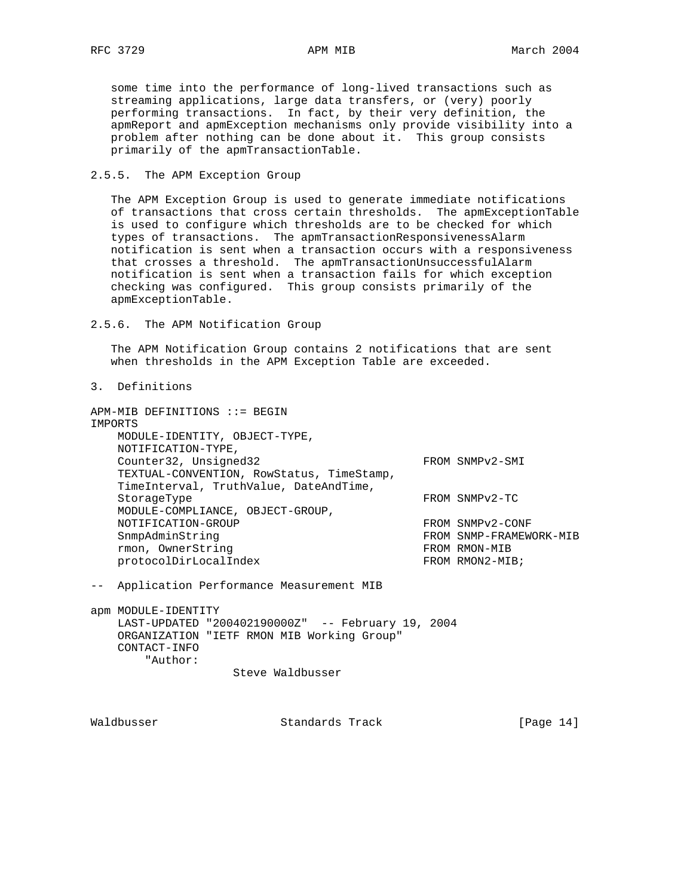some time into the performance of long-lived transactions such as streaming applications, large data transfers, or (very) poorly performing transactions. In fact, by their very definition, the apmReport and apmException mechanisms only provide visibility into a problem after nothing can be done about it. This group consists primarily of the apmTransactionTable.

### 2.5.5. The APM Exception Group

The APM Exception Group is used to generate immediate notifications of transactions that cross certain thresholds. The apmExceptionTable is used to configure which thresholds are to be checked for which types of transactions. The apmTransactionResponsivenessAlarm notification is sent when a transaction occurs with a responsiveness that crosses a threshold. The apmTransactionUnsuccessfulAlarm notification is sent when a transaction fails for which exception checking was configured. This group consists primarily of the apmExceptionTable.

### 2.5.6. The APM Notification Group

The APM Notification Group contains 2 notifications that are sent when thresholds in the APM Exception Table are exceeded.

## 3. Definitions

```
APM-MIB DEFINITIONS ::= BEGIN
IMPORTS
    MODULE-IDENTITY, OBJECT-TYPE,
    NOTIFICATION-TYPE,
    Counter32, Unsigned32                       FROM SNMPv2-SMI
    TEXTUAL-CONVENTION, RowStatus, TimeStamp,
    TimeInterval, TruthValue, DateAndTime,
    StorageType                                 FROM SNMPv2-TC
    MODULE-COMPLIANCE, OBJECT-GROUP,
    NOTIFICATION-GROUP                          FROM SNMPv2-CONF
    SnmpAdminString                             FROM SNMP-FRAMEWORK-MIB
    rmon, OwnerString                           FROM RMON-MIB
    protocolDirLocalIndex                       FROM RMON2-MIB;

--  Application Performance Measurement MIB

apm MODULE-IDENTITY
    LAST-UPDATED "200402190000Z"  -- February 19, 2004
    ORGANIZATION "IETF RMON MIB Working Group"
    CONTACT-INFO
        "Author:
                     Steve Waldbusser
```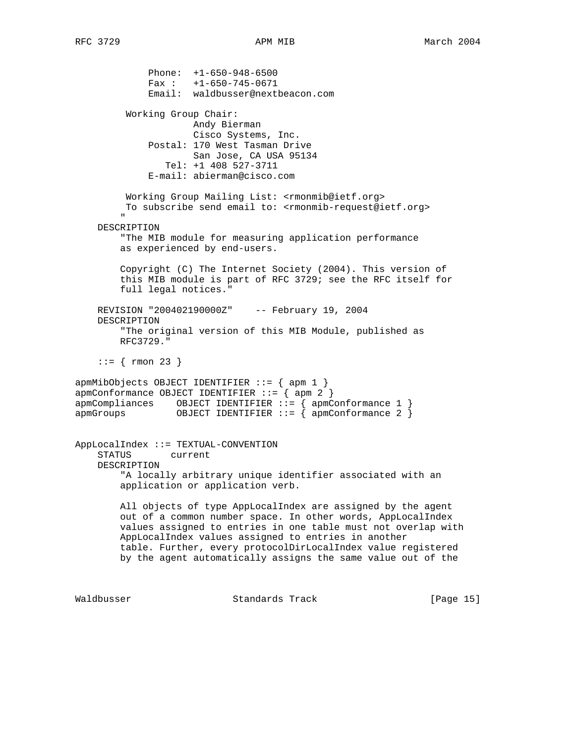```
             Phone:  +1-650-948-6500
             Fax :   +1-650-745-0671
             Email:  waldbusser@nextbeacon.com

         Working Group Chair:
                     Andy Bierman
                     Cisco Systems, Inc.
             Postal: 170 West Tasman Drive
                     San Jose, CA USA 95134
                Tel: +1 408 527-3711
             E-mail: abierman@cisco.com

         Working Group Mailing List: <rmonmib@ietf.org>
         To subscribe send email to: <rmonmib-request@ietf.org>
        "
    DESCRIPTION
        "The MIB module for measuring application performance
        as experienced by end-users.

        Copyright (C) The Internet Society (2004). This version of
        this MIB module is part of RFC 3729; see the RFC itself for
        full legal notices."

    REVISION "200402190000Z"    -- February 19, 2004
    DESCRIPTION
        "The original version of this MIB Module, published as
        RFC3729."

    ::= { rmon 23 }

apmMibObjects OBJECT IDENTIFIER ::= { apm 1 }
apmConformance OBJECT IDENTIFIER ::= { apm 2 }
apmCompliances    OBJECT IDENTIFIER ::= { apmConformance 1 }
apmGroups         OBJECT IDENTIFIER ::= { apmConformance 2 }


AppLocalIndex ::= TEXTUAL-CONVENTION
    STATUS       current
    DESCRIPTION
        "A locally arbitrary unique identifier associated with an
        application or application verb.

        All objects of type AppLocalIndex are assigned by the agent
        out of a common number space. In other words, AppLocalIndex
        values assigned to entries in one table must not overlap with
        AppLocalIndex values assigned to entries in another
        table. Further, every protocolDirLocalIndex value registered
        by the agent automatically assigns the same value out of the
```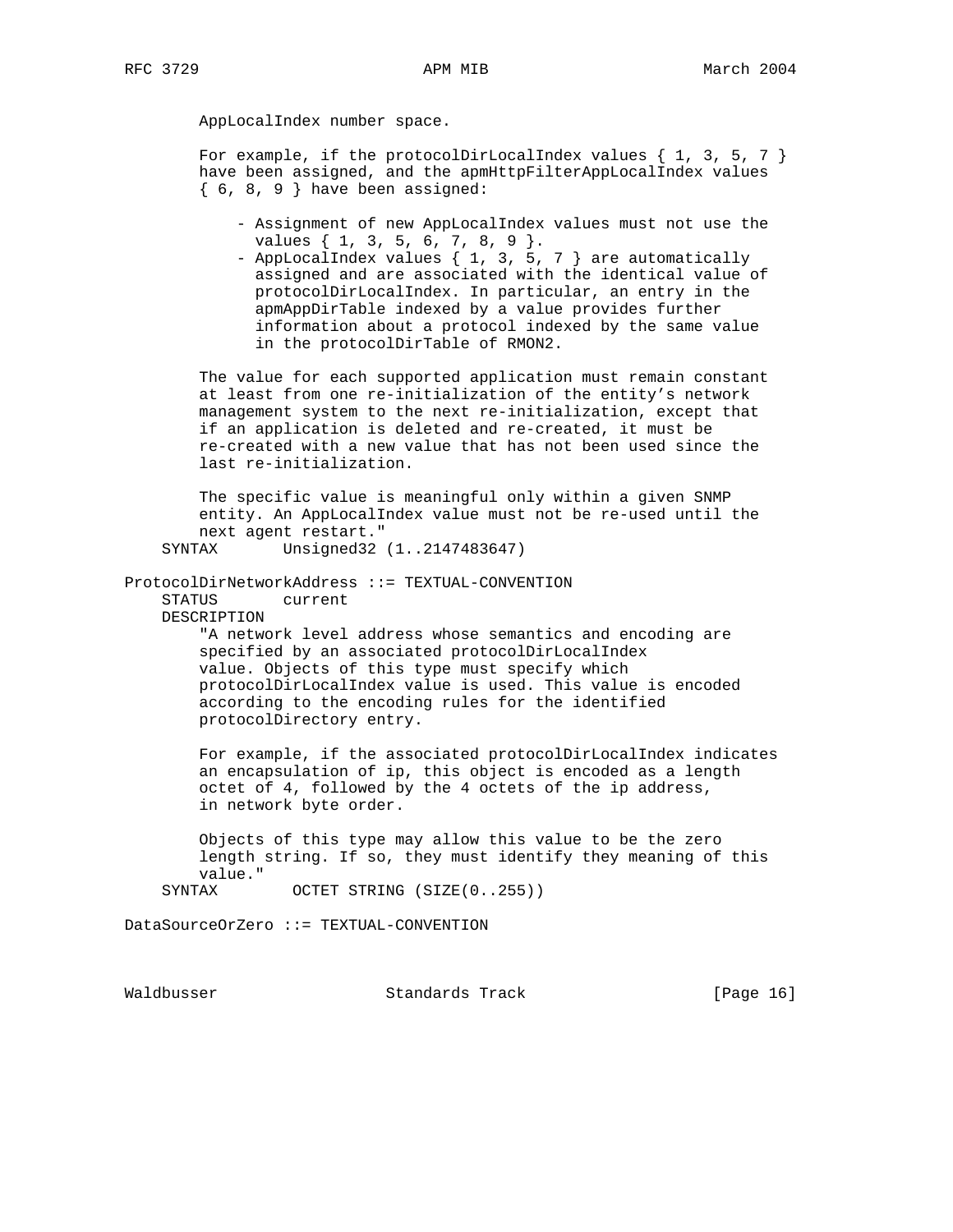```
        AppLocalIndex number space.

        For example, if the protocolDirLocalIndex values { 1, 3, 5, 7 }
        have been assigned, and the apmHttpFilterAppLocalIndex values
        { 6, 8, 9 } have been assigned:

            - Assignment of new AppLocalIndex values must not use the
              values { 1, 3, 5, 6, 7, 8, 9 }.
            - AppLocalIndex values { 1, 3, 5, 7 } are automatically
              assigned and are associated with the identical value of
              protocolDirLocalIndex. In particular, an entry in the
              apmAppDirTable indexed by a value provides further
              information about a protocol indexed by the same value
              in the protocolDirTable of RMON2.

        The value for each supported application must remain constant
        at least from one re-initialization of the entity's network
        management system to the next re-initialization, except that
        if an application is deleted and re-created, it must be
        re-created with a new value that has not been used since the
        last re-initialization.

        The specific value is meaningful only within a given SNMP
        entity. An AppLocalIndex value must not be re-used until the
        next agent restart."
    SYNTAX       Unsigned32 (1..2147483647)

ProtocolDirNetworkAddress ::= TEXTUAL-CONVENTION
    STATUS       current
    DESCRIPTION
        "A network level address whose semantics and encoding are
        specified by an associated protocolDirLocalIndex
        value. Objects of this type must specify which
        protocolDirLocalIndex value is used. This value is encoded
        according to the encoding rules for the identified
        protocolDirectory entry.

        For example, if the associated protocolDirLocalIndex indicates
        an encapsulation of ip, this object is encoded as a length
        octet of 4, followed by the 4 octets of the ip address,
        in network byte order.

        Objects of this type may allow this value to be the zero
        length string. If so, they must identify they meaning of this
        value."
    SYNTAX        OCTET STRING (SIZE(0..255))

DataSourceOrZero ::= TEXTUAL-CONVENTION
```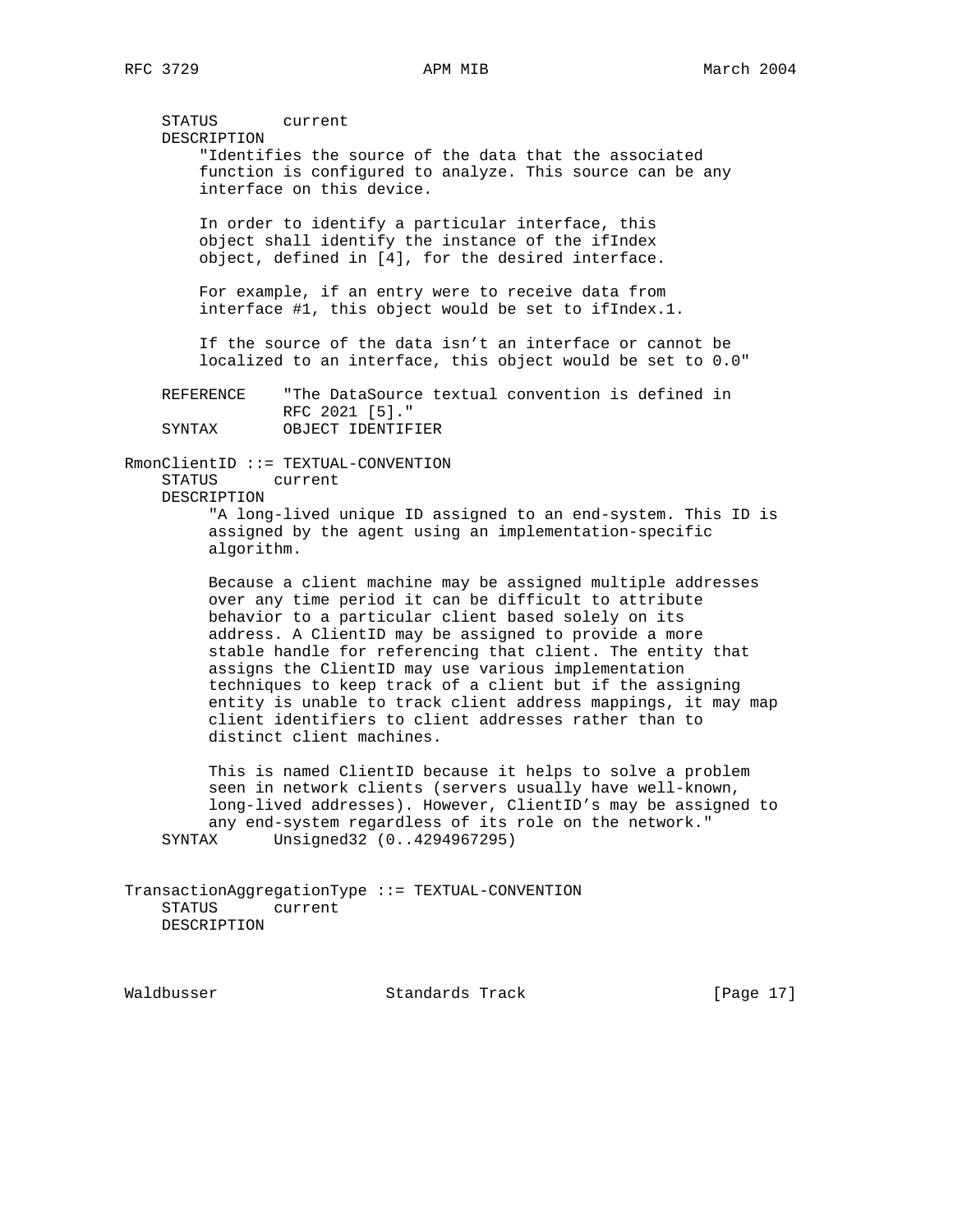```
    STATUS       current
    DESCRIPTION
        "Identifies the source of the data that the associated
        function is configured to analyze. This source can be any
        interface on this device.

        In order to identify a particular interface, this
        object shall identify the instance of the ifIndex
        object, defined in [4], for the desired interface.

        For example, if an entry were to receive data from
        interface #1, this object would be set to ifIndex.1.

        If the source of the data isn't an interface or cannot be
        localized to an interface, this object would be set to 0.0"

    REFERENCE    "The DataSource textual convention is defined in
                 RFC 2021 [5]."
    SYNTAX       OBJECT IDENTIFIER

RmonClientID ::= TEXTUAL-CONVENTION
    STATUS      current
    DESCRIPTION
         "A long-lived unique ID assigned to an end-system. This ID is
         assigned by the agent using an implementation-specific
         algorithm.

         Because a client machine may be assigned multiple addresses
         over any time period it can be difficult to attribute
         behavior to a particular client based solely on its
         address. A ClientID may be assigned to provide a more
         stable handle for referencing that client. The entity that
         assigns the ClientID may use various implementation
         techniques to keep track of a client but if the assigning
         entity is unable to track client address mappings, it may map
         client identifiers to client addresses rather than to
         distinct client machines.

         This is named ClientID because it helps to solve a problem
         seen in network clients (servers usually have well-known,
         long-lived addresses). However, ClientID's may be assigned to
         any end-system regardless of its role on the network."
    SYNTAX      Unsigned32 (0..4294967295)


TransactionAggregationType ::= TEXTUAL-CONVENTION
    STATUS      current
    DESCRIPTION
```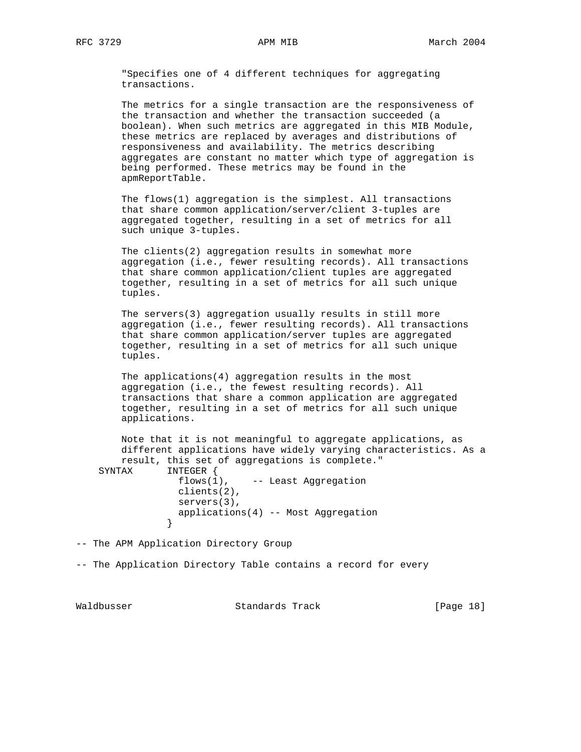```
        "Specifies one of 4 different techniques for aggregating
        transactions.

        The metrics for a single transaction are the responsiveness of
        the transaction and whether the transaction succeeded (a
        boolean). When such metrics are aggregated in this MIB Module,
        these metrics are replaced by averages and distributions of
        responsiveness and availability. The metrics describing
        aggregates are constant no matter which type of aggregation is
        being performed. These metrics may be found in the
        apmReportTable.

        The flows(1) aggregation is the simplest. All transactions
        that share common application/server/client 3-tuples are
        aggregated together, resulting in a set of metrics for all
        such unique 3-tuples.

        The clients(2) aggregation results in somewhat more
        aggregation (i.e., fewer resulting records). All transactions
        that share common application/client tuples are aggregated
        together, resulting in a set of metrics for all such unique
        tuples.

        The servers(3) aggregation usually results in still more
        aggregation (i.e., fewer resulting records). All transactions
        that share common application/server tuples are aggregated
        together, resulting in a set of metrics for all such unique
        tuples.

        The applications(4) aggregation results in the most
        aggregation (i.e., the fewest resulting records). All
        transactions that share a common application are aggregated
        together, resulting in a set of metrics for all such unique
        applications.

        Note that it is not meaningful to aggregate applications, as
        different applications have widely varying characteristics. As a
        result, this set of aggregations is complete."
    SYNTAX      INTEGER {
                  flows(1),    -- Least Aggregation
                  clients(2),
                  servers(3),
                  applications(4) -- Most Aggregation
                }

-- The APM Application Directory Group

-- The Application Directory Table contains a record for every
```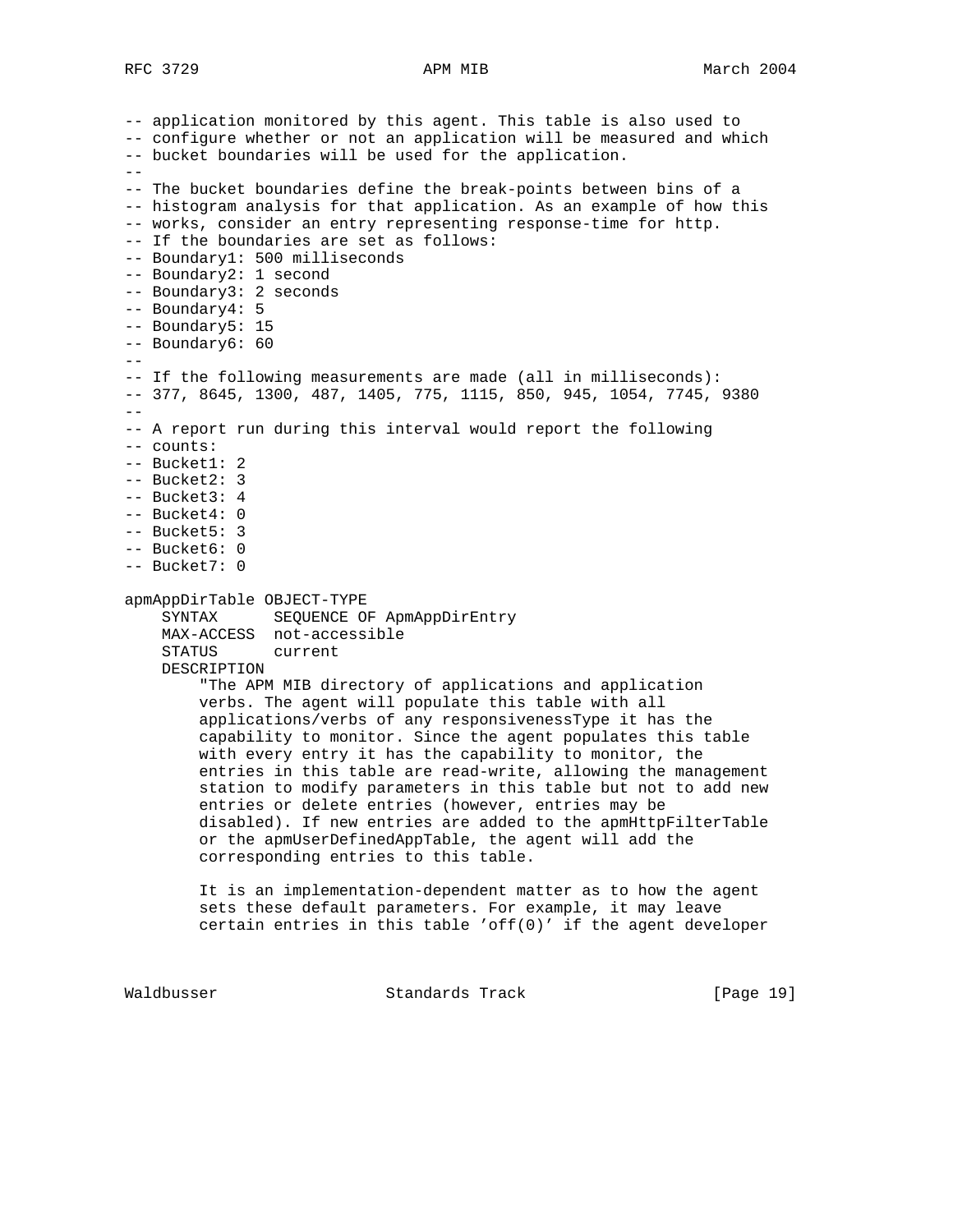```
-- application monitored by this agent. This table is also used to
-- configure whether or not an application will be measured and which
-- bucket boundaries will be used for the application.
--
-- The bucket boundaries define the break-points between bins of a
-- histogram analysis for that application. As an example of how this
-- works, consider an entry representing response-time for http.
-- If the boundaries are set as follows:
-- Boundary1: 500 milliseconds
-- Boundary2: 1 second
-- Boundary3: 2 seconds
-- Boundary4: 5
-- Boundary5: 15
-- Boundary6: 60
--
-- If the following measurements are made (all in milliseconds):
-- 377, 8645, 1300, 487, 1405, 775, 1115, 850, 945, 1054, 7745, 9380
--
-- A report run during this interval would report the following
-- counts:
-- Bucket1: 2
-- Bucket2: 3
-- Bucket3: 4
-- Bucket4: 0
-- Bucket5: 3
-- Bucket6: 0
-- Bucket7: 0

apmAppDirTable OBJECT-TYPE
    SYNTAX      SEQUENCE OF ApmAppDirEntry
    MAX-ACCESS  not-accessible
    STATUS      current
    DESCRIPTION
        "The APM MIB directory of applications and application
        verbs. The agent will populate this table with all
        applications/verbs of any responsivenessType it has the
        capability to monitor. Since the agent populates this table
        with every entry it has the capability to monitor, the
        entries in this table are read-write, allowing the management
        station to modify parameters in this table but not to add new
        entries or delete entries (however, entries may be
        disabled). If new entries are added to the apmHttpFilterTable
        or the apmUserDefinedAppTable, the agent will add the
        corresponding entries to this table.

        It is an implementation-dependent matter as to how the agent
        sets these default parameters. For example, it may leave
        certain entries in this table 'off(0)' if the agent developer
```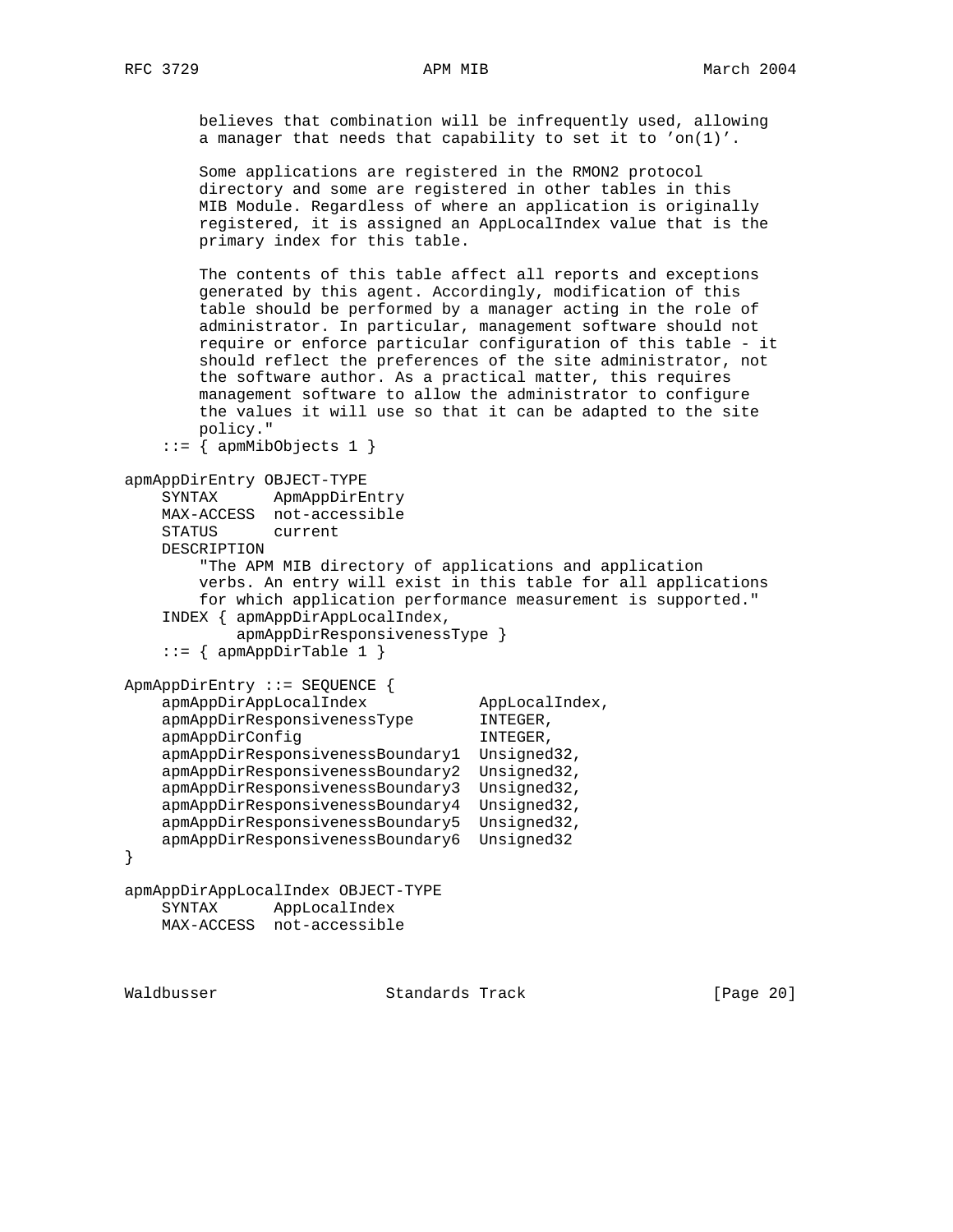```
        believes that combination will be infrequently used, allowing
        a manager that needs that capability to set it to 'on(1)'.

        Some applications are registered in the RMON2 protocol
        directory and some are registered in other tables in this
        MIB Module. Regardless of where an application is originally
        registered, it is assigned an AppLocalIndex value that is the
        primary index for this table.

        The contents of this table affect all reports and exceptions
        generated by this agent. Accordingly, modification of this
        table should be performed by a manager acting in the role of
        administrator. In particular, management software should not
        require or enforce particular configuration of this table - it
        should reflect the preferences of the site administrator, not
        the software author. As a practical matter, this requires
        management software to allow the administrator to configure
        the values it will use so that it can be adapted to the site
        policy."
    ::= { apmMibObjects 1 }

apmAppDirEntry OBJECT-TYPE
    SYNTAX      ApmAppDirEntry
    MAX-ACCESS  not-accessible
    STATUS      current
    DESCRIPTION
        "The APM MIB directory of applications and application
        verbs. An entry will exist in this table for all applications
        for which application performance measurement is supported."
    INDEX { apmAppDirAppLocalIndex,
            apmAppDirResponsivenessType }
    ::= { apmAppDirTable 1 }

ApmAppDirEntry ::= SEQUENCE {
    apmAppDirAppLocalIndex            AppLocalIndex,
    apmAppDirResponsivenessType       INTEGER,
    apmAppDirConfig                   INTEGER,
    apmAppDirResponsivenessBoundary1  Unsigned32,
    apmAppDirResponsivenessBoundary2  Unsigned32,
    apmAppDirResponsivenessBoundary3  Unsigned32,
    apmAppDirResponsivenessBoundary4  Unsigned32,
    apmAppDirResponsivenessBoundary5  Unsigned32,
    apmAppDirResponsivenessBoundary6  Unsigned32
}

apmAppDirAppLocalIndex OBJECT-TYPE
    SYNTAX      AppLocalIndex
    MAX-ACCESS  not-accessible
```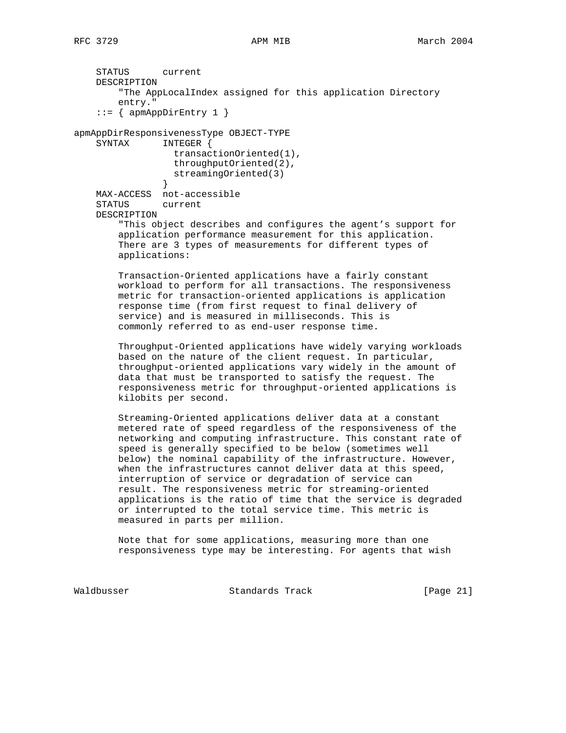```
    STATUS      current
    DESCRIPTION
        "The AppLocalIndex assigned for this application Directory
        entry."
    ::= { apmAppDirEntry 1 }

apmAppDirResponsivenessType OBJECT-TYPE
    SYNTAX      INTEGER {
                  transactionOriented(1),
                  throughputOriented(2),
                  streamingOriented(3)
                }
    MAX-ACCESS  not-accessible
    STATUS      current
    DESCRIPTION
        "This object describes and configures the agent's support for
        application performance measurement for this application.
        There are 3 types of measurements for different types of
        applications:

        Transaction-Oriented applications have a fairly constant
        workload to perform for all transactions. The responsiveness
        metric for transaction-oriented applications is application
        response time (from first request to final delivery of
        service) and is measured in milliseconds. This is
        commonly referred to as end-user response time.

        Throughput-Oriented applications have widely varying workloads
        based on the nature of the client request. In particular,
        throughput-oriented applications vary widely in the amount of
        data that must be transported to satisfy the request. The
        responsiveness metric for throughput-oriented applications is
        kilobits per second.

        Streaming-Oriented applications deliver data at a constant
        metered rate of speed regardless of the responsiveness of the
        networking and computing infrastructure. This constant rate of
        speed is generally specified to be below (sometimes well
        below) the nominal capability of the infrastructure. However,
        when the infrastructures cannot deliver data at this speed,
        interruption of service or degradation of service can
        result. The responsiveness metric for streaming-oriented
        applications is the ratio of time that the service is degraded
        or interrupted to the total service time. This metric is
        measured in parts per million.

        Note that for some applications, measuring more than one
        responsiveness type may be interesting. For agents that wish
```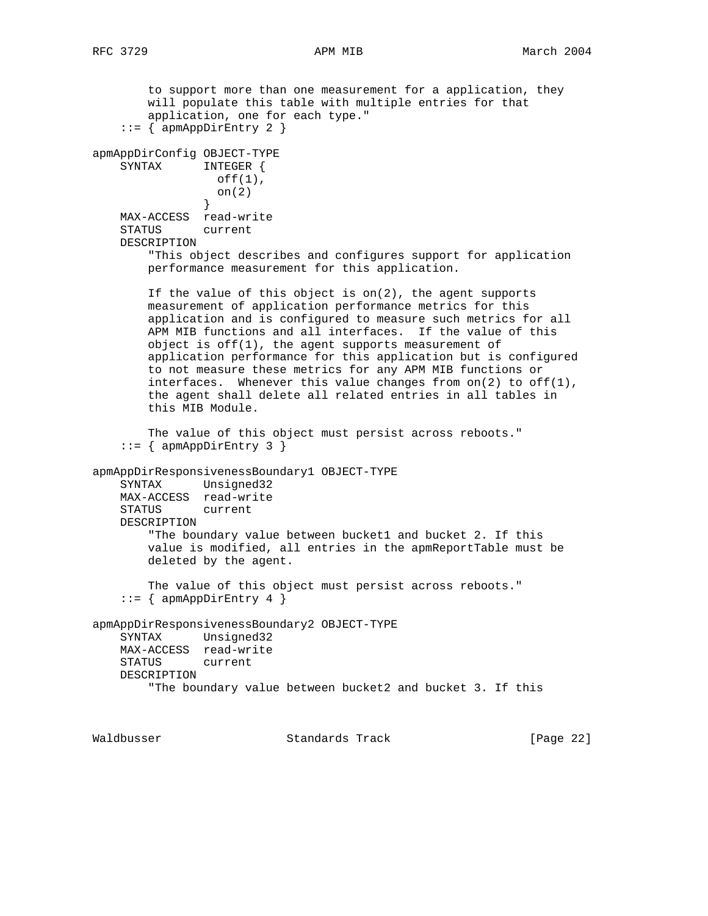```
        to support more than one measurement for a application, they
        will populate this table with multiple entries for that
        application, one for each type."
    ::= { apmAppDirEntry 2 }

apmAppDirConfig OBJECT-TYPE
    SYNTAX      INTEGER {
                  off(1),
                  on(2)
                }
    MAX-ACCESS  read-write
    STATUS      current
    DESCRIPTION
        "This object describes and configures support for application
        performance measurement for this application.

        If the value of this object is on(2), the agent supports
        measurement of application performance metrics for this
        application and is configured to measure such metrics for all
        APM MIB functions and all interfaces.  If the value of this
        object is off(1), the agent supports measurement of
        application performance for this application but is configured
        to not measure these metrics for any APM MIB functions or
        interfaces.  Whenever this value changes from on(2) to off(1),
        the agent shall delete all related entries in all tables in
        this MIB Module.

        The value of this object must persist across reboots."
    ::= { apmAppDirEntry 3 }

apmAppDirResponsivenessBoundary1 OBJECT-TYPE
    SYNTAX      Unsigned32
    MAX-ACCESS  read-write
    STATUS      current
    DESCRIPTION
        "The boundary value between bucket1 and bucket 2. If this
        value is modified, all entries in the apmReportTable must be
        deleted by the agent.

        The value of this object must persist across reboots."
    ::= { apmAppDirEntry 4 }

apmAppDirResponsivenessBoundary2 OBJECT-TYPE
    SYNTAX      Unsigned32
    MAX-ACCESS  read-write
    STATUS      current
    DESCRIPTION
        "The boundary value between bucket2 and bucket 3. If this
```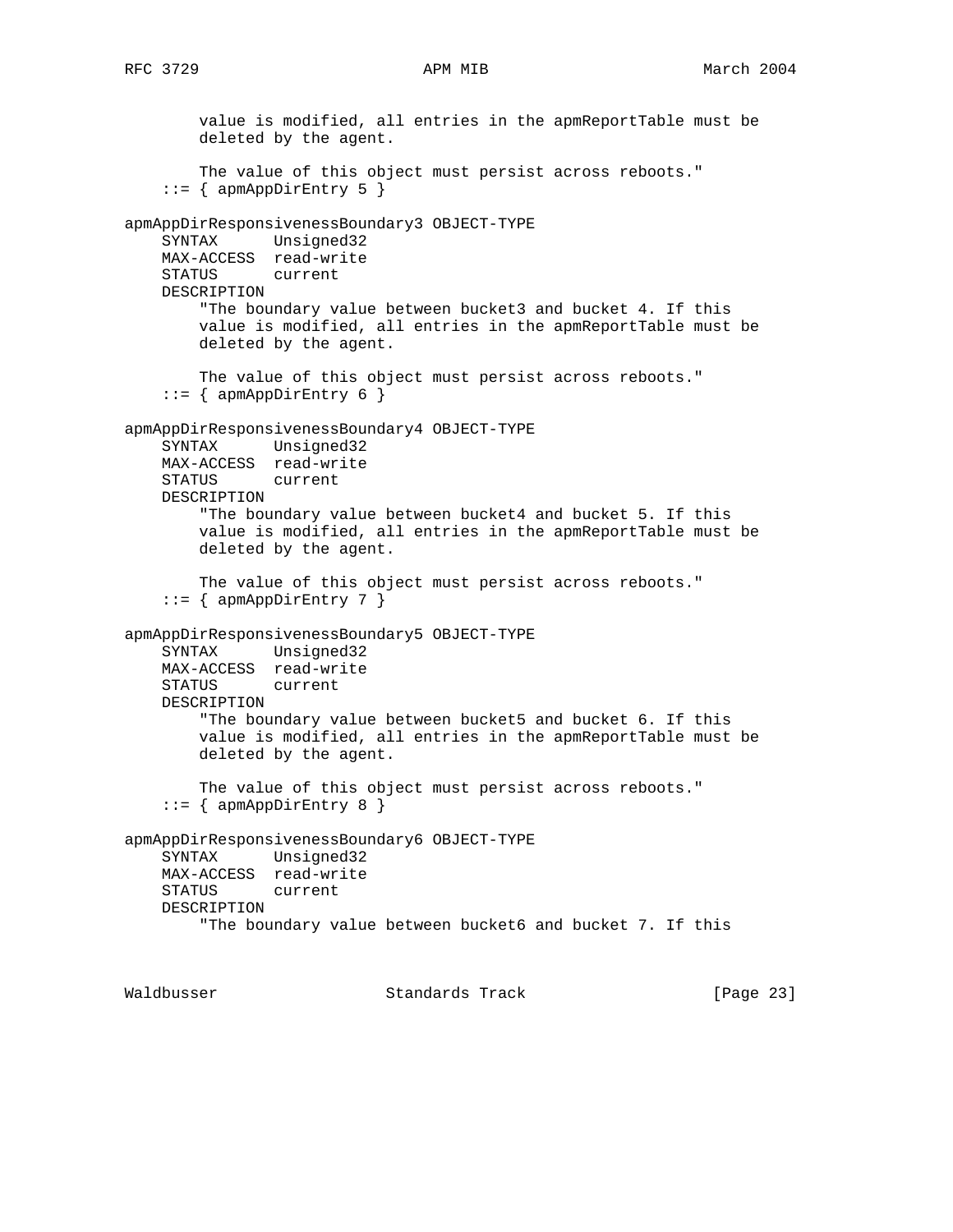```
        value is modified, all entries in the apmReportTable must be
        deleted by the agent.

        The value of this object must persist across reboots."
    ::= { apmAppDirEntry 5 }

apmAppDirResponsivenessBoundary3 OBJECT-TYPE
    SYNTAX      Unsigned32
    MAX-ACCESS  read-write
    STATUS      current
    DESCRIPTION
        "The boundary value between bucket3 and bucket 4. If this
        value is modified, all entries in the apmReportTable must be
        deleted by the agent.

        The value of this object must persist across reboots."
    ::= { apmAppDirEntry 6 }

apmAppDirResponsivenessBoundary4 OBJECT-TYPE
    SYNTAX      Unsigned32
    MAX-ACCESS  read-write
    STATUS      current
    DESCRIPTION
        "The boundary value between bucket4 and bucket 5. If this
        value is modified, all entries in the apmReportTable must be
        deleted by the agent.

        The value of this object must persist across reboots."
    ::= { apmAppDirEntry 7 }

apmAppDirResponsivenessBoundary5 OBJECT-TYPE
    SYNTAX      Unsigned32
    MAX-ACCESS  read-write
    STATUS      current
    DESCRIPTION
        "The boundary value between bucket5 and bucket 6. If this
        value is modified, all entries in the apmReportTable must be
        deleted by the agent.

        The value of this object must persist across reboots."
    ::= { apmAppDirEntry 8 }

apmAppDirResponsivenessBoundary6 OBJECT-TYPE
    SYNTAX      Unsigned32
    MAX-ACCESS  read-write
    STATUS      current
    DESCRIPTION
        "The boundary value between bucket6 and bucket 7. If this
```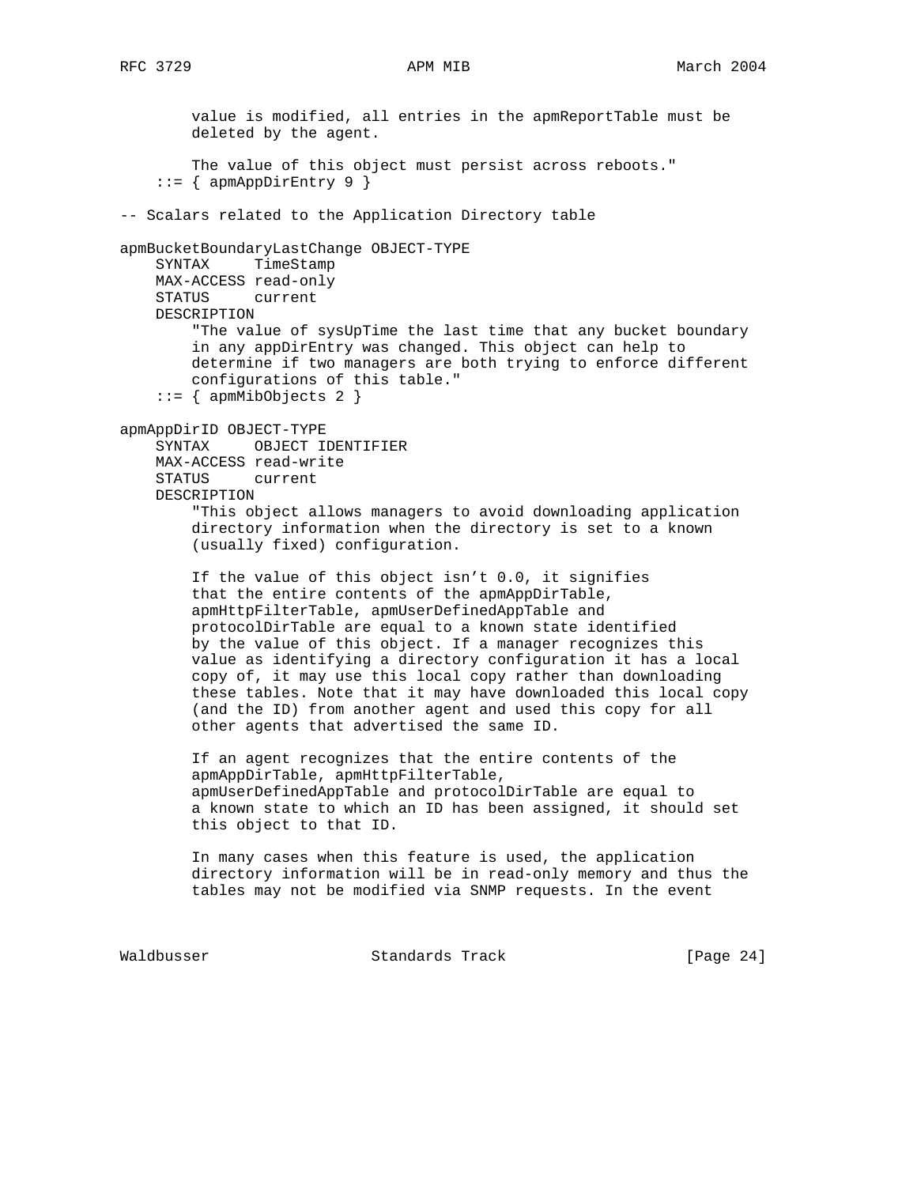```
        value is modified, all entries in the apmReportTable must be
        deleted by the agent.

        The value of this object must persist across reboots."
    ::= { apmAppDirEntry 9 }

-- Scalars related to the Application Directory table

apmBucketBoundaryLastChange OBJECT-TYPE
    SYNTAX     TimeStamp
    MAX-ACCESS read-only
    STATUS     current
    DESCRIPTION
        "The value of sysUpTime the last time that any bucket boundary
        in any appDirEntry was changed. This object can help to
        determine if two managers are both trying to enforce different
        configurations of this table."
    ::= { apmMibObjects 2 }

apmAppDirID OBJECT-TYPE
    SYNTAX     OBJECT IDENTIFIER
    MAX-ACCESS read-write
    STATUS     current
    DESCRIPTION
        "This object allows managers to avoid downloading application
        directory information when the directory is set to a known
        (usually fixed) configuration.

        If the value of this object isn't 0.0, it signifies
        that the entire contents of the apmAppDirTable,
        apmHttpFilterTable, apmUserDefinedAppTable and
        protocolDirTable are equal to a known state identified
        by the value of this object. If a manager recognizes this
        value as identifying a directory configuration it has a local
        copy of, it may use this local copy rather than downloading
        these tables. Note that it may have downloaded this local copy
        (and the ID) from another agent and used this copy for all
        other agents that advertised the same ID.

        If an agent recognizes that the entire contents of the
        apmAppDirTable, apmHttpFilterTable,
        apmUserDefinedAppTable and protocolDirTable are equal to
        a known state to which an ID has been assigned, it should set
        this object to that ID.

        In many cases when this feature is used, the application
        directory information will be in read-only memory and thus the
        tables may not be modified via SNMP requests. In the event
```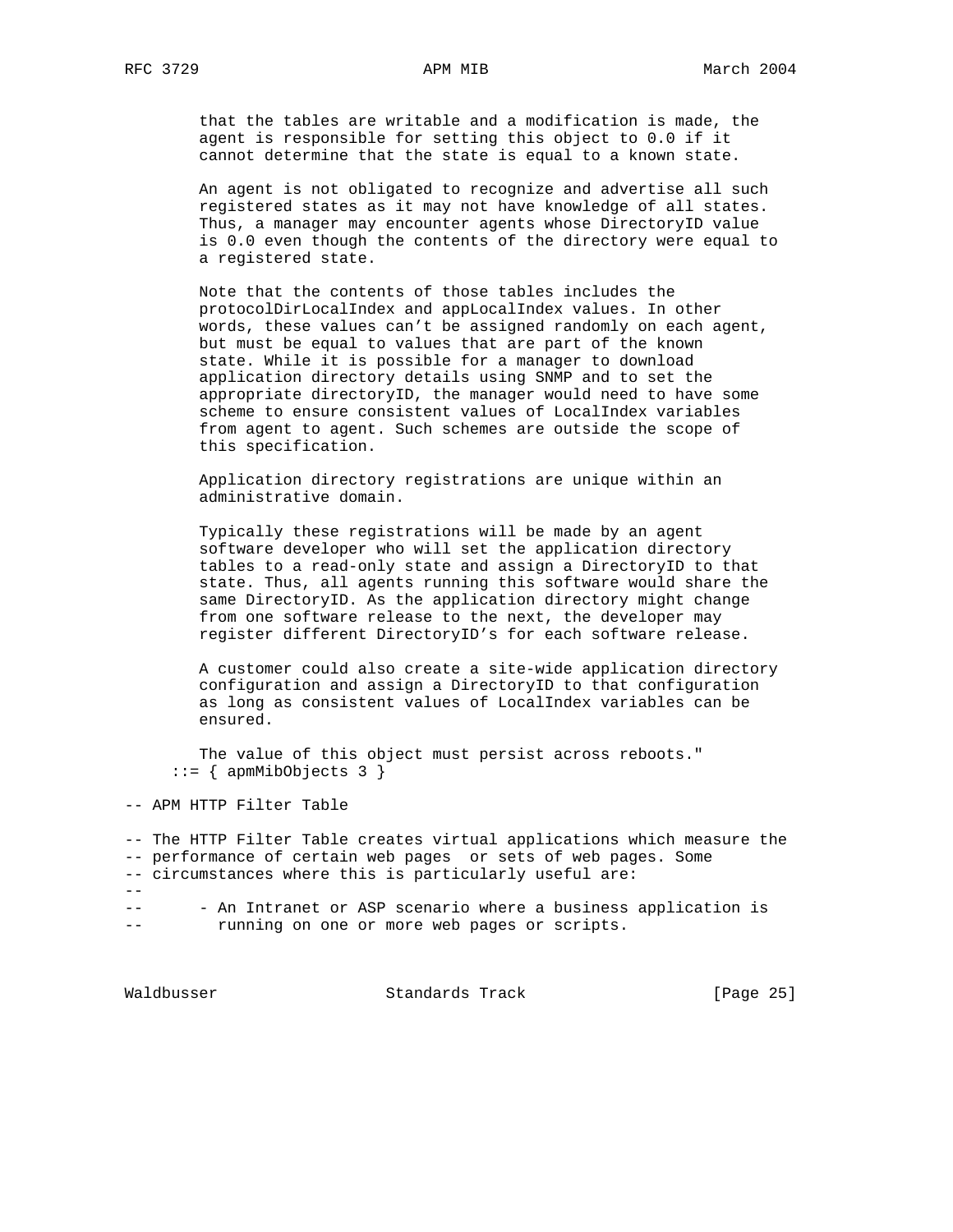```
        that the tables are writable and a modification is made, the
        agent is responsible for setting this object to 0.0 if it
        cannot determine that the state is equal to a known state.

        An agent is not obligated to recognize and advertise all such
        registered states as it may not have knowledge of all states.
        Thus, a manager may encounter agents whose DirectoryID value
        is 0.0 even though the contents of the directory were equal to
        a registered state.

        Note that the contents of those tables includes the
        protocolDirLocalIndex and appLocalIndex values. In other
        words, these values can't be assigned randomly on each agent,
        but must be equal to values that are part of the known
        state. While it is possible for a manager to download
        application directory details using SNMP and to set the
        appropriate directoryID, the manager would need to have some
        scheme to ensure consistent values of LocalIndex variables
        from agent to agent. Such schemes are outside the scope of
        this specification.

        Application directory registrations are unique within an
        administrative domain.

        Typically these registrations will be made by an agent
        software developer who will set the application directory
        tables to a read-only state and assign a DirectoryID to that
        state. Thus, all agents running this software would share the
        same DirectoryID. As the application directory might change
        from one software release to the next, the developer may
        register different DirectoryID's for each software release.

        A customer could also create a site-wide application directory
        configuration and assign a DirectoryID to that configuration
        as long as consistent values of LocalIndex variables can be
        ensured.

        The value of this object must persist across reboots."
      ::= { apmMibObjects 3 }

-- APM HTTP Filter Table

-- The HTTP Filter Table creates virtual applications which measure the
-- performance of certain web pages  or sets of web pages. Some
-- circumstances where this is particularly useful are:
--
--      - An Intranet or ASP scenario where a business application is
--        running on one or more web pages or scripts.
```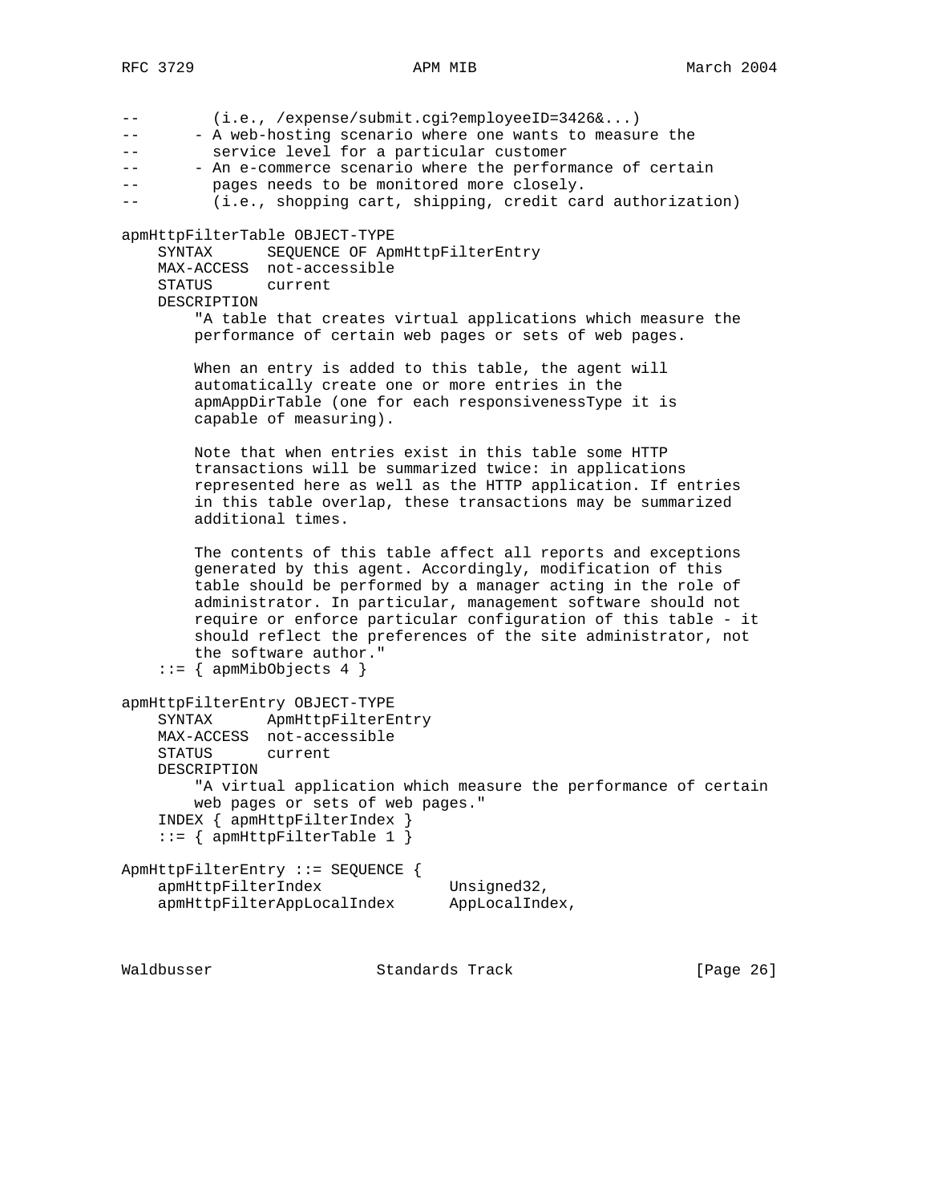```
--        (i.e., /expense/submit.cgi?employeeID=3426&...)
--      - A web-hosting scenario where one wants to measure the
--        service level for a particular customer
--      - An e-commerce scenario where the performance of certain
--        pages needs to be monitored more closely.
--        (i.e., shopping cart, shipping, credit card authorization)

apmHttpFilterTable OBJECT-TYPE
    SYNTAX      SEQUENCE OF ApmHttpFilterEntry
    MAX-ACCESS  not-accessible
    STATUS      current
    DESCRIPTION
        "A table that creates virtual applications which measure the
        performance of certain web pages or sets of web pages.

        When an entry is added to this table, the agent will
        automatically create one or more entries in the
        apmAppDirTable (one for each responsivenessType it is
        capable of measuring).

        Note that when entries exist in this table some HTTP
        transactions will be summarized twice: in applications
        represented here as well as the HTTP application. If entries
        in this table overlap, these transactions may be summarized
        additional times.

        The contents of this table affect all reports and exceptions
        generated by this agent. Accordingly, modification of this
        table should be performed by a manager acting in the role of
        administrator. In particular, management software should not
        require or enforce particular configuration of this table - it
        should reflect the preferences of the site administrator, not
        the software author."
    ::= { apmMibObjects 4 }

apmHttpFilterEntry OBJECT-TYPE
    SYNTAX      ApmHttpFilterEntry
    MAX-ACCESS  not-accessible
    STATUS      current
    DESCRIPTION
        "A virtual application which measure the performance of certain
        web pages or sets of web pages."
    INDEX { apmHttpFilterIndex }
    ::= { apmHttpFilterTable 1 }

ApmHttpFilterEntry ::= SEQUENCE {
    apmHttpFilterIndex              Unsigned32,
    apmHttpFilterAppLocalIndex      AppLocalIndex,
```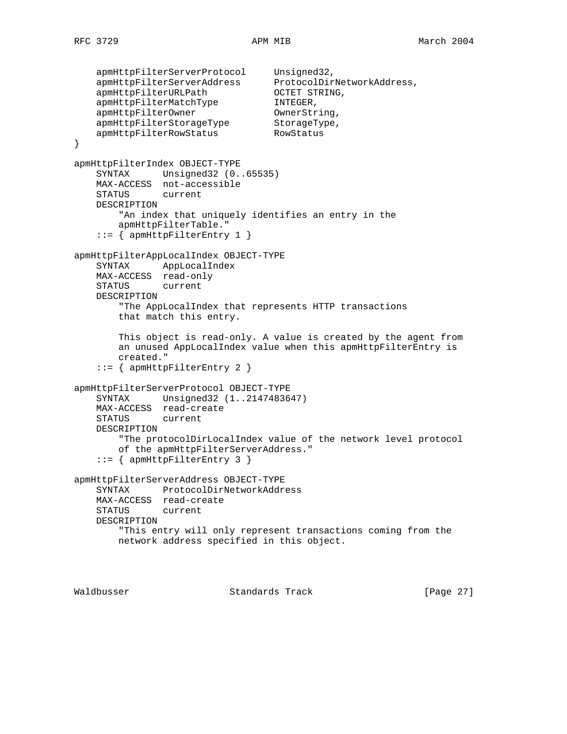```
    apmHttpFilterServerProtocol     Unsigned32,
    apmHttpFilterServerAddress      ProtocolDirNetworkAddress,
    apmHttpFilterURLPath            OCTET STRING,
    apmHttpFilterMatchType          INTEGER,
    apmHttpFilterOwner              OwnerString,
    apmHttpFilterStorageType        StorageType,
    apmHttpFilterRowStatus          RowStatus
}

apmHttpFilterIndex OBJECT-TYPE
    SYNTAX      Unsigned32 (0..65535)
    MAX-ACCESS  not-accessible
    STATUS      current
    DESCRIPTION
        "An index that uniquely identifies an entry in the
        apmHttpFilterTable."
    ::= { apmHttpFilterEntry 1 }

apmHttpFilterAppLocalIndex OBJECT-TYPE
    SYNTAX      AppLocalIndex
    MAX-ACCESS  read-only
    STATUS      current
    DESCRIPTION
        "The AppLocalIndex that represents HTTP transactions
        that match this entry.

        This object is read-only. A value is created by the agent from
        an unused AppLocalIndex value when this apmHttpFilterEntry is
        created."
    ::= { apmHttpFilterEntry 2 }

apmHttpFilterServerProtocol OBJECT-TYPE
    SYNTAX      Unsigned32 (1..2147483647)
    MAX-ACCESS  read-create
    STATUS      current
    DESCRIPTION
        "The protocolDirLocalIndex value of the network level protocol
        of the apmHttpFilterServerAddress."
    ::= { apmHttpFilterEntry 3 }

apmHttpFilterServerAddress OBJECT-TYPE
    SYNTAX      ProtocolDirNetworkAddress
    MAX-ACCESS  read-create
    STATUS      current
    DESCRIPTION
        "This entry will only represent transactions coming from the
        network address specified in this object.
```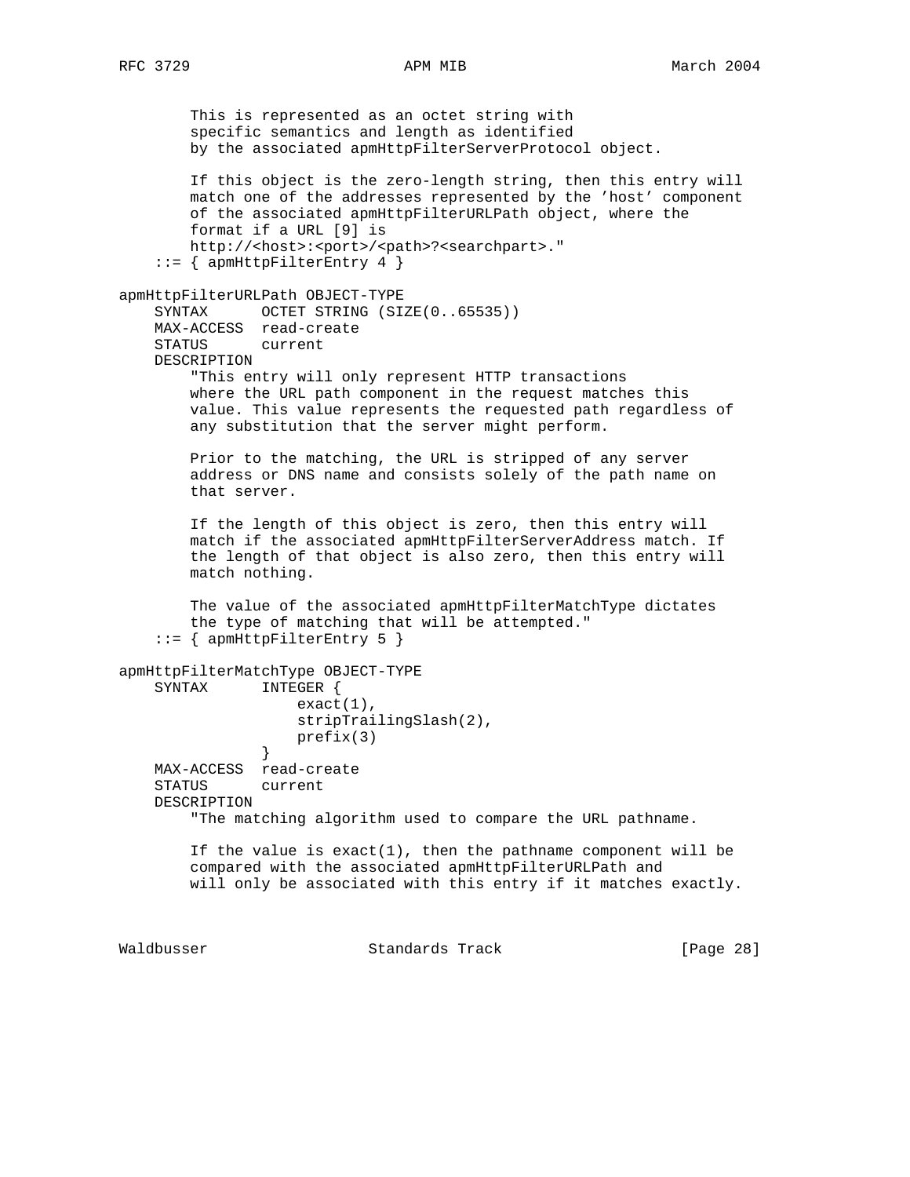```
        This is represented as an octet string with
        specific semantics and length as identified
        by the associated apmHttpFilterServerProtocol object.

        If this object is the zero-length string, then this entry will
        match one of the addresses represented by the 'host' component
        of the associated apmHttpFilterURLPath object, where the
        format if a URL [9] is
        http://<host>:<port>/<path>?<searchpart>."
    ::= { apmHttpFilterEntry 4 }

apmHttpFilterURLPath OBJECT-TYPE
    SYNTAX      OCTET STRING (SIZE(0..65535))
    MAX-ACCESS  read-create
    STATUS      current
    DESCRIPTION
        "This entry will only represent HTTP transactions
        where the URL path component in the request matches this
        value. This value represents the requested path regardless of
        any substitution that the server might perform.

        Prior to the matching, the URL is stripped of any server
        address or DNS name and consists solely of the path name on
        that server.

        If the length of this object is zero, then this entry will
        match if the associated apmHttpFilterServerAddress match. If
        the length of that object is also zero, then this entry will
        match nothing.

        The value of the associated apmHttpFilterMatchType dictates
        the type of matching that will be attempted."
    ::= { apmHttpFilterEntry 5 }

apmHttpFilterMatchType OBJECT-TYPE
    SYNTAX      INTEGER {
                    exact(1),
                    stripTrailingSlash(2),
                    prefix(3)
                }
    MAX-ACCESS  read-create
    STATUS      current
    DESCRIPTION
        "The matching algorithm used to compare the URL pathname.

        If the value is exact(1), then the pathname component will be
        compared with the associated apmHttpFilterURLPath and
        will only be associated with this entry if it matches exactly.
```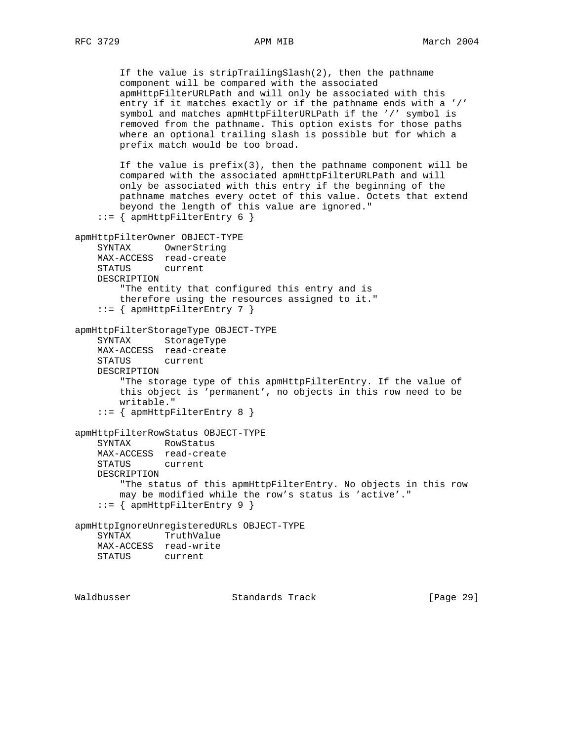```
        If the value is stripTrailingSlash(2), then the pathname
        component will be compared with the associated
        apmHttpFilterURLPath and will only be associated with this
        entry if it matches exactly or if the pathname ends with a '/'
        symbol and matches apmHttpFilterURLPath if the '/' symbol is
        removed from the pathname. This option exists for those paths
        where an optional trailing slash is possible but for which a
        prefix match would be too broad.

        If the value is prefix(3), then the pathname component will be
        compared with the associated apmHttpFilterURLPath and will
        only be associated with this entry if the beginning of the
        pathname matches every octet of this value. Octets that extend
        beyond the length of this value are ignored."
    ::= { apmHttpFilterEntry 6 }

apmHttpFilterOwner OBJECT-TYPE
    SYNTAX      OwnerString
    MAX-ACCESS  read-create
    STATUS      current
    DESCRIPTION
        "The entity that configured this entry and is
        therefore using the resources assigned to it."
    ::= { apmHttpFilterEntry 7 }

apmHttpFilterStorageType OBJECT-TYPE
    SYNTAX      StorageType
    MAX-ACCESS  read-create
    STATUS      current
    DESCRIPTION
        "The storage type of this apmHttpFilterEntry. If the value of
        this object is 'permanent', no objects in this row need to be
        writable."
    ::= { apmHttpFilterEntry 8 }

apmHttpFilterRowStatus OBJECT-TYPE
    SYNTAX      RowStatus
    MAX-ACCESS  read-create
    STATUS      current
    DESCRIPTION
        "The status of this apmHttpFilterEntry. No objects in this row
        may be modified while the row's status is 'active'."
    ::= { apmHttpFilterEntry 9 }

apmHttpIgnoreUnregisteredURLs OBJECT-TYPE
    SYNTAX      TruthValue
    MAX-ACCESS  read-write
    STATUS      current
```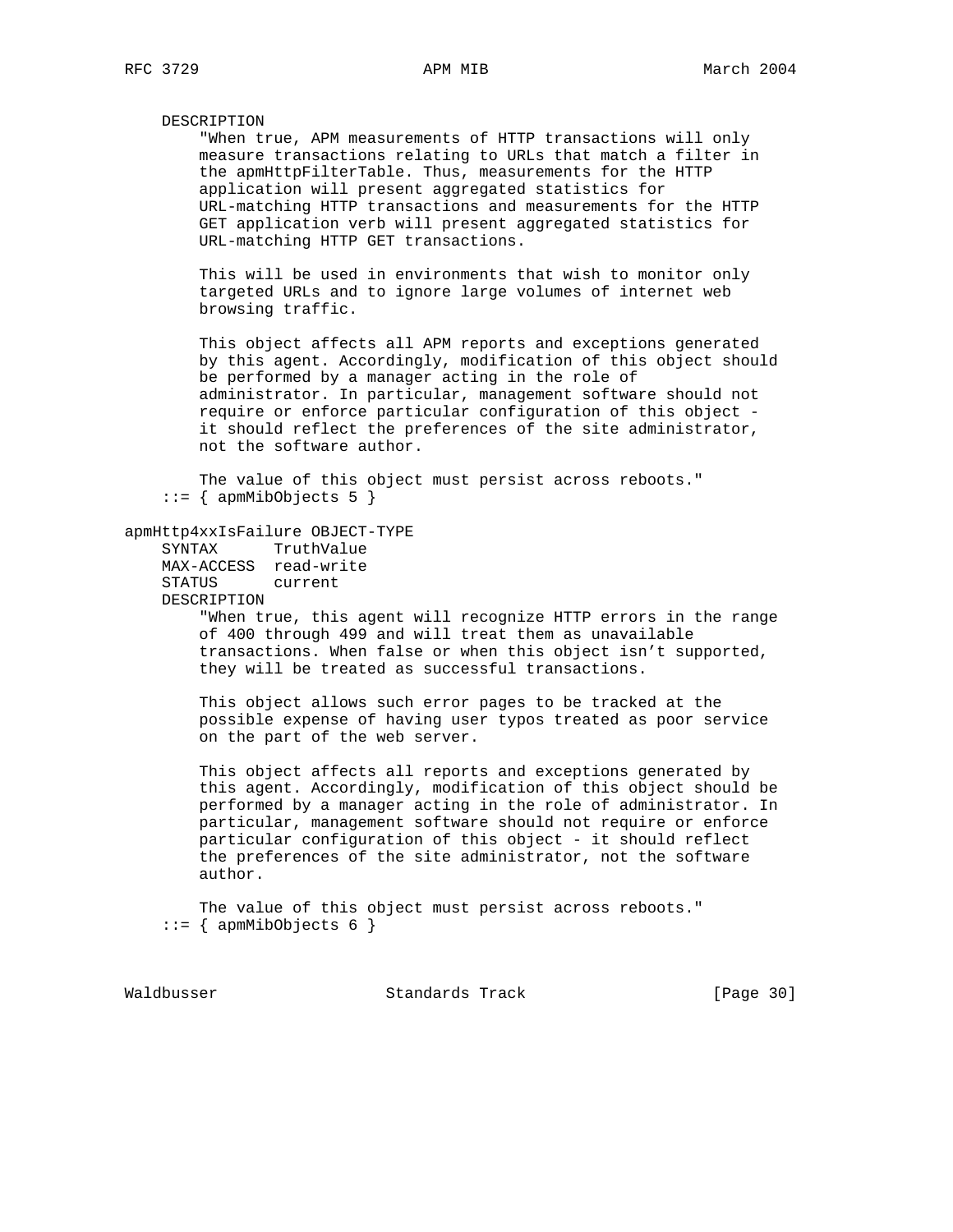```
    DESCRIPTION
        "When true, APM measurements of HTTP transactions will only
        measure transactions relating to URLs that match a filter in
        the apmHttpFilterTable. Thus, measurements for the HTTP
        application will present aggregated statistics for
        URL-matching HTTP transactions and measurements for the HTTP
        GET application verb will present aggregated statistics for
        URL-matching HTTP GET transactions.

        This will be used in environments that wish to monitor only
        targeted URLs and to ignore large volumes of internet web
        browsing traffic.

        This object affects all APM reports and exceptions generated
        by this agent. Accordingly, modification of this object should
        be performed by a manager acting in the role of
        administrator. In particular, management software should not
        require or enforce particular configuration of this object -
        it should reflect the preferences of the site administrator,
        not the software author.

        The value of this object must persist across reboots."
    ::= { apmMibObjects 5 }

apmHttp4xxIsFailure OBJECT-TYPE
    SYNTAX      TruthValue
    MAX-ACCESS  read-write
    STATUS      current
    DESCRIPTION
        "When true, this agent will recognize HTTP errors in the range
        of 400 through 499 and will treat them as unavailable
        transactions. When false or when this object isn't supported,
        they will be treated as successful transactions.

        This object allows such error pages to be tracked at the
        possible expense of having user typos treated as poor service
        on the part of the web server.

        This object affects all reports and exceptions generated by
        this agent. Accordingly, modification of this object should be
        performed by a manager acting in the role of administrator. In
        particular, management software should not require or enforce
        particular configuration of this object - it should reflect
        the preferences of the site administrator, not the software
        author.

        The value of this object must persist across reboots."
    ::= { apmMibObjects 6 }
```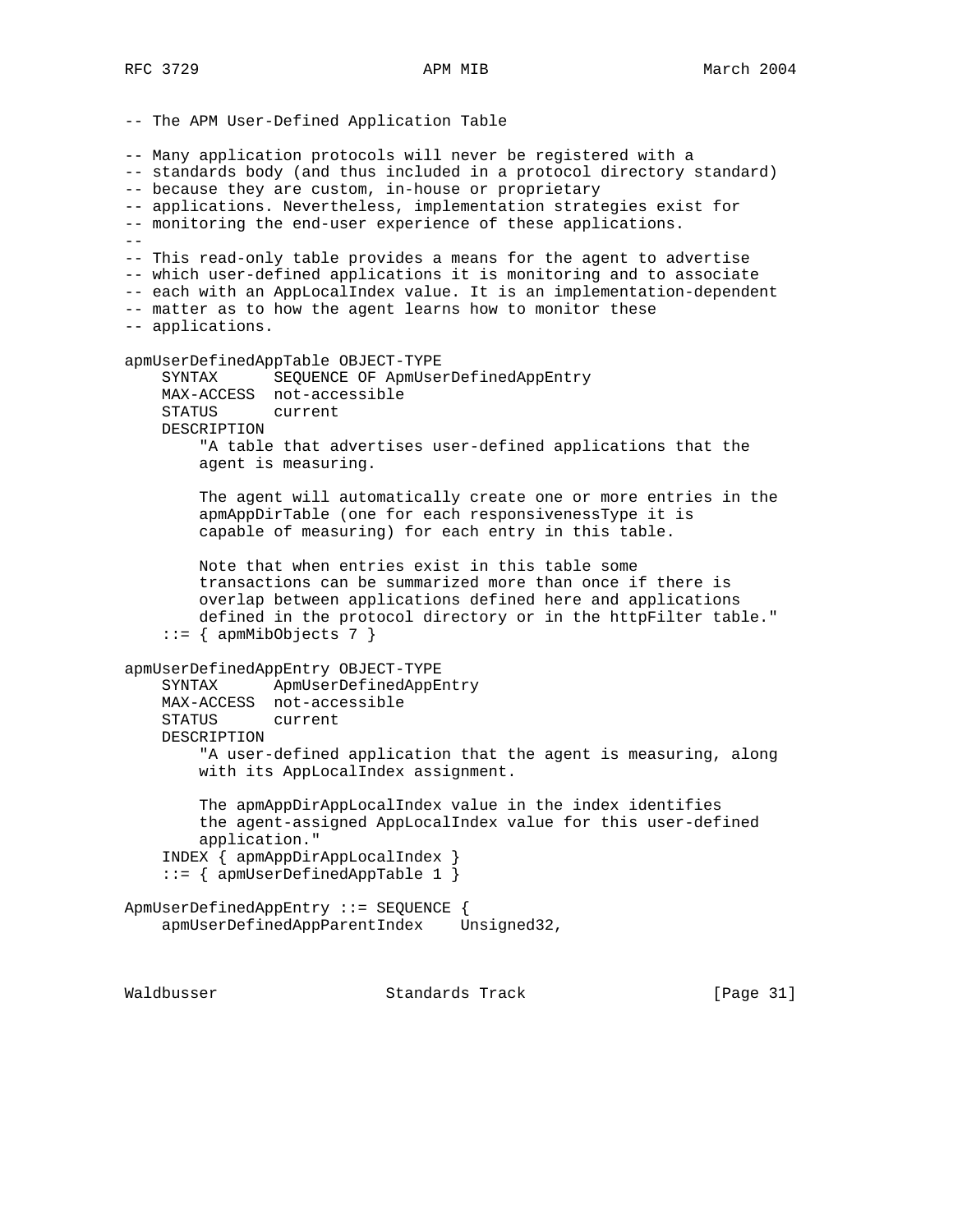```
-- The APM User-Defined Application Table

-- Many application protocols will never be registered with a
-- standards body (and thus included in a protocol directory standard)
-- because they are custom, in-house or proprietary
-- applications. Nevertheless, implementation strategies exist for
-- monitoring the end-user experience of these applications.
--
-- This read-only table provides a means for the agent to advertise
-- which user-defined applications it is monitoring and to associate
-- each with an AppLocalIndex value. It is an implementation-dependent
-- matter as to how the agent learns how to monitor these
-- applications.

apmUserDefinedAppTable OBJECT-TYPE
    SYNTAX      SEQUENCE OF ApmUserDefinedAppEntry
    MAX-ACCESS  not-accessible
    STATUS      current
    DESCRIPTION
        "A table that advertises user-defined applications that the
        agent is measuring.

        The agent will automatically create one or more entries in the
        apmAppDirTable (one for each responsivenessType it is
        capable of measuring) for each entry in this table.

        Note that when entries exist in this table some
        transactions can be summarized more than once if there is
        overlap between applications defined here and applications
        defined in the protocol directory or in the httpFilter table."
    ::= { apmMibObjects 7 }

apmUserDefinedAppEntry OBJECT-TYPE
    SYNTAX      ApmUserDefinedAppEntry
    MAX-ACCESS  not-accessible
    STATUS      current
    DESCRIPTION
        "A user-defined application that the agent is measuring, along
        with its AppLocalIndex assignment.

        The apmAppDirAppLocalIndex value in the index identifies
        the agent-assigned AppLocalIndex value for this user-defined
        application."
    INDEX { apmAppDirAppLocalIndex }
    ::= { apmUserDefinedAppTable 1 }

ApmUserDefinedAppEntry ::= SEQUENCE {
    apmUserDefinedAppParentIndex    Unsigned32,
```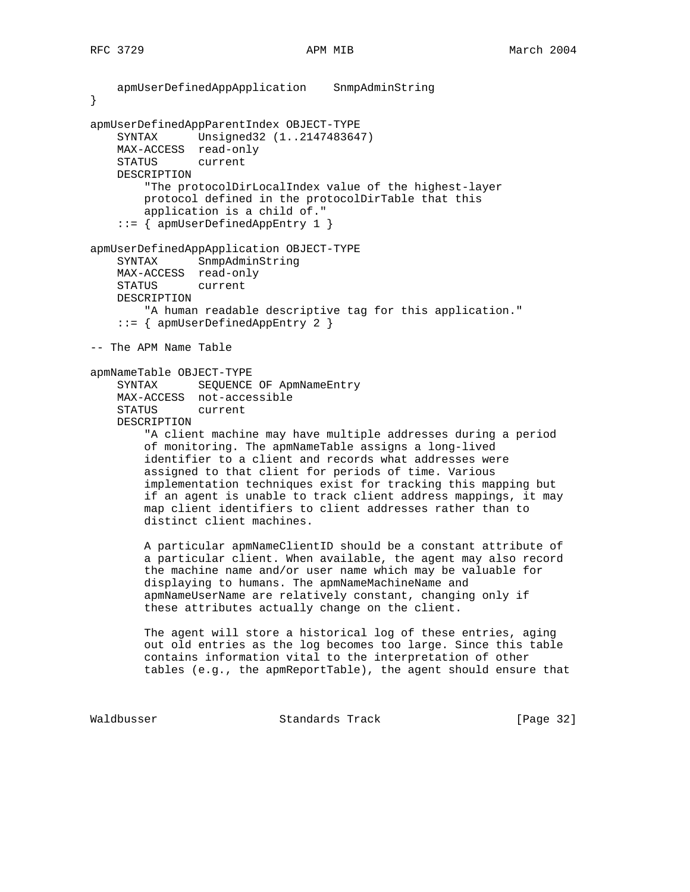```
    apmUserDefinedAppApplication    SnmpAdminString
}

apmUserDefinedAppParentIndex OBJECT-TYPE
    SYNTAX      Unsigned32 (1..2147483647)
    MAX-ACCESS  read-only
    STATUS      current
    DESCRIPTION
        "The protocolDirLocalIndex value of the highest-layer
        protocol defined in the protocolDirTable that this
        application is a child of."
    ::= { apmUserDefinedAppEntry 1 }

apmUserDefinedAppApplication OBJECT-TYPE
    SYNTAX      SnmpAdminString
    MAX-ACCESS  read-only
    STATUS      current
    DESCRIPTION
        "A human readable descriptive tag for this application."
    ::= { apmUserDefinedAppEntry 2 }

-- The APM Name Table

apmNameTable OBJECT-TYPE
    SYNTAX      SEQUENCE OF ApmNameEntry
    MAX-ACCESS  not-accessible
    STATUS      current
    DESCRIPTION
        "A client machine may have multiple addresses during a period
        of monitoring. The apmNameTable assigns a long-lived
        identifier to a client and records what addresses were
        assigned to that client for periods of time. Various
        implementation techniques exist for tracking this mapping but
        if an agent is unable to track client address mappings, it may
        map client identifiers to client addresses rather than to
        distinct client machines.

        A particular apmNameClientID should be a constant attribute of
        a particular client. When available, the agent may also record
        the machine name and/or user name which may be valuable for
        displaying to humans. The apmNameMachineName and
        apmNameUserName are relatively constant, changing only if
        these attributes actually change on the client.

        The agent will store a historical log of these entries, aging
        out old entries as the log becomes too large. Since this table
        contains information vital to the interpretation of other
        tables (e.g., the apmReportTable), the agent should ensure that
```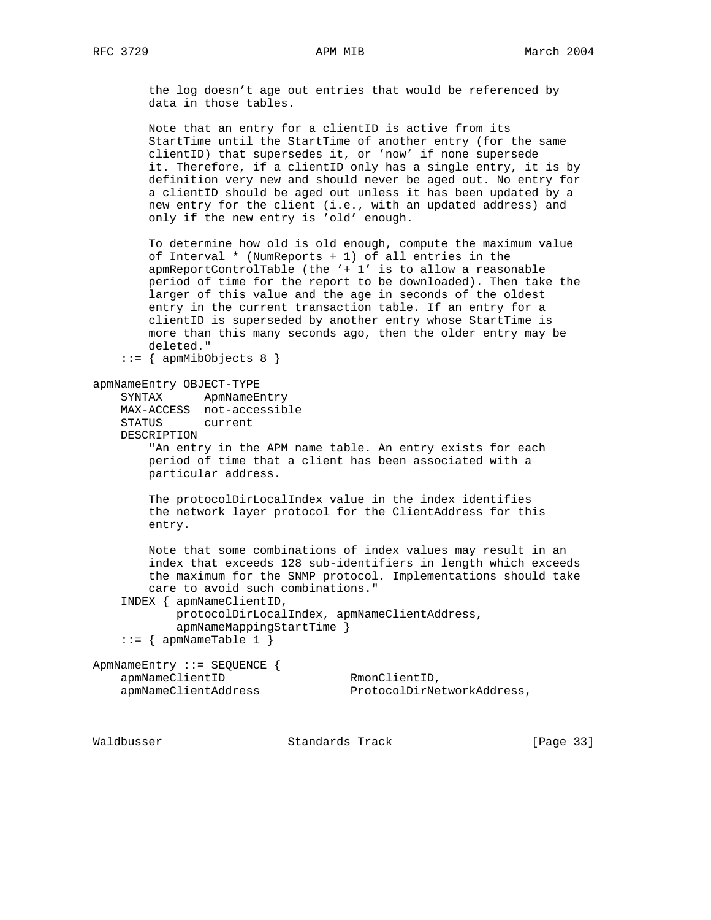```
        the log doesn't age out entries that would be referenced by
        data in those tables.

        Note that an entry for a clientID is active from its
        StartTime until the StartTime of another entry (for the same
        clientID) that supersedes it, or 'now' if none supersede
        it. Therefore, if a clientID only has a single entry, it is by
        definition very new and should never be aged out. No entry for
        a clientID should be aged out unless it has been updated by a
        new entry for the client (i.e., with an updated address) and
        only if the new entry is 'old' enough.

        To determine how old is old enough, compute the maximum value
        of Interval * (NumReports + 1) of all entries in the
        apmReportControlTable (the '+ 1' is to allow a reasonable
        period of time for the report to be downloaded). Then take the
        larger of this value and the age in seconds of the oldest
        entry in the current transaction table. If an entry for a
        clientID is superseded by another entry whose StartTime is
        more than this many seconds ago, then the older entry may be
        deleted."
    ::= { apmMibObjects 8 }

apmNameEntry OBJECT-TYPE
    SYNTAX      ApmNameEntry
    MAX-ACCESS  not-accessible
    STATUS      current
    DESCRIPTION
        "An entry in the APM name table. An entry exists for each
        period of time that a client has been associated with a
        particular address.

        The protocolDirLocalIndex value in the index identifies
        the network layer protocol for the ClientAddress for this
        entry.

        Note that some combinations of index values may result in an
        index that exceeds 128 sub-identifiers in length which exceeds
        the maximum for the SNMP protocol. Implementations should take
        care to avoid such combinations."
    INDEX { apmNameClientID,
            protocolDirLocalIndex, apmNameClientAddress,
            apmNameMappingStartTime }
    ::= { apmNameTable 1 }

ApmNameEntry ::= SEQUENCE {
    apmNameClientID                 RmonClientID,
    apmNameClientAddress            ProtocolDirNetworkAddress,
```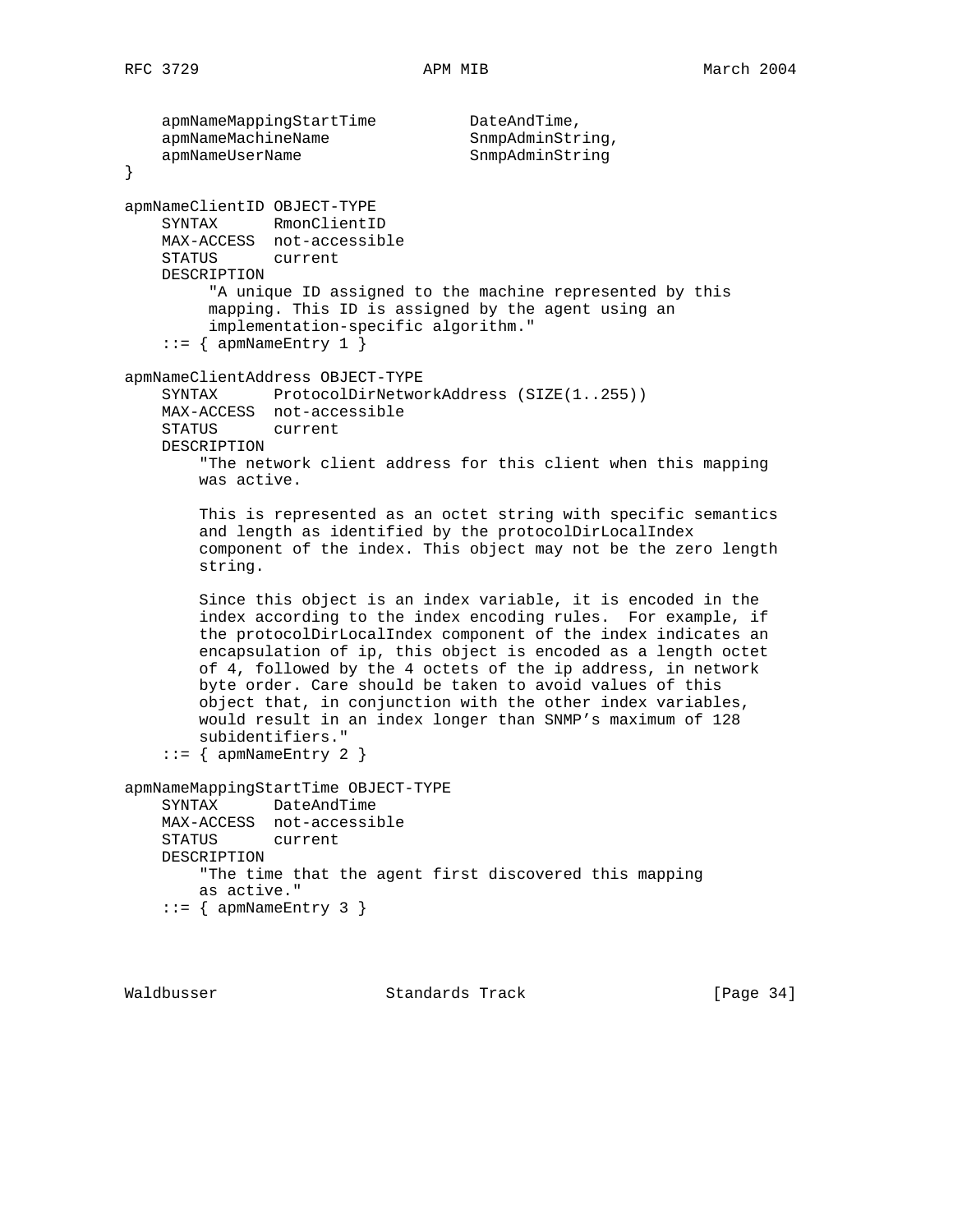```
    apmNameMappingStartTime          DateAndTime,
    apmNameMachineName               SnmpAdminString,
    apmNameUserName                  SnmpAdminString
}

apmNameClientID OBJECT-TYPE
    SYNTAX      RmonClientID
    MAX-ACCESS  not-accessible
    STATUS      current
    DESCRIPTION
         "A unique ID assigned to the machine represented by this
         mapping. This ID is assigned by the agent using an
         implementation-specific algorithm."
    ::= { apmNameEntry 1 }

apmNameClientAddress OBJECT-TYPE
    SYNTAX      ProtocolDirNetworkAddress (SIZE(1..255))
    MAX-ACCESS  not-accessible
    STATUS      current
    DESCRIPTION
        "The network client address for this client when this mapping
        was active.

        This is represented as an octet string with specific semantics
        and length as identified by the protocolDirLocalIndex
        component of the index. This object may not be the zero length
        string.

        Since this object is an index variable, it is encoded in the
        index according to the index encoding rules.  For example, if
        the protocolDirLocalIndex component of the index indicates an
        encapsulation of ip, this object is encoded as a length octet
        of 4, followed by the 4 octets of the ip address, in network
        byte order. Care should be taken to avoid values of this
        object that, in conjunction with the other index variables,
        would result in an index longer than SNMP's maximum of 128
        subidentifiers."
    ::= { apmNameEntry 2 }

apmNameMappingStartTime OBJECT-TYPE
    SYNTAX      DateAndTime
    MAX-ACCESS  not-accessible
    STATUS      current
    DESCRIPTION
        "The time that the agent first discovered this mapping
        as active."
    ::= { apmNameEntry 3 }
```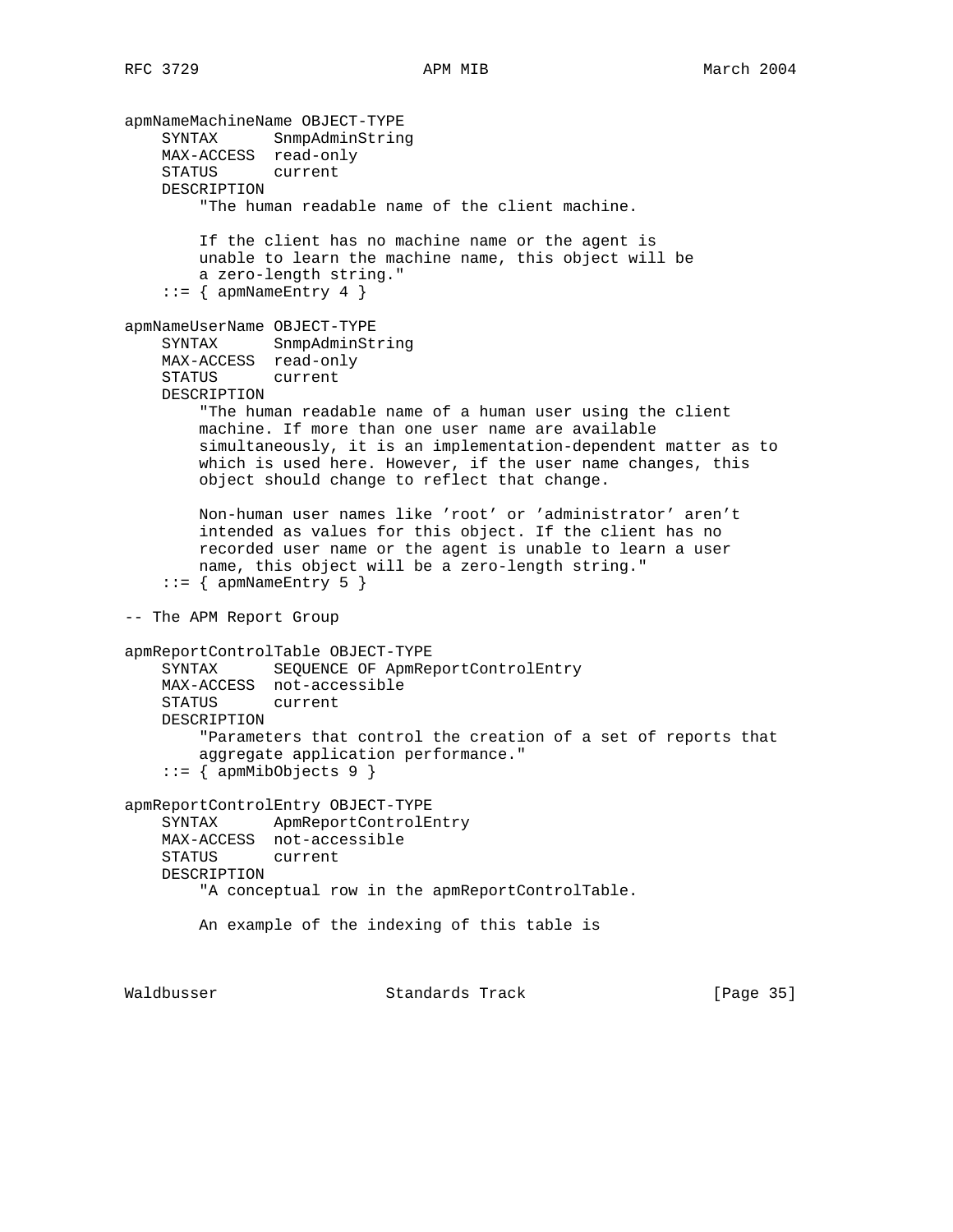```
apmNameMachineName OBJECT-TYPE
    SYNTAX      SnmpAdminString
    MAX-ACCESS  read-only
    STATUS      current
    DESCRIPTION
        "The human readable name of the client machine.

        If the client has no machine name or the agent is
        unable to learn the machine name, this object will be
        a zero-length string."
    ::= { apmNameEntry 4 }

apmNameUserName OBJECT-TYPE
    SYNTAX      SnmpAdminString
    MAX-ACCESS  read-only
    STATUS      current
    DESCRIPTION
        "The human readable name of a human user using the client
        machine. If more than one user name are available
        simultaneously, it is an implementation-dependent matter as to
        which is used here. However, if the user name changes, this
        object should change to reflect that change.

        Non-human user names like 'root' or 'administrator' aren't
        intended as values for this object. If the client has no
        recorded user name or the agent is unable to learn a user
        name, this object will be a zero-length string."
    ::= { apmNameEntry 5 }

-- The APM Report Group

apmReportControlTable OBJECT-TYPE
    SYNTAX      SEQUENCE OF ApmReportControlEntry
    MAX-ACCESS  not-accessible
    STATUS      current
    DESCRIPTION
        "Parameters that control the creation of a set of reports that
        aggregate application performance."
    ::= { apmMibObjects 9 }

apmReportControlEntry OBJECT-TYPE
    SYNTAX      ApmReportControlEntry
    MAX-ACCESS  not-accessible
    STATUS      current
    DESCRIPTION
        "A conceptual row in the apmReportControlTable.

        An example of the indexing of this table is
```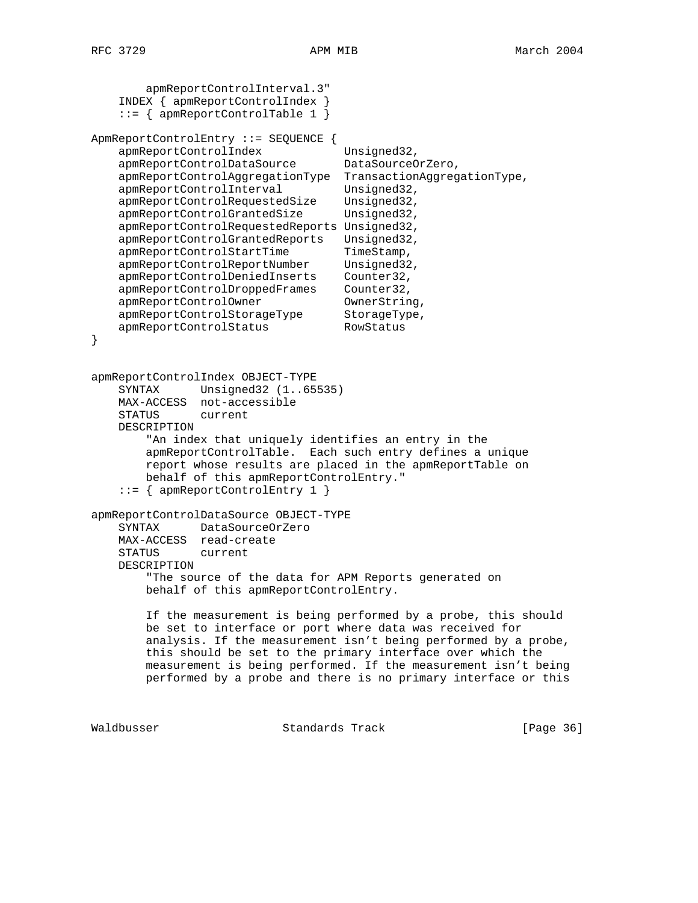```
        apmReportControlInterval.3"
    INDEX { apmReportControlIndex }
    ::= { apmReportControlTable 1 }

ApmReportControlEntry ::= SEQUENCE {
    apmReportControlIndex            Unsigned32,
    apmReportControlDataSource       DataSourceOrZero,
    apmReportControlAggregationType  TransactionAggregationType,
    apmReportControlInterval         Unsigned32,
    apmReportControlRequestedSize    Unsigned32,
    apmReportControlGrantedSize      Unsigned32,
    apmReportControlRequestedReports Unsigned32,
    apmReportControlGrantedReports   Unsigned32,
    apmReportControlStartTime        TimeStamp,
    apmReportControlReportNumber     Unsigned32,
    apmReportControlDeniedInserts    Counter32,
    apmReportControlDroppedFrames    Counter32,
    apmReportControlOwner            OwnerString,
    apmReportControlStorageType      StorageType,
    apmReportControlStatus           RowStatus
}


apmReportControlIndex OBJECT-TYPE
    SYNTAX      Unsigned32 (1..65535)
    MAX-ACCESS  not-accessible
    STATUS      current
    DESCRIPTION
        "An index that uniquely identifies an entry in the
        apmReportControlTable.  Each such entry defines a unique
        report whose results are placed in the apmReportTable on
        behalf of this apmReportControlEntry."
    ::= { apmReportControlEntry 1 }

apmReportControlDataSource OBJECT-TYPE
    SYNTAX      DataSourceOrZero
    MAX-ACCESS  read-create
    STATUS      current
    DESCRIPTION
        "The source of the data for APM Reports generated on
        behalf of this apmReportControlEntry.

        If the measurement is being performed by a probe, this should
        be set to interface or port where data was received for
        analysis. If the measurement isn't being performed by a probe,
        this should be set to the primary interface over which the
        measurement is being performed. If the measurement isn't being
        performed by a probe and there is no primary interface or this
```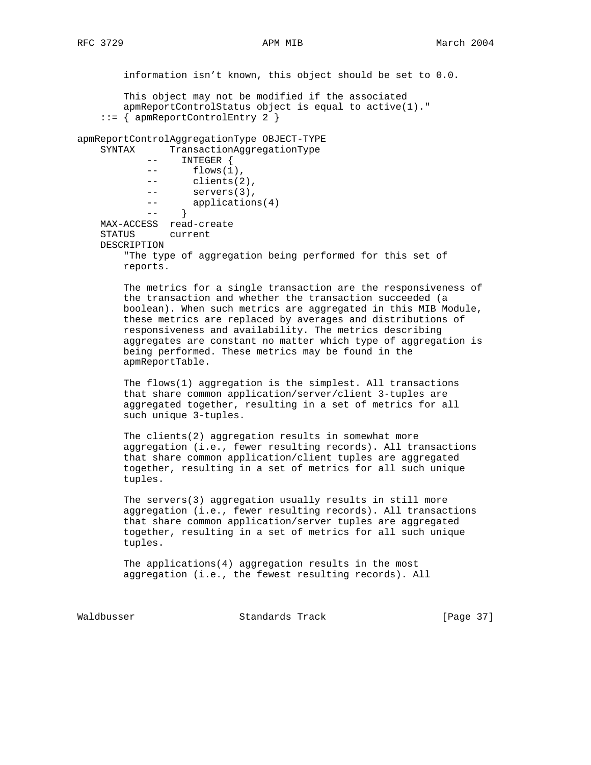```
        information isn't known, this object should be set to 0.0.

        This object may not be modified if the associated
        apmReportControlStatus object is equal to active(1)."
    ::= { apmReportControlEntry 2 }

apmReportControlAggregationType OBJECT-TYPE
    SYNTAX      TransactionAggregationType
           --    INTEGER {
           --      flows(1),
           --      clients(2),
           --      servers(3),
           --      applications(4)
           --    }
    MAX-ACCESS  read-create
    STATUS      current
    DESCRIPTION
        "The type of aggregation being performed for this set of
        reports.

        The metrics for a single transaction are the responsiveness of
        the transaction and whether the transaction succeeded (a
        boolean). When such metrics are aggregated in this MIB Module,
        these metrics are replaced by averages and distributions of
        responsiveness and availability. The metrics describing
        aggregates are constant no matter which type of aggregation is
        being performed. These metrics may be found in the
        apmReportTable.

        The flows(1) aggregation is the simplest. All transactions
        that share common application/server/client 3-tuples are
        aggregated together, resulting in a set of metrics for all
        such unique 3-tuples.

        The clients(2) aggregation results in somewhat more
        aggregation (i.e., fewer resulting records). All transactions
        that share common application/client tuples are aggregated
        together, resulting in a set of metrics for all such unique
        tuples.

        The servers(3) aggregation usually results in still more
        aggregation (i.e., fewer resulting records). All transactions
        that share common application/server tuples are aggregated
        together, resulting in a set of metrics for all such unique
        tuples.

        The applications(4) aggregation results in the most
        aggregation (i.e., the fewest resulting records). All
```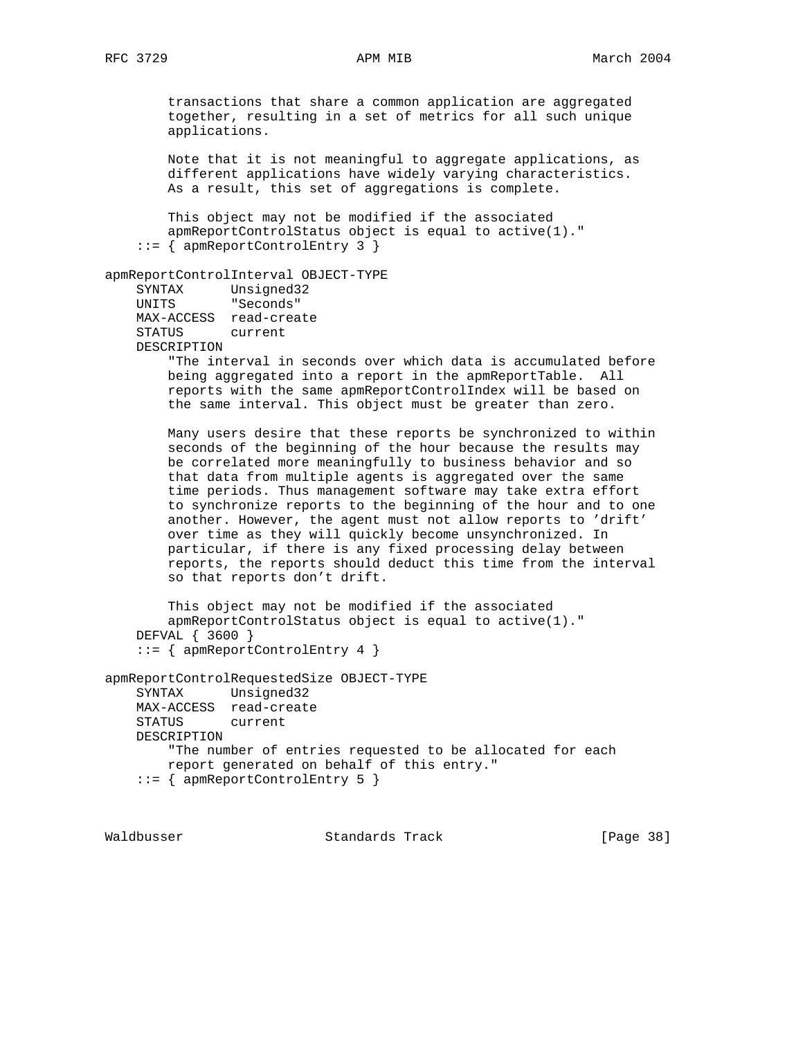```
        transactions that share a common application are aggregated
        together, resulting in a set of metrics for all such unique
        applications.

        Note that it is not meaningful to aggregate applications, as
        different applications have widely varying characteristics.
        As a result, this set of aggregations is complete.

        This object may not be modified if the associated
        apmReportControlStatus object is equal to active(1)."
    ::= { apmReportControlEntry 3 }

apmReportControlInterval OBJECT-TYPE
    SYNTAX      Unsigned32
    UNITS       "Seconds"
    MAX-ACCESS  read-create
    STATUS      current
    DESCRIPTION
        "The interval in seconds over which data is accumulated before
        being aggregated into a report in the apmReportTable.  All
        reports with the same apmReportControlIndex will be based on
        the same interval. This object must be greater than zero.

        Many users desire that these reports be synchronized to within
        seconds of the beginning of the hour because the results may
        be correlated more meaningfully to business behavior and so
        that data from multiple agents is aggregated over the same
        time periods. Thus management software may take extra effort
        to synchronize reports to the beginning of the hour and to one
        another. However, the agent must not allow reports to 'drift'
        over time as they will quickly become unsynchronized. In
        particular, if there is any fixed processing delay between
        reports, the reports should deduct this time from the interval
        so that reports don't drift.

        This object may not be modified if the associated
        apmReportControlStatus object is equal to active(1)."
    DEFVAL { 3600 }
    ::= { apmReportControlEntry 4 }

apmReportControlRequestedSize OBJECT-TYPE
    SYNTAX      Unsigned32
    MAX-ACCESS  read-create
    STATUS      current
    DESCRIPTION
        "The number of entries requested to be allocated for each
        report generated on behalf of this entry."
    ::= { apmReportControlEntry 5 }
```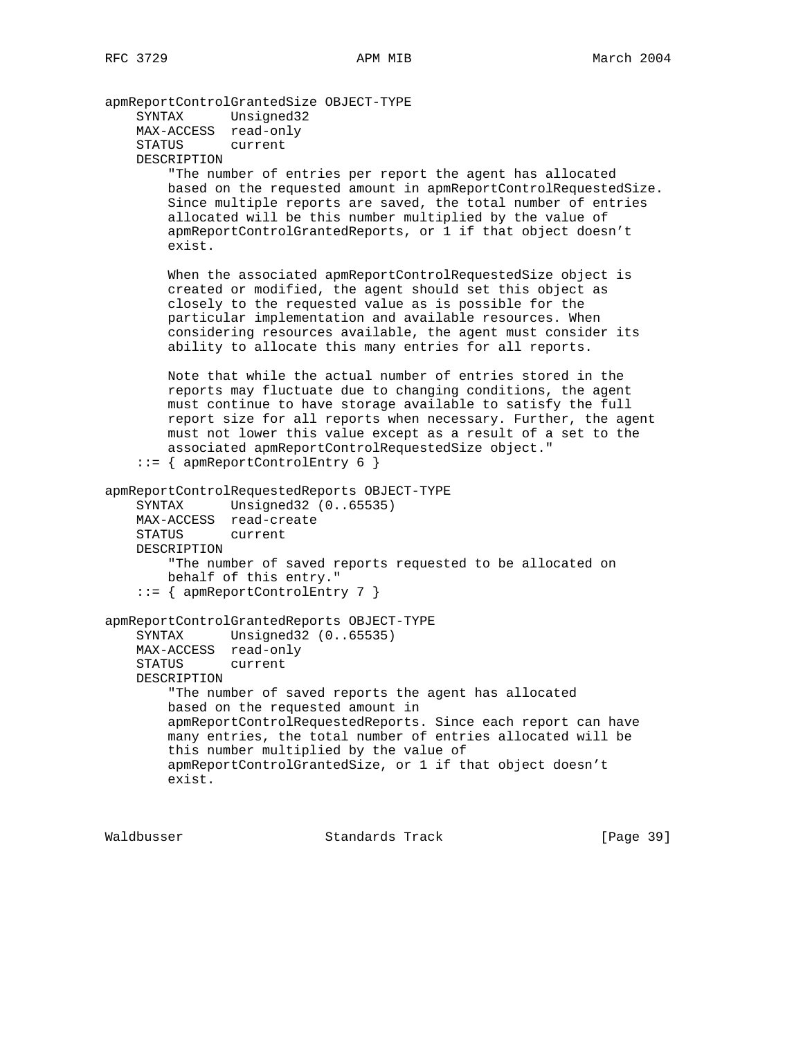```
apmReportControlGrantedSize OBJECT-TYPE
    SYNTAX      Unsigned32
    MAX-ACCESS  read-only
    STATUS      current
    DESCRIPTION
        "The number of entries per report the agent has allocated
        based on the requested amount in apmReportControlRequestedSize.
        Since multiple reports are saved, the total number of entries
        allocated will be this number multiplied by the value of
        apmReportControlGrantedReports, or 1 if that object doesn't
        exist.

        When the associated apmReportControlRequestedSize object is
        created or modified, the agent should set this object as
        closely to the requested value as is possible for the
        particular implementation and available resources. When
        considering resources available, the agent must consider its
        ability to allocate this many entries for all reports.

        Note that while the actual number of entries stored in the
        reports may fluctuate due to changing conditions, the agent
        must continue to have storage available to satisfy the full
        report size for all reports when necessary. Further, the agent
        must not lower this value except as a result of a set to the
        associated apmReportControlRequestedSize object."
    ::= { apmReportControlEntry 6 }

apmReportControlRequestedReports OBJECT-TYPE
    SYNTAX      Unsigned32 (0..65535)
    MAX-ACCESS  read-create
    STATUS      current
    DESCRIPTION
        "The number of saved reports requested to be allocated on
        behalf of this entry."
    ::= { apmReportControlEntry 7 }

apmReportControlGrantedReports OBJECT-TYPE
    SYNTAX      Unsigned32 (0..65535)
    MAX-ACCESS  read-only
    STATUS      current
    DESCRIPTION
        "The number of saved reports the agent has allocated
        based on the requested amount in
        apmReportControlRequestedReports. Since each report can have
        many entries, the total number of entries allocated will be
        this number multiplied by the value of
        apmReportControlGrantedSize, or 1 if that object doesn't
        exist.
```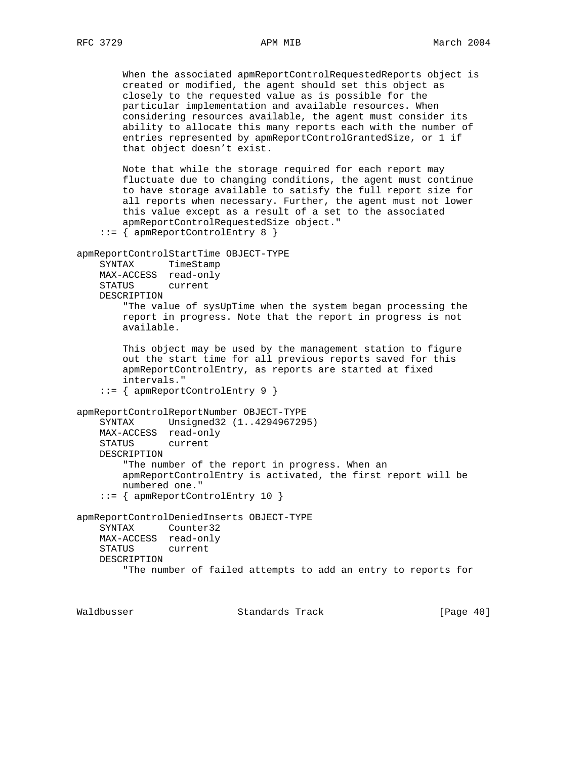```
        When the associated apmReportControlRequestedReports object is
        created or modified, the agent should set this object as
        closely to the requested value as is possible for the
        particular implementation and available resources. When
        considering resources available, the agent must consider its
        ability to allocate this many reports each with the number of
        entries represented by apmReportControlGrantedSize, or 1 if
        that object doesn't exist.

        Note that while the storage required for each report may
        fluctuate due to changing conditions, the agent must continue
        to have storage available to satisfy the full report size for
        all reports when necessary. Further, the agent must not lower
        this value except as a result of a set to the associated
        apmReportControlRequestedSize object."
    ::= { apmReportControlEntry 8 }

apmReportControlStartTime OBJECT-TYPE
    SYNTAX      TimeStamp
    MAX-ACCESS  read-only
    STATUS      current
    DESCRIPTION
        "The value of sysUpTime when the system began processing the
        report in progress. Note that the report in progress is not
        available.

        This object may be used by the management station to figure
        out the start time for all previous reports saved for this
        apmReportControlEntry, as reports are started at fixed
        intervals."
    ::= { apmReportControlEntry 9 }

apmReportControlReportNumber OBJECT-TYPE
    SYNTAX      Unsigned32 (1..4294967295)
    MAX-ACCESS  read-only
    STATUS      current
    DESCRIPTION
        "The number of the report in progress. When an
        apmReportControlEntry is activated, the first report will be
        numbered one."
    ::= { apmReportControlEntry 10 }

apmReportControlDeniedInserts OBJECT-TYPE
    SYNTAX      Counter32
    MAX-ACCESS  read-only
    STATUS      current
    DESCRIPTION
        "The number of failed attempts to add an entry to reports for
```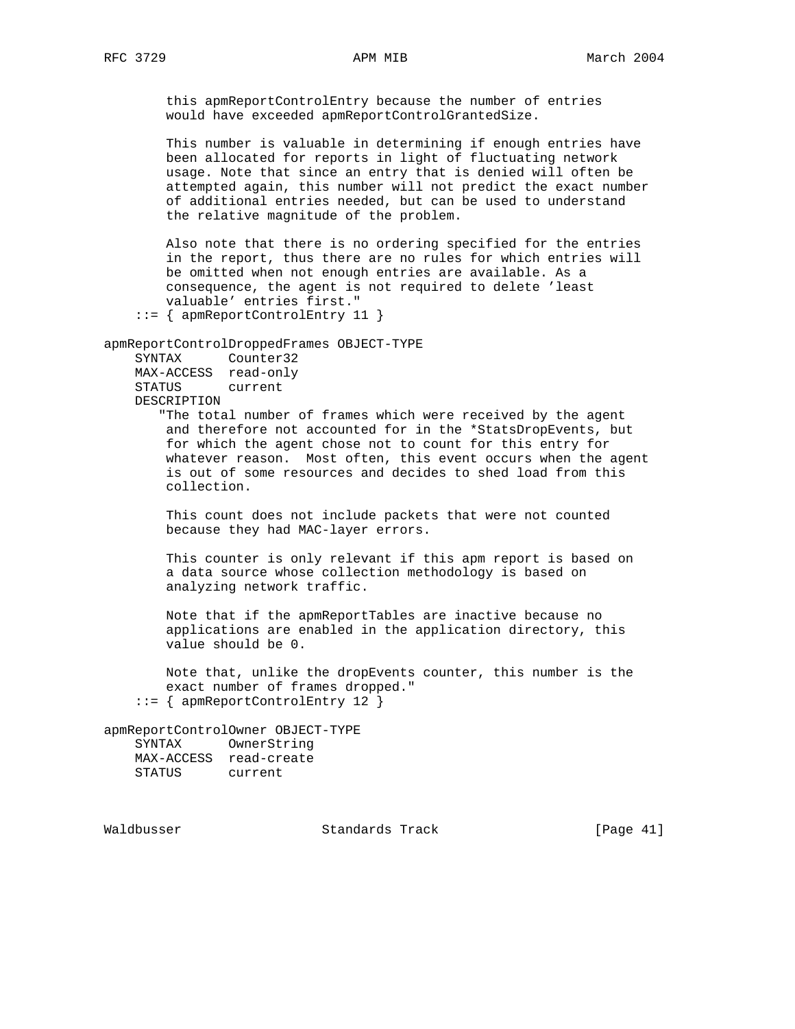```
        this apmReportControlEntry because the number of entries
        would have exceeded apmReportControlGrantedSize.

        This number is valuable in determining if enough entries have
        been allocated for reports in light of fluctuating network
        usage. Note that since an entry that is denied will often be
        attempted again, this number will not predict the exact number
        of additional entries needed, but can be used to understand
        the relative magnitude of the problem.

        Also note that there is no ordering specified for the entries
        in the report, thus there are no rules for which entries will
        be omitted when not enough entries are available. As a
        consequence, the agent is not required to delete 'least
        valuable' entries first."
    ::= { apmReportControlEntry 11 }

apmReportControlDroppedFrames OBJECT-TYPE
    SYNTAX      Counter32
    MAX-ACCESS  read-only
    STATUS      current
    DESCRIPTION
       "The total number of frames which were received by the agent
        and therefore not accounted for in the *StatsDropEvents, but
        for which the agent chose not to count for this entry for
        whatever reason.  Most often, this event occurs when the agent
        is out of some resources and decides to shed load from this
        collection.

        This count does not include packets that were not counted
        because they had MAC-layer errors.

        This counter is only relevant if this apm report is based on
        a data source whose collection methodology is based on
        analyzing network traffic.

        Note that if the apmReportTables are inactive because no
        applications are enabled in the application directory, this
        value should be 0.

        Note that, unlike the dropEvents counter, this number is the
        exact number of frames dropped."
    ::= { apmReportControlEntry 12 }

apmReportControlOwner OBJECT-TYPE
    SYNTAX      OwnerString
    MAX-ACCESS  read-create
    STATUS      current
```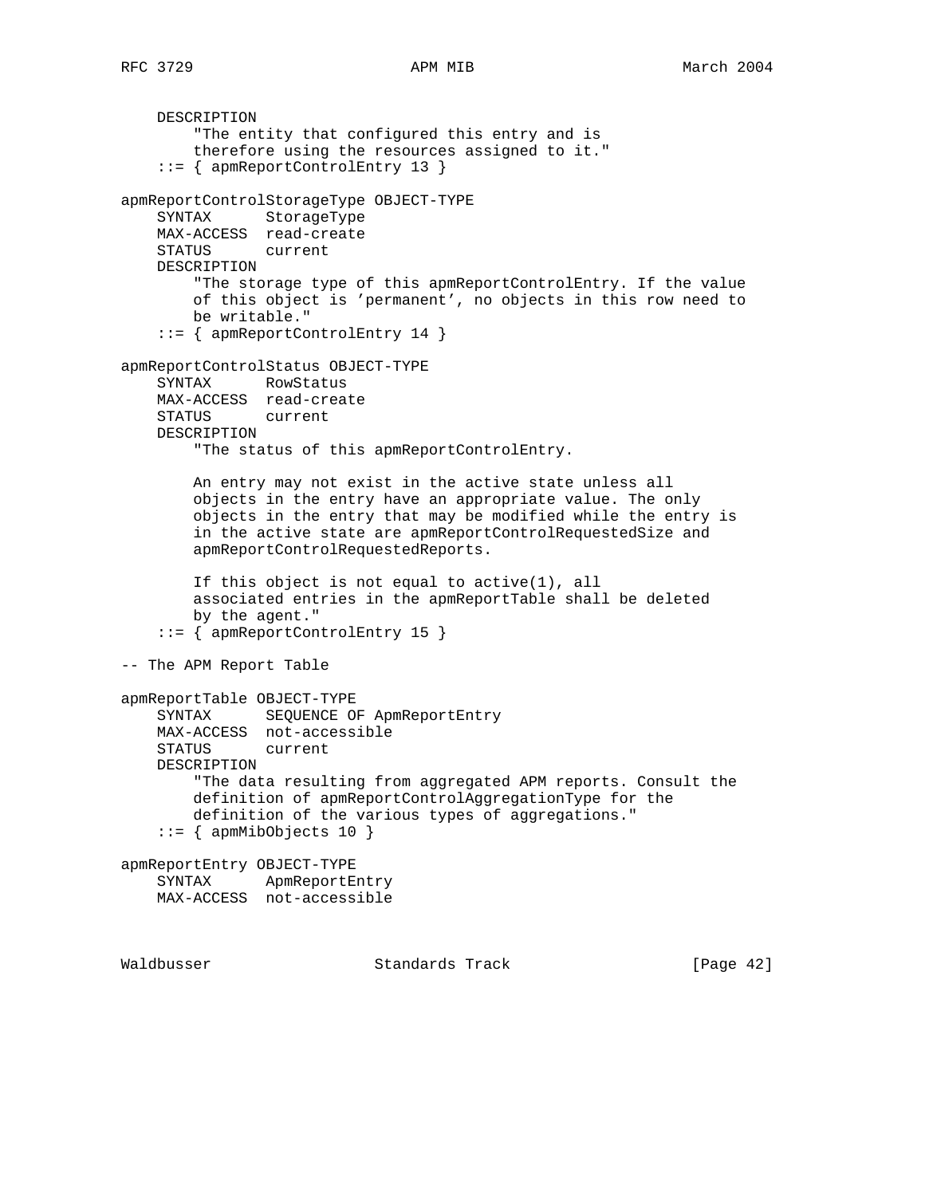```
    DESCRIPTION
        "The entity that configured this entry and is
        therefore using the resources assigned to it."
    ::= { apmReportControlEntry 13 }

apmReportControlStorageType OBJECT-TYPE
    SYNTAX      StorageType
    MAX-ACCESS  read-create
    STATUS      current
    DESCRIPTION
        "The storage type of this apmReportControlEntry. If the value
        of this object is 'permanent', no objects in this row need to
        be writable."
    ::= { apmReportControlEntry 14 }

apmReportControlStatus OBJECT-TYPE
    SYNTAX      RowStatus
    MAX-ACCESS  read-create
    STATUS      current
    DESCRIPTION
        "The status of this apmReportControlEntry.

        An entry may not exist in the active state unless all
        objects in the entry have an appropriate value. The only
        objects in the entry that may be modified while the entry is
        in the active state are apmReportControlRequestedSize and
        apmReportControlRequestedReports.

        If this object is not equal to active(1), all
        associated entries in the apmReportTable shall be deleted
        by the agent."
    ::= { apmReportControlEntry 15 }

-- The APM Report Table

apmReportTable OBJECT-TYPE
    SYNTAX      SEQUENCE OF ApmReportEntry
    MAX-ACCESS  not-accessible
    STATUS      current
    DESCRIPTION
        "The data resulting from aggregated APM reports. Consult the
        definition of apmReportControlAggregationType for the
        definition of the various types of aggregations."
    ::= { apmMibObjects 10 }

apmReportEntry OBJECT-TYPE
    SYNTAX      ApmReportEntry
    MAX-ACCESS  not-accessible
```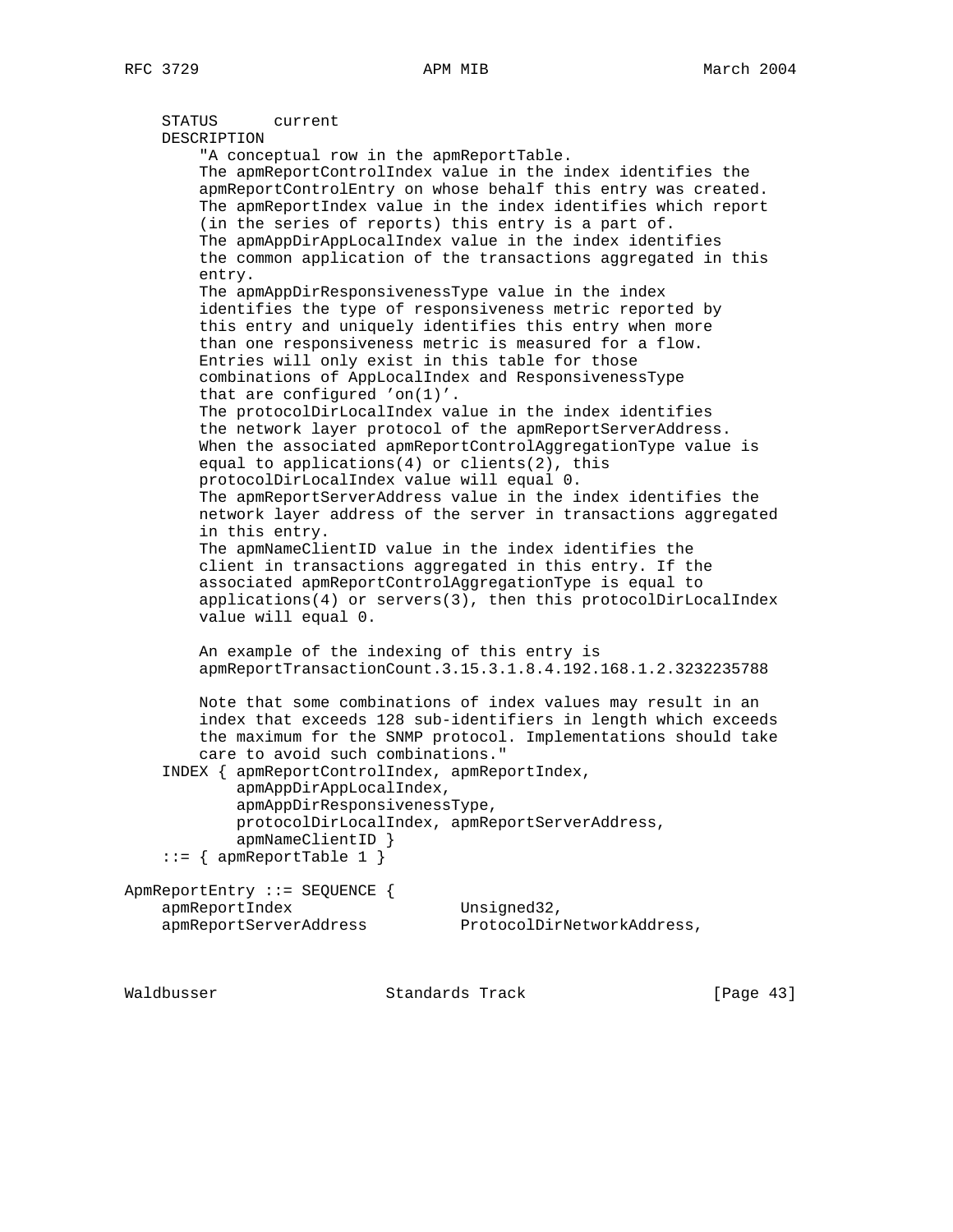```
    STATUS      current
    DESCRIPTION
        "A conceptual row in the apmReportTable.
        The apmReportControlIndex value in the index identifies the
        apmReportControlEntry on whose behalf this entry was created.
        The apmReportIndex value in the index identifies which report
        (in the series of reports) this entry is a part of.
        The apmAppDirAppLocalIndex value in the index identifies
        the common application of the transactions aggregated in this
        entry.
        The apmAppDirResponsivenessType value in the index
        identifies the type of responsiveness metric reported by
        this entry and uniquely identifies this entry when more
        than one responsiveness metric is measured for a flow.
        Entries will only exist in this table for those
        combinations of AppLocalIndex and ResponsivenessType
        that are configured 'on(1)'.
        The protocolDirLocalIndex value in the index identifies
        the network layer protocol of the apmReportServerAddress.
        When the associated apmReportControlAggregationType value is
        equal to applications(4) or clients(2), this
        protocolDirLocalIndex value will equal 0.
        The apmReportServerAddress value in the index identifies the
        network layer address of the server in transactions aggregated
        in this entry.
        The apmNameClientID value in the index identifies the
        client in transactions aggregated in this entry. If the
        associated apmReportControlAggregationType is equal to
        applications(4) or servers(3), then this protocolDirLocalIndex
        value will equal 0.

        An example of the indexing of this entry is
        apmReportTransactionCount.3.15.3.1.8.4.192.168.1.2.3232235788

        Note that some combinations of index values may result in an
        index that exceeds 128 sub-identifiers in length which exceeds
        the maximum for the SNMP protocol. Implementations should take
        care to avoid such combinations."
    INDEX { apmReportControlIndex, apmReportIndex,
            apmAppDirAppLocalIndex,
            apmAppDirResponsivenessType,
            protocolDirLocalIndex, apmReportServerAddress,
            apmNameClientID }
    ::= { apmReportTable 1 }

ApmReportEntry ::= SEQUENCE {
    apmReportIndex                  Unsigned32,
    apmReportServerAddress          ProtocolDirNetworkAddress,
```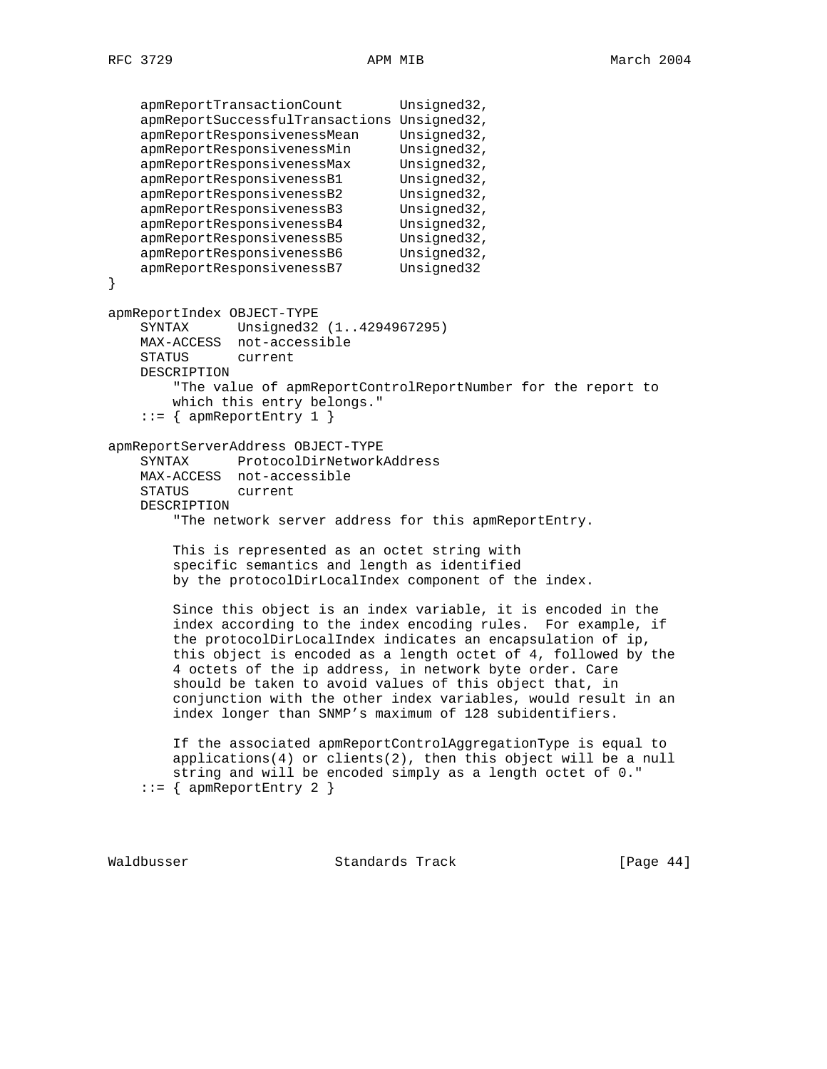```
    apmReportTransactionCount       Unsigned32,
    apmReportSuccessfulTransactions Unsigned32,
    apmReportResponsivenessMean     Unsigned32,
    apmReportResponsivenessMin      Unsigned32,
    apmReportResponsivenessMax      Unsigned32,
    apmReportResponsivenessB1       Unsigned32,
    apmReportResponsivenessB2       Unsigned32,
    apmReportResponsivenessB3       Unsigned32,
    apmReportResponsivenessB4       Unsigned32,
    apmReportResponsivenessB5       Unsigned32,
    apmReportResponsivenessB6       Unsigned32,
    apmReportResponsivenessB7       Unsigned32
}

apmReportIndex OBJECT-TYPE
    SYNTAX      Unsigned32 (1..4294967295)
    MAX-ACCESS  not-accessible
    STATUS      current
    DESCRIPTION
        "The value of apmReportControlReportNumber for the report to
        which this entry belongs."
    ::= { apmReportEntry 1 }

apmReportServerAddress OBJECT-TYPE
    SYNTAX      ProtocolDirNetworkAddress
    MAX-ACCESS  not-accessible
    STATUS      current
    DESCRIPTION
        "The network server address for this apmReportEntry.

        This is represented as an octet string with
        specific semantics and length as identified
        by the protocolDirLocalIndex component of the index.

        Since this object is an index variable, it is encoded in the
        index according to the index encoding rules.  For example, if
        the protocolDirLocalIndex indicates an encapsulation of ip,
        this object is encoded as a length octet of 4, followed by the
        4 octets of the ip address, in network byte order. Care
        should be taken to avoid values of this object that, in
        conjunction with the other index variables, would result in an
        index longer than SNMP's maximum of 128 subidentifiers.

        If the associated apmReportControlAggregationType is equal to
        applications(4) or clients(2), then this object will be a null
        string and will be encoded simply as a length octet of 0."
    ::= { apmReportEntry 2 }
```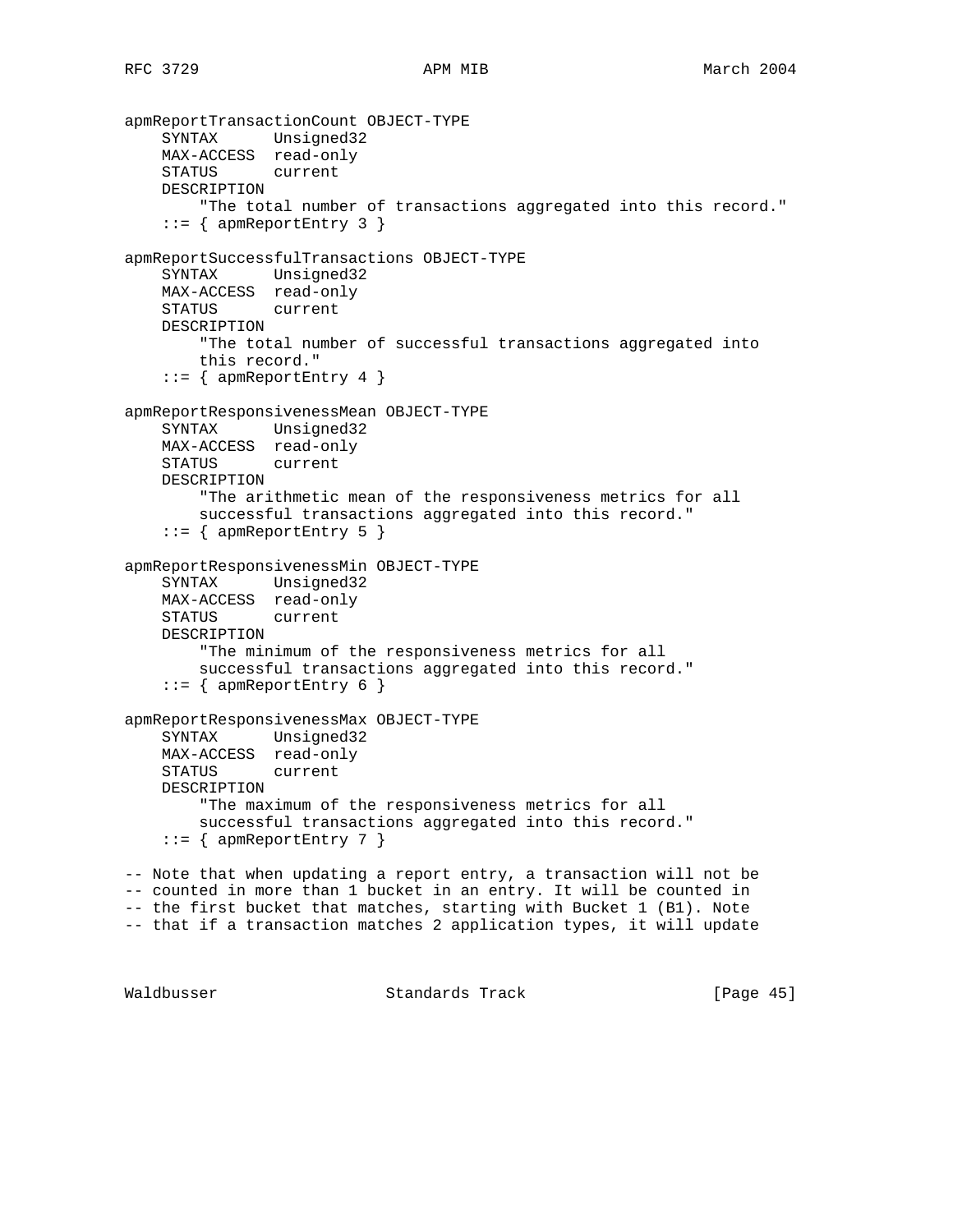```
apmReportTransactionCount OBJECT-TYPE
    SYNTAX      Unsigned32
    MAX-ACCESS  read-only
    STATUS      current
    DESCRIPTION
        "The total number of transactions aggregated into this record."
    ::= { apmReportEntry 3 }

apmReportSuccessfulTransactions OBJECT-TYPE
    SYNTAX      Unsigned32
    MAX-ACCESS  read-only
    STATUS      current
    DESCRIPTION
        "The total number of successful transactions aggregated into
        this record."
    ::= { apmReportEntry 4 }

apmReportResponsivenessMean OBJECT-TYPE
    SYNTAX      Unsigned32
    MAX-ACCESS  read-only
    STATUS      current
    DESCRIPTION
        "The arithmetic mean of the responsiveness metrics for all
        successful transactions aggregated into this record."
    ::= { apmReportEntry 5 }

apmReportResponsivenessMin OBJECT-TYPE
    SYNTAX      Unsigned32
    MAX-ACCESS  read-only
    STATUS      current
    DESCRIPTION
        "The minimum of the responsiveness metrics for all
        successful transactions aggregated into this record."
    ::= { apmReportEntry 6 }

apmReportResponsivenessMax OBJECT-TYPE
    SYNTAX      Unsigned32
    MAX-ACCESS  read-only
    STATUS      current
    DESCRIPTION
        "The maximum of the responsiveness metrics for all
        successful transactions aggregated into this record."
    ::= { apmReportEntry 7 }

-- Note that when updating a report entry, a transaction will not be
-- counted in more than 1 bucket in an entry. It will be counted in
-- the first bucket that matches, starting with Bucket 1 (B1). Note
-- that if a transaction matches 2 application types, it will update
```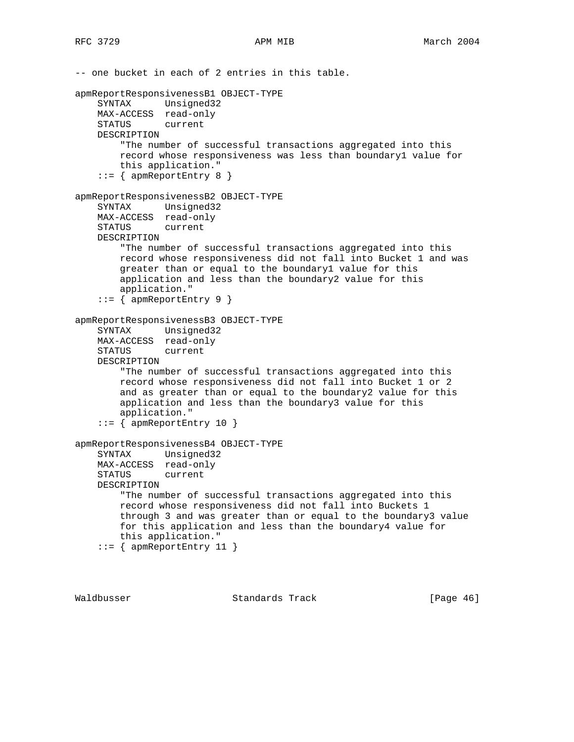```
-- one bucket in each of 2 entries in this table.

apmReportResponsivenessB1 OBJECT-TYPE
    SYNTAX      Unsigned32
    MAX-ACCESS  read-only
    STATUS      current
    DESCRIPTION
        "The number of successful transactions aggregated into this
        record whose responsiveness was less than boundary1 value for
        this application."
    ::= { apmReportEntry 8 }

apmReportResponsivenessB2 OBJECT-TYPE
    SYNTAX      Unsigned32
    MAX-ACCESS  read-only
    STATUS      current
    DESCRIPTION
        "The number of successful transactions aggregated into this
        record whose responsiveness did not fall into Bucket 1 and was
        greater than or equal to the boundary1 value for this
        application and less than the boundary2 value for this
        application."
    ::= { apmReportEntry 9 }

apmReportResponsivenessB3 OBJECT-TYPE
    SYNTAX      Unsigned32
    MAX-ACCESS  read-only
    STATUS      current
    DESCRIPTION
        "The number of successful transactions aggregated into this
        record whose responsiveness did not fall into Bucket 1 or 2
        and as greater than or equal to the boundary2 value for this
        application and less than the boundary3 value for this
        application."
    ::= { apmReportEntry 10 }

apmReportResponsivenessB4 OBJECT-TYPE
    SYNTAX      Unsigned32
    MAX-ACCESS  read-only
    STATUS      current
    DESCRIPTION
        "The number of successful transactions aggregated into this
        record whose responsiveness did not fall into Buckets 1
        through 3 and was greater than or equal to the boundary3 value
        for this application and less than the boundary4 value for
        this application."
    ::= { apmReportEntry 11 }
```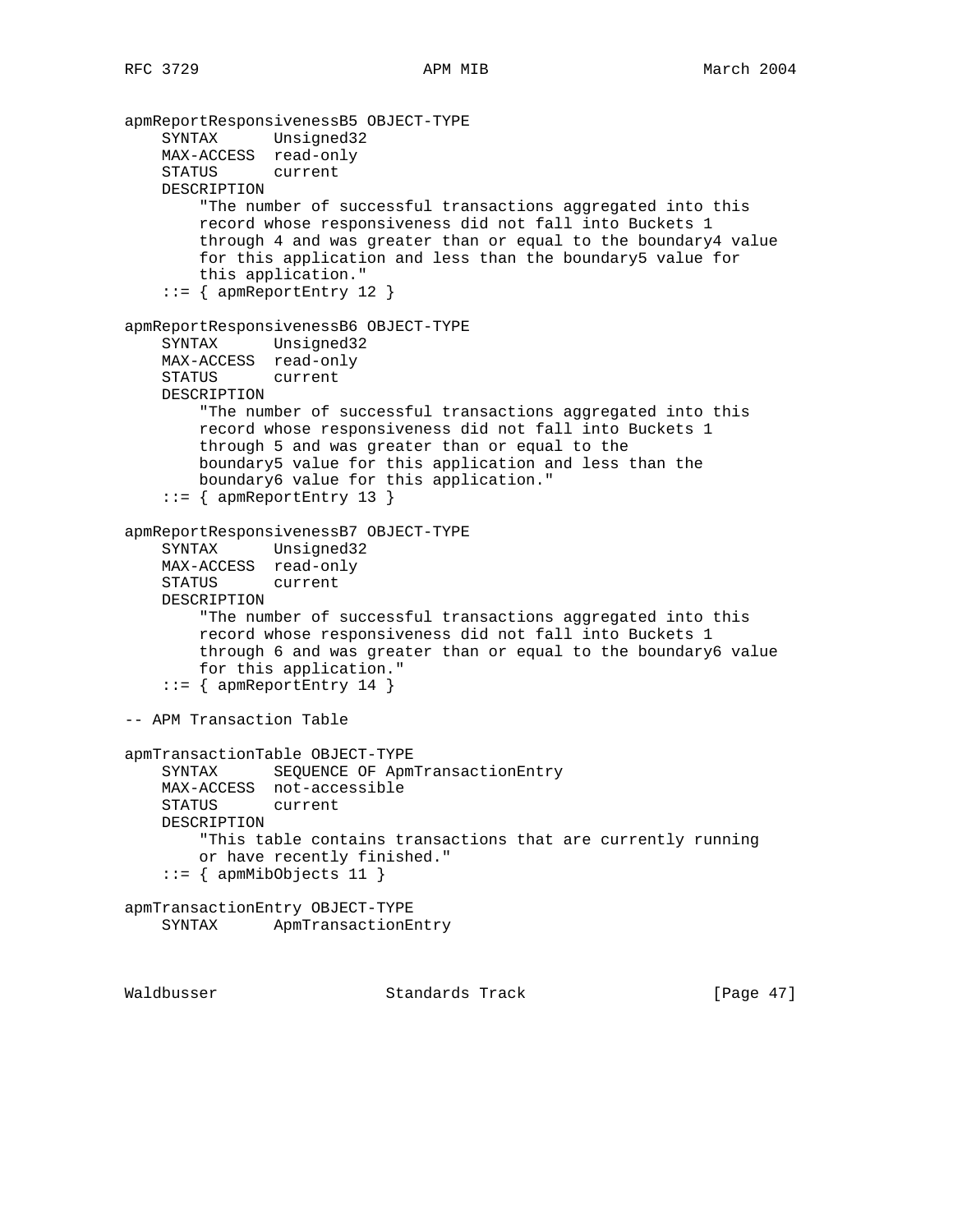```
apmReportResponsivenessB5 OBJECT-TYPE
    SYNTAX      Unsigned32
    MAX-ACCESS  read-only
    STATUS      current
    DESCRIPTION
        "The number of successful transactions aggregated into this
        record whose responsiveness did not fall into Buckets 1
        through 4 and was greater than or equal to the boundary4 value
        for this application and less than the boundary5 value for
        this application."
    ::= { apmReportEntry 12 }

apmReportResponsivenessB6 OBJECT-TYPE
    SYNTAX      Unsigned32
    MAX-ACCESS  read-only
    STATUS      current
    DESCRIPTION
        "The number of successful transactions aggregated into this
        record whose responsiveness did not fall into Buckets 1
        through 5 and was greater than or equal to the
        boundary5 value for this application and less than the
        boundary6 value for this application."
    ::= { apmReportEntry 13 }

apmReportResponsivenessB7 OBJECT-TYPE
    SYNTAX      Unsigned32
    MAX-ACCESS  read-only
    STATUS      current
    DESCRIPTION
        "The number of successful transactions aggregated into this
        record whose responsiveness did not fall into Buckets 1
        through 6 and was greater than or equal to the boundary6 value
        for this application."
    ::= { apmReportEntry 14 }

-- APM Transaction Table

apmTransactionTable OBJECT-TYPE
    SYNTAX      SEQUENCE OF ApmTransactionEntry
    MAX-ACCESS  not-accessible
    STATUS      current
    DESCRIPTION
        "This table contains transactions that are currently running
        or have recently finished."
    ::= { apmMibObjects 11 }

apmTransactionEntry OBJECT-TYPE
    SYNTAX      ApmTransactionEntry
```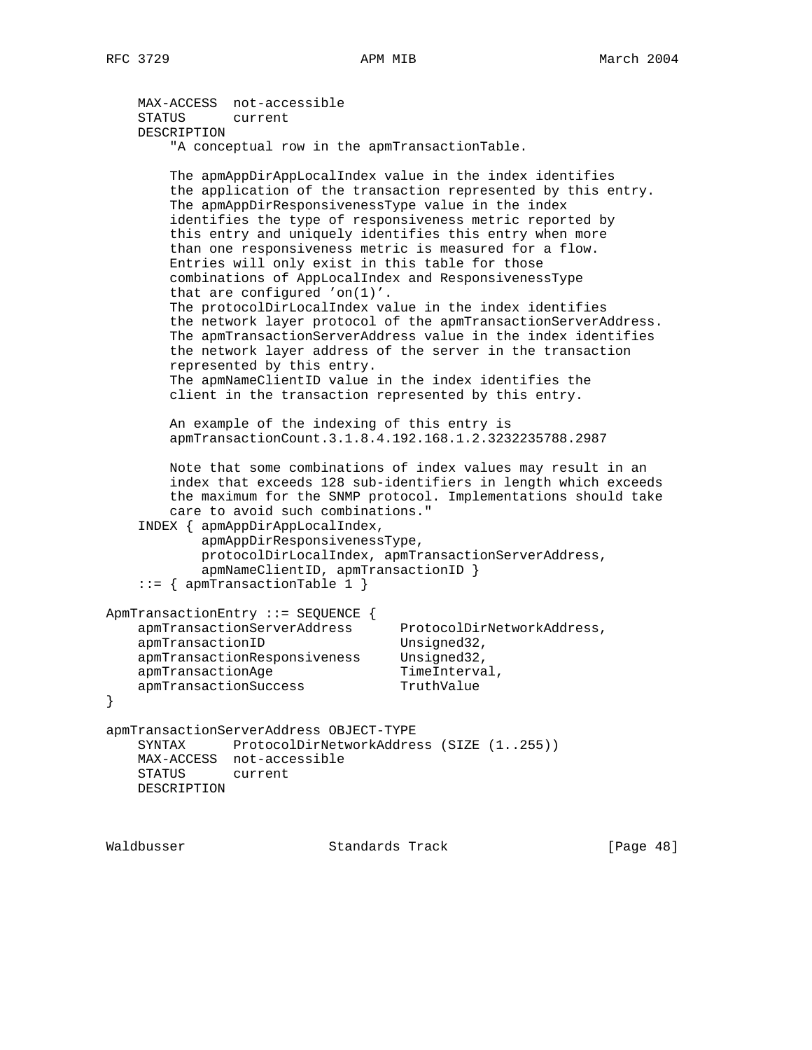```
    MAX-ACCESS  not-accessible
    STATUS      current
    DESCRIPTION
        "A conceptual row in the apmTransactionTable.

        The apmAppDirAppLocalIndex value in the index identifies
        the application of the transaction represented by this entry.
        The apmAppDirResponsivenessType value in the index
        identifies the type of responsiveness metric reported by
        this entry and uniquely identifies this entry when more
        than one responsiveness metric is measured for a flow.
        Entries will only exist in this table for those
        combinations of AppLocalIndex and ResponsivenessType
        that are configured 'on(1)'.
        The protocolDirLocalIndex value in the index identifies
        the network layer protocol of the apmTransactionServerAddress.
        The apmTransactionServerAddress value in the index identifies
        the network layer address of the server in the transaction
        represented by this entry.
        The apmNameClientID value in the index identifies the
        client in the transaction represented by this entry.

        An example of the indexing of this entry is
        apmTransactionCount.3.1.8.4.192.168.1.2.3232235788.2987

        Note that some combinations of index values may result in an
        index that exceeds 128 sub-identifiers in length which exceeds
        the maximum for the SNMP protocol. Implementations should take
        care to avoid such combinations."
    INDEX { apmAppDirAppLocalIndex,
            apmAppDirResponsivenessType,
            protocolDirLocalIndex, apmTransactionServerAddress,
            apmNameClientID, apmTransactionID }
    ::= { apmTransactionTable 1 }

ApmTransactionEntry ::= SEQUENCE {
    apmTransactionServerAddress      ProtocolDirNetworkAddress,
    apmTransactionID                 Unsigned32,
    apmTransactionResponsiveness     Unsigned32,
    apmTransactionAge                TimeInterval,
    apmTransactionSuccess            TruthValue
}

apmTransactionServerAddress OBJECT-TYPE
    SYNTAX      ProtocolDirNetworkAddress (SIZE (1..255))
    MAX-ACCESS  not-accessible
    STATUS      current
    DESCRIPTION
```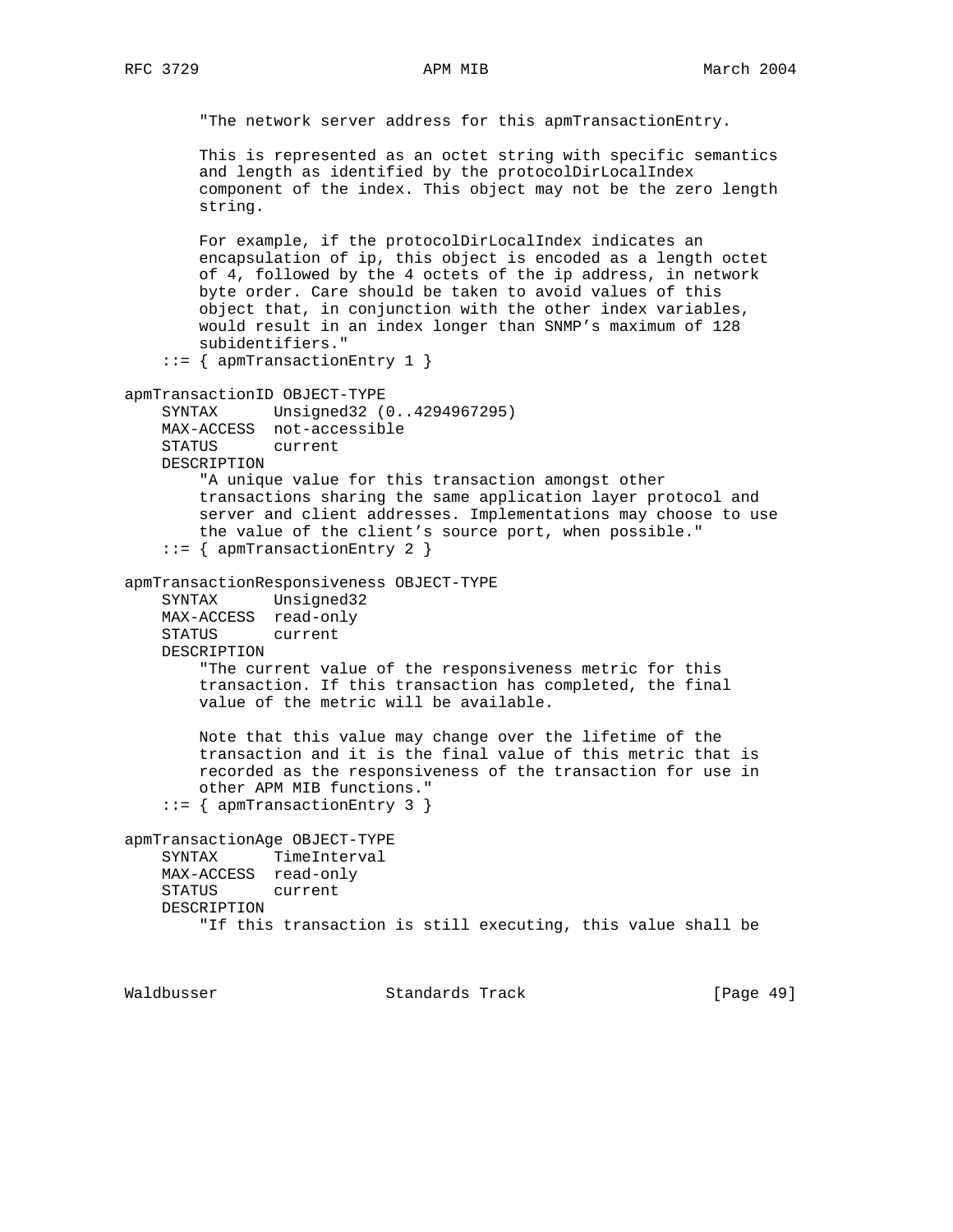```
        "The network server address for this apmTransactionEntry.

        This is represented as an octet string with specific semantics
        and length as identified by the protocolDirLocalIndex
        component of the index. This object may not be the zero length
        string.

        For example, if the protocolDirLocalIndex indicates an
        encapsulation of ip, this object is encoded as a length octet
        of 4, followed by the 4 octets of the ip address, in network
        byte order. Care should be taken to avoid values of this
        object that, in conjunction with the other index variables,
        would result in an index longer than SNMP's maximum of 128
        subidentifiers."
    ::= { apmTransactionEntry 1 }

apmTransactionID OBJECT-TYPE
    SYNTAX      Unsigned32 (0..4294967295)
    MAX-ACCESS  not-accessible
    STATUS      current
    DESCRIPTION
        "A unique value for this transaction amongst other
        transactions sharing the same application layer protocol and
        server and client addresses. Implementations may choose to use
        the value of the client's source port, when possible."
    ::= { apmTransactionEntry 2 }

apmTransactionResponsiveness OBJECT-TYPE
    SYNTAX      Unsigned32
    MAX-ACCESS  read-only
    STATUS      current
    DESCRIPTION
        "The current value of the responsiveness metric for this
        transaction. If this transaction has completed, the final
        value of the metric will be available.

        Note that this value may change over the lifetime of the
        transaction and it is the final value of this metric that is
        recorded as the responsiveness of the transaction for use in
        other APM MIB functions."
    ::= { apmTransactionEntry 3 }

apmTransactionAge OBJECT-TYPE
    SYNTAX      TimeInterval
    MAX-ACCESS  read-only
    STATUS      current
    DESCRIPTION
        "If this transaction is still executing, this value shall be
```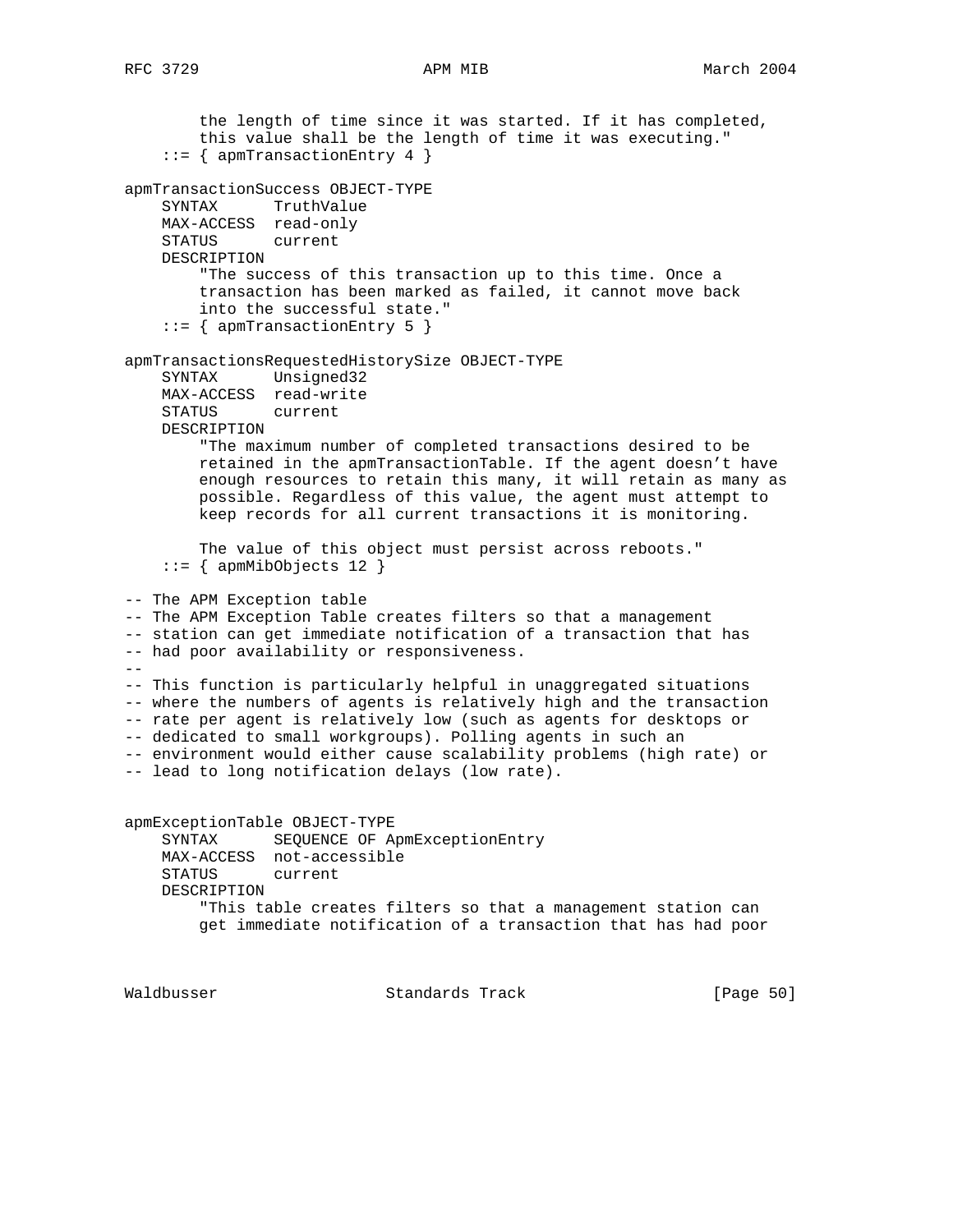```
        the length of time since it was started. If it has completed,
        this value shall be the length of time it was executing."
    ::= { apmTransactionEntry 4 }

apmTransactionSuccess OBJECT-TYPE
    SYNTAX      TruthValue
    MAX-ACCESS  read-only
    STATUS      current
    DESCRIPTION
        "The success of this transaction up to this time. Once a
        transaction has been marked as failed, it cannot move back
        into the successful state."
    ::= { apmTransactionEntry 5 }

apmTransactionsRequestedHistorySize OBJECT-TYPE
    SYNTAX      Unsigned32
    MAX-ACCESS  read-write
    STATUS      current
    DESCRIPTION
        "The maximum number of completed transactions desired to be
        retained in the apmTransactionTable. If the agent doesn't have
        enough resources to retain this many, it will retain as many as
        possible. Regardless of this value, the agent must attempt to
        keep records for all current transactions it is monitoring.

        The value of this object must persist across reboots."
    ::= { apmMibObjects 12 }

-- The APM Exception table
-- The APM Exception Table creates filters so that a management
-- station can get immediate notification of a transaction that has
-- had poor availability or responsiveness.
--
-- This function is particularly helpful in unaggregated situations
-- where the numbers of agents is relatively high and the transaction
-- rate per agent is relatively low (such as agents for desktops or
-- dedicated to small workgroups). Polling agents in such an
-- environment would either cause scalability problems (high rate) or
-- lead to long notification delays (low rate).


apmExceptionTable OBJECT-TYPE
    SYNTAX      SEQUENCE OF ApmExceptionEntry
    MAX-ACCESS  not-accessible
    STATUS      current
    DESCRIPTION
        "This table creates filters so that a management station can
        get immediate notification of a transaction that has had poor
```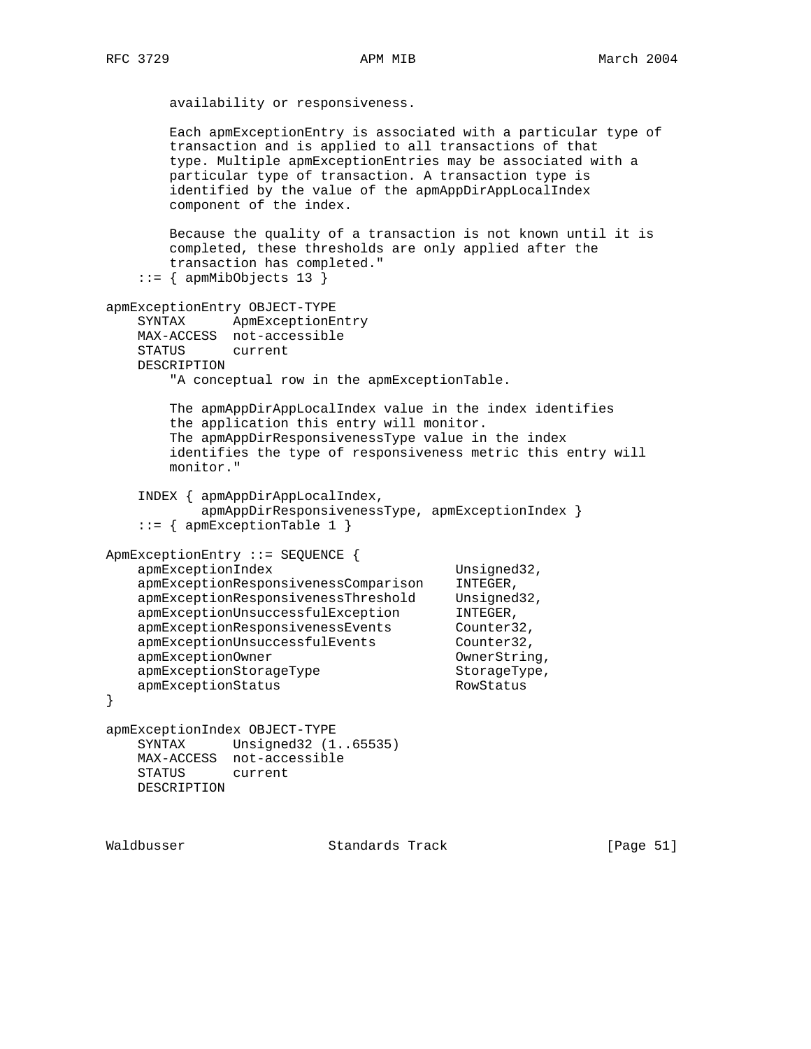```
        availability or responsiveness.

        Each apmExceptionEntry is associated with a particular type of
        transaction and is applied to all transactions of that
        type. Multiple apmExceptionEntries may be associated with a
        particular type of transaction. A transaction type is
        identified by the value of the apmAppDirAppLocalIndex
        component of the index.

        Because the quality of a transaction is not known until it is
        completed, these thresholds are only applied after the
        transaction has completed."
    ::= { apmMibObjects 13 }

apmExceptionEntry OBJECT-TYPE
    SYNTAX      ApmExceptionEntry
    MAX-ACCESS  not-accessible
    STATUS      current
    DESCRIPTION
        "A conceptual row in the apmExceptionTable.

        The apmAppDirAppLocalIndex value in the index identifies
        the application this entry will monitor.
        The apmAppDirResponsivenessType value in the index
        identifies the type of responsiveness metric this entry will
        monitor."

    INDEX { apmAppDirAppLocalIndex,
           apmAppDirResponsivenessType, apmExceptionIndex }
    ::= { apmExceptionTable 1 }

ApmExceptionEntry ::= SEQUENCE {
    apmExceptionIndex                       Unsigned32,
    apmExceptionResponsivenessComparison    INTEGER,
    apmExceptionResponsivenessThreshold     Unsigned32,
    apmExceptionUnsuccessfulException       INTEGER,
    apmExceptionResponsivenessEvents        Counter32,
    apmExceptionUnsuccessfulEvents          Counter32,
    apmExceptionOwner                       OwnerString,
    apmExceptionStorageType                 StorageType,
    apmExceptionStatus                      RowStatus
}

apmExceptionIndex OBJECT-TYPE
    SYNTAX      Unsigned32 (1..65535)
    MAX-ACCESS  not-accessible
    STATUS      current
    DESCRIPTION
```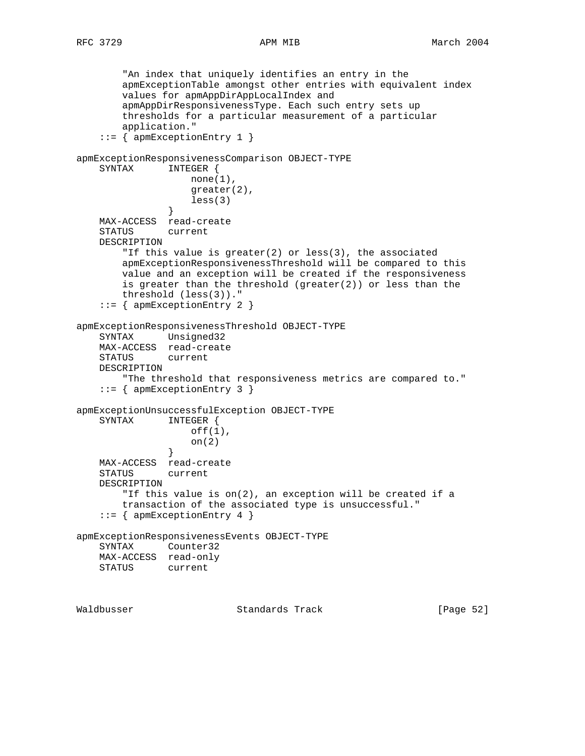```
        "An index that uniquely identifies an entry in the
        apmExceptionTable amongst other entries with equivalent index
        values for apmAppDirAppLocalIndex and
        apmAppDirResponsivenessType. Each such entry sets up
        thresholds for a particular measurement of a particular
        application."
    ::= { apmExceptionEntry 1 }

apmExceptionResponsivenessComparison OBJECT-TYPE
    SYNTAX      INTEGER {
                    none(1),
                    greater(2),
                    less(3)
                }
    MAX-ACCESS  read-create
    STATUS      current
    DESCRIPTION
        "If this value is greater(2) or less(3), the associated
        apmExceptionResponsivenessThreshold will be compared to this
        value and an exception will be created if the responsiveness
        is greater than the threshold (greater(2)) or less than the
        threshold (less(3))."
    ::= { apmExceptionEntry 2 }

apmExceptionResponsivenessThreshold OBJECT-TYPE
    SYNTAX      Unsigned32
    MAX-ACCESS  read-create
    STATUS      current
    DESCRIPTION
        "The threshold that responsiveness metrics are compared to."
    ::= { apmExceptionEntry 3 }

apmExceptionUnsuccessfulException OBJECT-TYPE
    SYNTAX      INTEGER {
                    off(1),
                    on(2)
                }
    MAX-ACCESS  read-create
    STATUS      current
    DESCRIPTION
        "If this value is on(2), an exception will be created if a
        transaction of the associated type is unsuccessful."
    ::= { apmExceptionEntry 4 }

apmExceptionResponsivenessEvents OBJECT-TYPE
    SYNTAX      Counter32
    MAX-ACCESS  read-only
    STATUS      current
```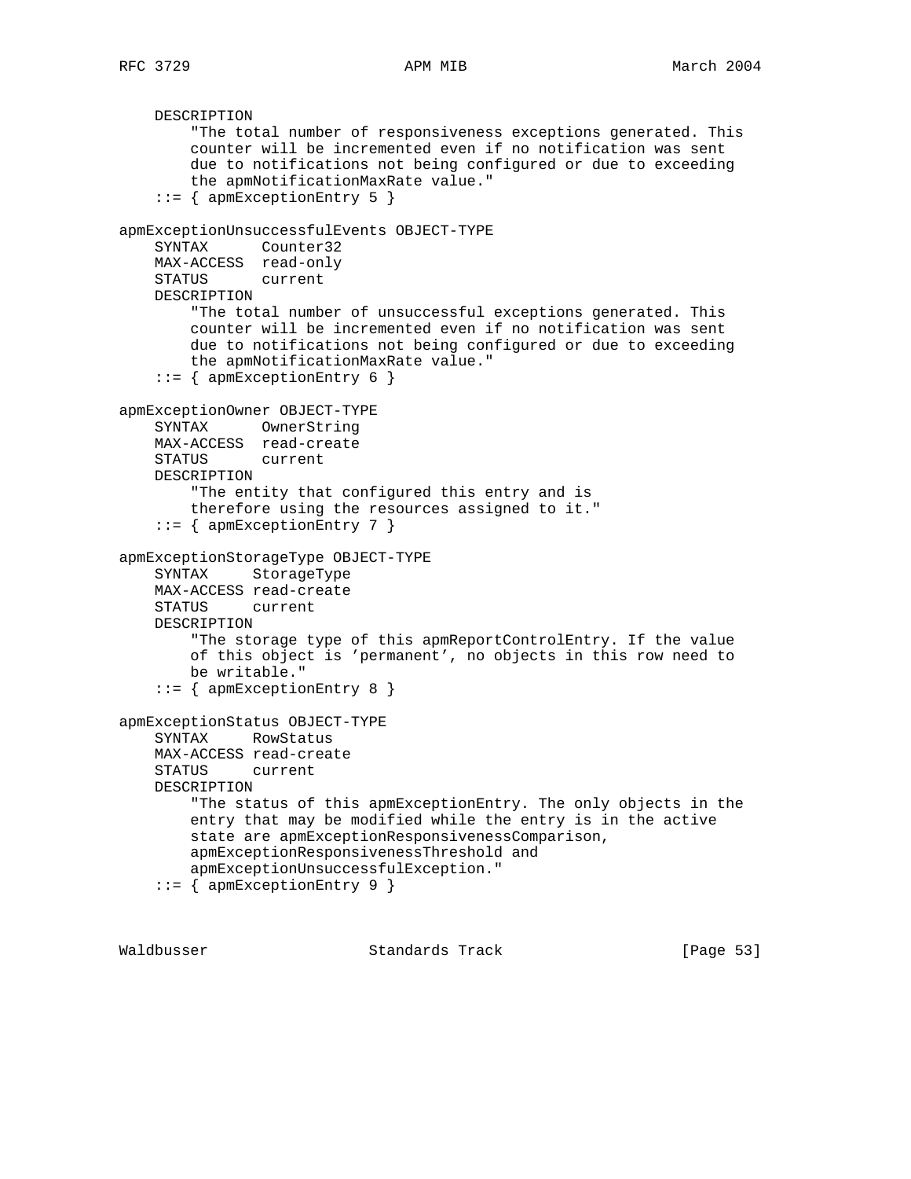```
    DESCRIPTION
        "The total number of responsiveness exceptions generated. This
        counter will be incremented even if no notification was sent
        due to notifications not being configured or due to exceeding
        the apmNotificationMaxRate value."
    ::= { apmExceptionEntry 5 }

apmExceptionUnsuccessfulEvents OBJECT-TYPE
    SYNTAX      Counter32
    MAX-ACCESS  read-only
    STATUS      current
    DESCRIPTION
        "The total number of unsuccessful exceptions generated. This
        counter will be incremented even if no notification was sent
        due to notifications not being configured or due to exceeding
        the apmNotificationMaxRate value."
    ::= { apmExceptionEntry 6 }

apmExceptionOwner OBJECT-TYPE
    SYNTAX      OwnerString
    MAX-ACCESS  read-create
    STATUS      current
    DESCRIPTION
        "The entity that configured this entry and is
        therefore using the resources assigned to it."
    ::= { apmExceptionEntry 7 }

apmExceptionStorageType OBJECT-TYPE
    SYNTAX     StorageType
    MAX-ACCESS read-create
    STATUS     current
    DESCRIPTION
        "The storage type of this apmReportControlEntry. If the value
        of this object is 'permanent', no objects in this row need to
        be writable."
    ::= { apmExceptionEntry 8 }

apmExceptionStatus OBJECT-TYPE
    SYNTAX     RowStatus
    MAX-ACCESS read-create
    STATUS     current
    DESCRIPTION
        "The status of this apmExceptionEntry. The only objects in the
        entry that may be modified while the entry is in the active
        state are apmExceptionResponsivenessComparison,
        apmExceptionResponsivenessThreshold and
        apmExceptionUnsuccessfulException."
    ::= { apmExceptionEntry 9 }
```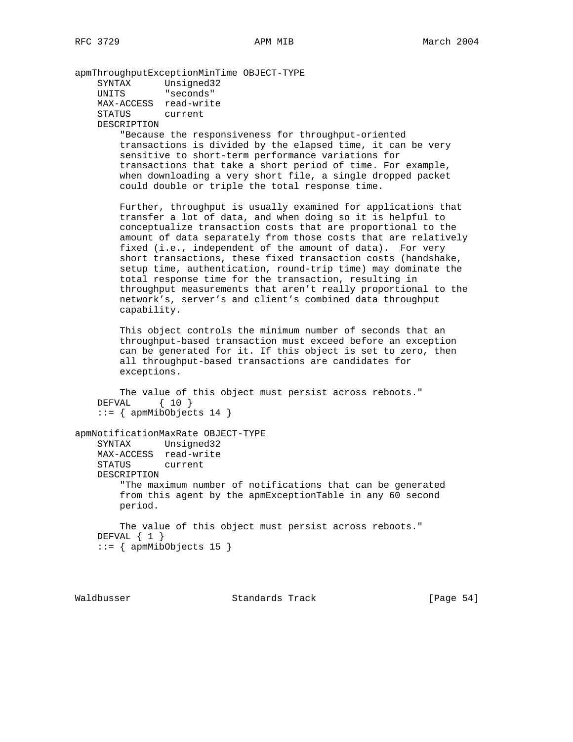```
apmThroughputExceptionMinTime OBJECT-TYPE
    SYNTAX      Unsigned32
    UNITS       "seconds"
    MAX-ACCESS  read-write
    STATUS      current
    DESCRIPTION
        "Because the responsiveness for throughput-oriented
        transactions is divided by the elapsed time, it can be very
        sensitive to short-term performance variations for
        transactions that take a short period of time. For example,
        when downloading a very short file, a single dropped packet
        could double or triple the total response time.

        Further, throughput is usually examined for applications that
        transfer a lot of data, and when doing so it is helpful to
        conceptualize transaction costs that are proportional to the
        amount of data separately from those costs that are relatively
        fixed (i.e., independent of the amount of data).  For very
        short transactions, these fixed transaction costs (handshake,
        setup time, authentication, round-trip time) may dominate the
        total response time for the transaction, resulting in
        throughput measurements that aren't really proportional to the
        network's, server's and client's combined data throughput
        capability.

        This object controls the minimum number of seconds that an
        throughput-based transaction must exceed before an exception
        can be generated for it. If this object is set to zero, then
        all throughput-based transactions are candidates for
        exceptions.

        The value of this object must persist across reboots."
    DEFVAL     { 10 }
    ::= { apmMibObjects 14 }

apmNotificationMaxRate OBJECT-TYPE
    SYNTAX      Unsigned32
    MAX-ACCESS  read-write
    STATUS      current
    DESCRIPTION
        "The maximum number of notifications that can be generated
        from this agent by the apmExceptionTable in any 60 second
        period.

        The value of this object must persist across reboots."
    DEFVAL { 1 }
    ::= { apmMibObjects 15 }
```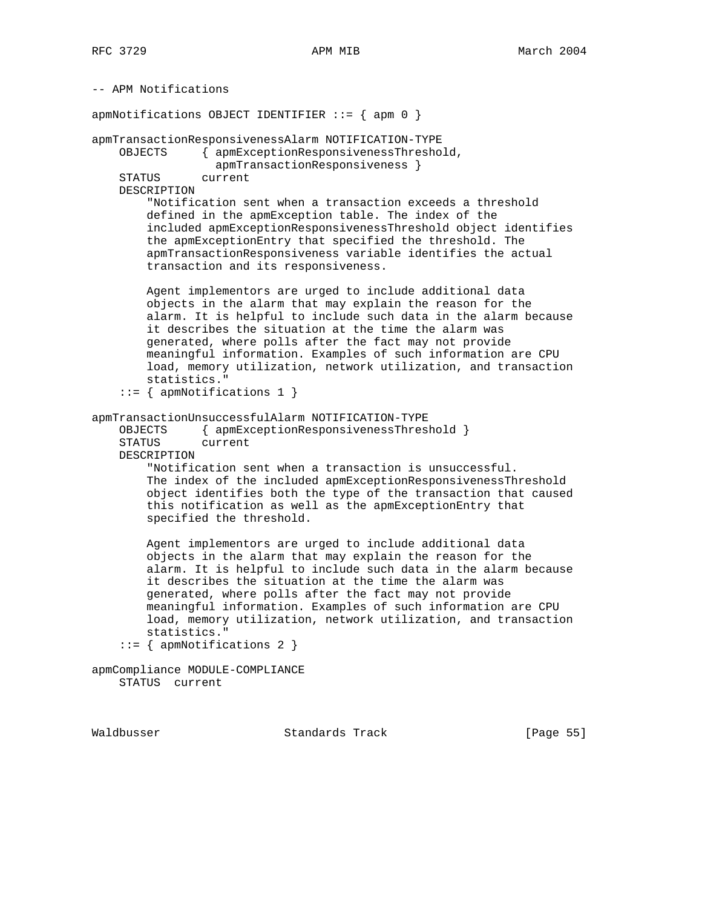```
-- APM Notifications

apmNotifications OBJECT IDENTIFIER ::= { apm 0 }

apmTransactionResponsivenessAlarm NOTIFICATION-TYPE
    OBJECTS     { apmExceptionResponsivenessThreshold,
                  apmTransactionResponsiveness }
    STATUS      current
    DESCRIPTION
        "Notification sent when a transaction exceeds a threshold
        defined in the apmException table. The index of the
        included apmExceptionResponsivenessThreshold object identifies
        the apmExceptionEntry that specified the threshold. The
        apmTransactionResponsiveness variable identifies the actual
        transaction and its responsiveness.

        Agent implementors are urged to include additional data
        objects in the alarm that may explain the reason for the
        alarm. It is helpful to include such data in the alarm because
        it describes the situation at the time the alarm was
        generated, where polls after the fact may not provide
        meaningful information. Examples of such information are CPU
        load, memory utilization, network utilization, and transaction
        statistics."
    ::= { apmNotifications 1 }

apmTransactionUnsuccessfulAlarm NOTIFICATION-TYPE
    OBJECTS     { apmExceptionResponsivenessThreshold }
    STATUS      current
    DESCRIPTION
        "Notification sent when a transaction is unsuccessful.
        The index of the included apmExceptionResponsivenessThreshold
        object identifies both the type of the transaction that caused
        this notification as well as the apmExceptionEntry that
        specified the threshold.

        Agent implementors are urged to include additional data
        objects in the alarm that may explain the reason for the
        alarm. It is helpful to include such data in the alarm because
        it describes the situation at the time the alarm was
        generated, where polls after the fact may not provide
        meaningful information. Examples of such information are CPU
        load, memory utilization, network utilization, and transaction
        statistics."
    ::= { apmNotifications 2 }

apmCompliance MODULE-COMPLIANCE
    STATUS  current
```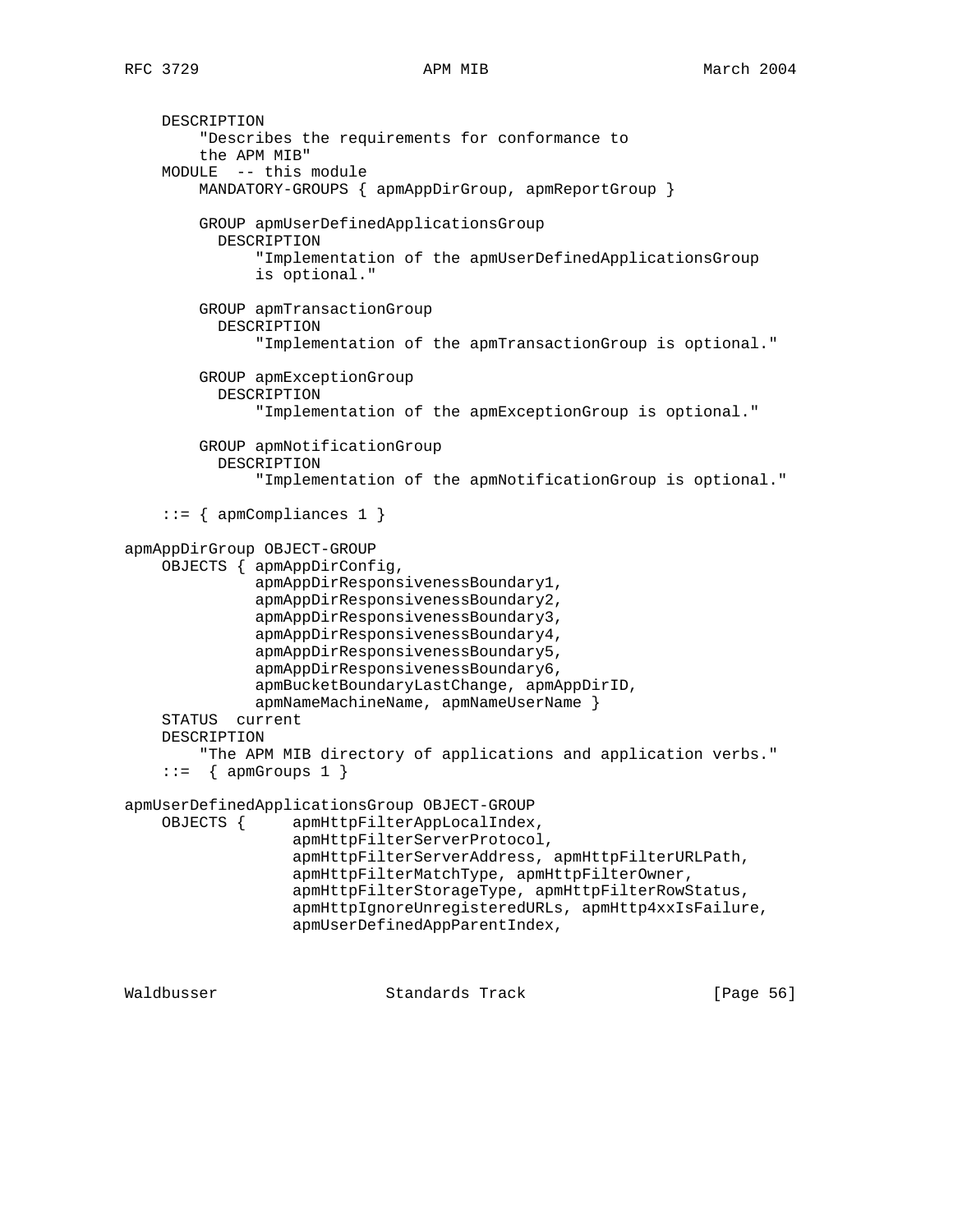```
    DESCRIPTION
        "Describes the requirements for conformance to
        the APM MIB"
    MODULE  -- this module
        MANDATORY-GROUPS { apmAppDirGroup, apmReportGroup }

        GROUP apmUserDefinedApplicationsGroup
          DESCRIPTION
              "Implementation of the apmUserDefinedApplicationsGroup
              is optional."

        GROUP apmTransactionGroup
          DESCRIPTION
              "Implementation of the apmTransactionGroup is optional."

        GROUP apmExceptionGroup
          DESCRIPTION
              "Implementation of the apmExceptionGroup is optional."

        GROUP apmNotificationGroup
          DESCRIPTION
              "Implementation of the apmNotificationGroup is optional."

    ::= { apmCompliances 1 }

apmAppDirGroup OBJECT-GROUP
    OBJECTS { apmAppDirConfig,
              apmAppDirResponsivenessBoundary1,
              apmAppDirResponsivenessBoundary2,
              apmAppDirResponsivenessBoundary3,
              apmAppDirResponsivenessBoundary4,
              apmAppDirResponsivenessBoundary5,
              apmAppDirResponsivenessBoundary6,
              apmBucketBoundaryLastChange, apmAppDirID,
              apmNameMachineName, apmNameUserName }
    STATUS  current
    DESCRIPTION
        "The APM MIB directory of applications and application verbs."
    ::=  { apmGroups 1 }

apmUserDefinedApplicationsGroup OBJECT-GROUP
    OBJECTS {     apmHttpFilterAppLocalIndex,
                  apmHttpFilterServerProtocol,
                  apmHttpFilterServerAddress, apmHttpFilterURLPath,
                  apmHttpFilterMatchType, apmHttpFilterOwner,
                  apmHttpFilterStorageType, apmHttpFilterRowStatus,
                  apmHttpIgnoreUnregisteredURLs, apmHttp4xxIsFailure,
                  apmUserDefinedAppParentIndex,
```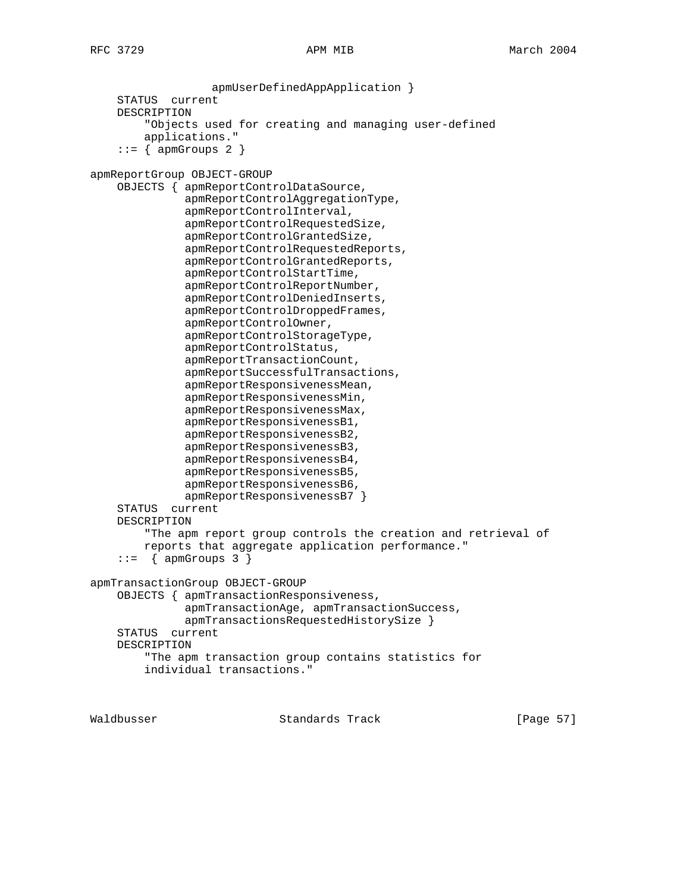```
                  apmUserDefinedAppApplication }
    STATUS  current
    DESCRIPTION
        "Objects used for creating and managing user-defined
        applications."
    ::= { apmGroups 2 }

apmReportGroup OBJECT-GROUP
    OBJECTS { apmReportControlDataSource,
              apmReportControlAggregationType,
              apmReportControlInterval,
              apmReportControlRequestedSize,
              apmReportControlGrantedSize,
              apmReportControlRequestedReports,
              apmReportControlGrantedReports,
              apmReportControlStartTime,
              apmReportControlReportNumber,
              apmReportControlDeniedInserts,
              apmReportControlDroppedFrames,
              apmReportControlOwner,
              apmReportControlStorageType,
              apmReportControlStatus,
              apmReportTransactionCount,
              apmReportSuccessfulTransactions,
              apmReportResponsivenessMean,
              apmReportResponsivenessMin,
              apmReportResponsivenessMax,
              apmReportResponsivenessB1,
              apmReportResponsivenessB2,
              apmReportResponsivenessB3,
              apmReportResponsivenessB4,
              apmReportResponsivenessB5,
              apmReportResponsivenessB6,
              apmReportResponsivenessB7 }
    STATUS  current
    DESCRIPTION
        "The apm report group controls the creation and retrieval of
        reports that aggregate application performance."
    ::=  { apmGroups 3 }

apmTransactionGroup OBJECT-GROUP
    OBJECTS { apmTransactionResponsiveness,
              apmTransactionAge, apmTransactionSuccess,
              apmTransactionsRequestedHistorySize }
    STATUS  current
    DESCRIPTION
        "The apm transaction group contains statistics for
        individual transactions."
```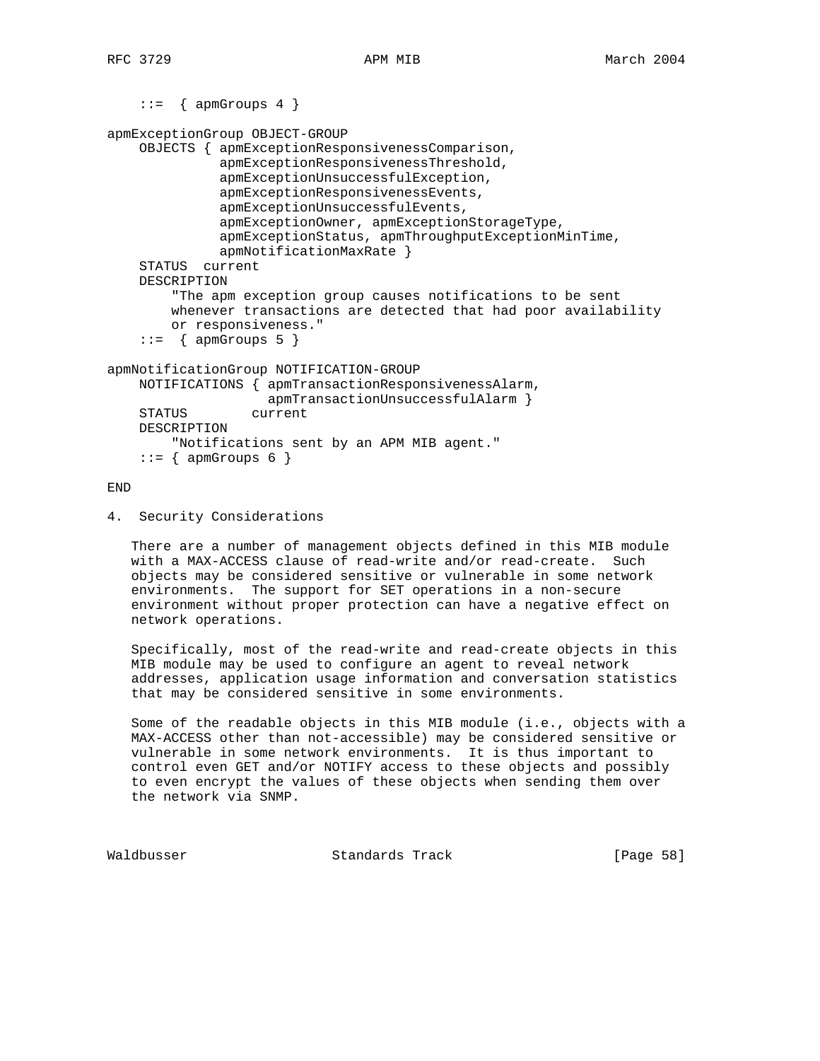```
    ::=  { apmGroups 4 }

apmExceptionGroup OBJECT-GROUP
    OBJECTS { apmExceptionResponsivenessComparison,
              apmExceptionResponsivenessThreshold,
              apmExceptionUnsuccessfulException,
              apmExceptionResponsivenessEvents,
              apmExceptionUnsuccessfulEvents,
              apmExceptionOwner, apmExceptionStorageType,
              apmExceptionStatus, apmThroughputExceptionMinTime,
              apmNotificationMaxRate }
    STATUS  current
    DESCRIPTION
        "The apm exception group causes notifications to be sent
        whenever transactions are detected that had poor availability
        or responsiveness."
    ::=  { apmGroups 5 }

apmNotificationGroup NOTIFICATION-GROUP
    NOTIFICATIONS { apmTransactionResponsivenessAlarm,
                    apmTransactionUnsuccessfulAlarm }
    STATUS        current
    DESCRIPTION
        "Notifications sent by an APM MIB agent."
    ::= { apmGroups 6 }

END
```

## 4. Security Considerations

There are a number of management objects defined in this MIB module with a MAX-ACCESS clause of read-write and/or read-create. Such objects may be considered sensitive or vulnerable in some network environments. The support for SET operations in a non-secure environment without proper protection can have a negative effect on network operations.

Specifically, most of the read-write and read-create objects in this MIB module may be used to configure an agent to reveal network addresses, application usage information and conversation statistics that may be considered sensitive in some environments.

Some of the readable objects in this MIB module (i.e., objects with a MAX-ACCESS other than not-accessible) may be considered sensitive or vulnerable in some network environments. It is thus important to control even GET and/or NOTIFY access to these objects and possibly to even encrypt the values of these objects when sending them over the network via SNMP.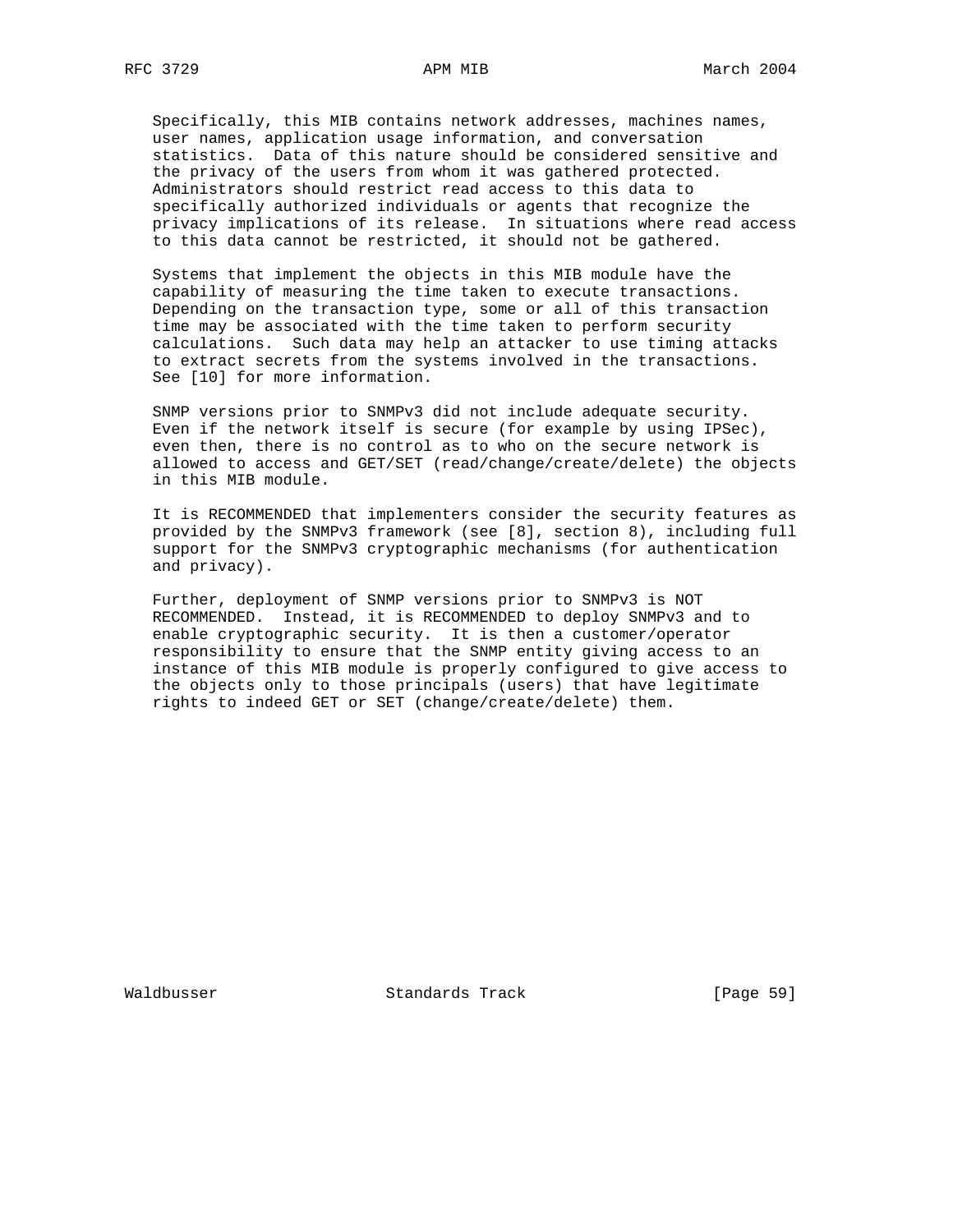Specifically, this MIB contains network addresses, machines names, user names, application usage information, and conversation statistics. Data of this nature should be considered sensitive and the privacy of the users from whom it was gathered protected. Administrators should restrict read access to this data to specifically authorized individuals or agents that recognize the privacy implications of its release. In situations where read access to this data cannot be restricted, it should not be gathered.

Systems that implement the objects in this MIB module have the capability of measuring the time taken to execute transactions. Depending on the transaction type, some or all of this transaction time may be associated with the time taken to perform security calculations. Such data may help an attacker to use timing attacks to extract secrets from the systems involved in the transactions. See [10] for more information.

SNMP versions prior to SNMPv3 did not include adequate security. Even if the network itself is secure (for example by using IPSec), even then, there is no control as to who on the secure network is allowed to access and GET/SET (read/change/create/delete) the objects in this MIB module.

It is RECOMMENDED that implementers consider the security features as provided by the SNMPv3 framework (see [8], section 8), including full support for the SNMPv3 cryptographic mechanisms (for authentication and privacy).

Further, deployment of SNMP versions prior to SNMPv3 is NOT RECOMMENDED. Instead, it is RECOMMENDED to deploy SNMPv3 and to enable cryptographic security. It is then a customer/operator responsibility to ensure that the SNMP entity giving access to an instance of this MIB module is properly configured to give access to the objects only to those principals (users) that have legitimate rights to indeed GET or SET (change/create/delete) them.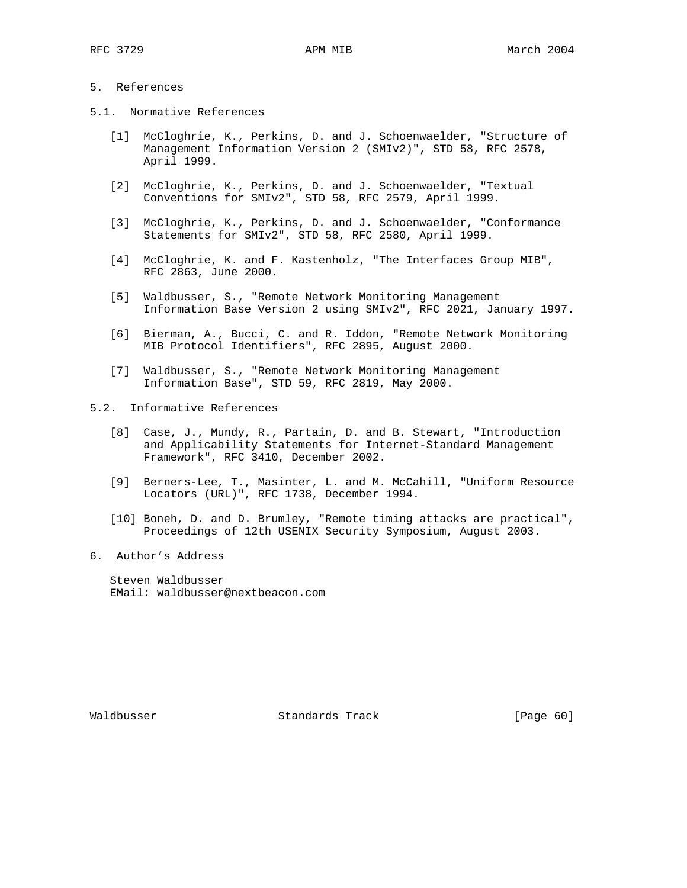## 5. References

### 5.1. Normative References

[1] McCloghrie, K., Perkins, D. and J. Schoenwaelder, "Structure of Management Information Version 2 (SMIv2)", STD 58, RFC 2578, April 1999.

[2] McCloghrie, K., Perkins, D. and J. Schoenwaelder, "Textual Conventions for SMIv2", STD 58, RFC 2579, April 1999.

[3] McCloghrie, K., Perkins, D. and J. Schoenwaelder, "Conformance Statements for SMIv2", STD 58, RFC 2580, April 1999.

[4] McCloghrie, K. and F. Kastenholz, "The Interfaces Group MIB", RFC 2863, June 2000.

[5] Waldbusser, S., "Remote Network Monitoring Management Information Base Version 2 using SMIv2", RFC 2021, January 1997.

[6] Bierman, A., Bucci, C. and R. Iddon, "Remote Network Monitoring MIB Protocol Identifiers", RFC 2895, August 2000.

[7] Waldbusser, S., "Remote Network Monitoring Management Information Base", STD 59, RFC 2819, May 2000.

### 5.2. Informative References

[8] Case, J., Mundy, R., Partain, D. and B. Stewart, "Introduction and Applicability Statements for Internet-Standard Management Framework", RFC 3410, December 2002.

[9] Berners-Lee, T., Masinter, L. and M. McCahill, "Uniform Resource Locators (URL)", RFC 1738, December 1994.

[10] Boneh, D. and D. Brumley, "Remote timing attacks are practical", Proceedings of 12th USENIX Security Symposium, August 2003.

## 6. Author's Address

Steven Waldbusser
EMail: waldbusser@nextbeacon.com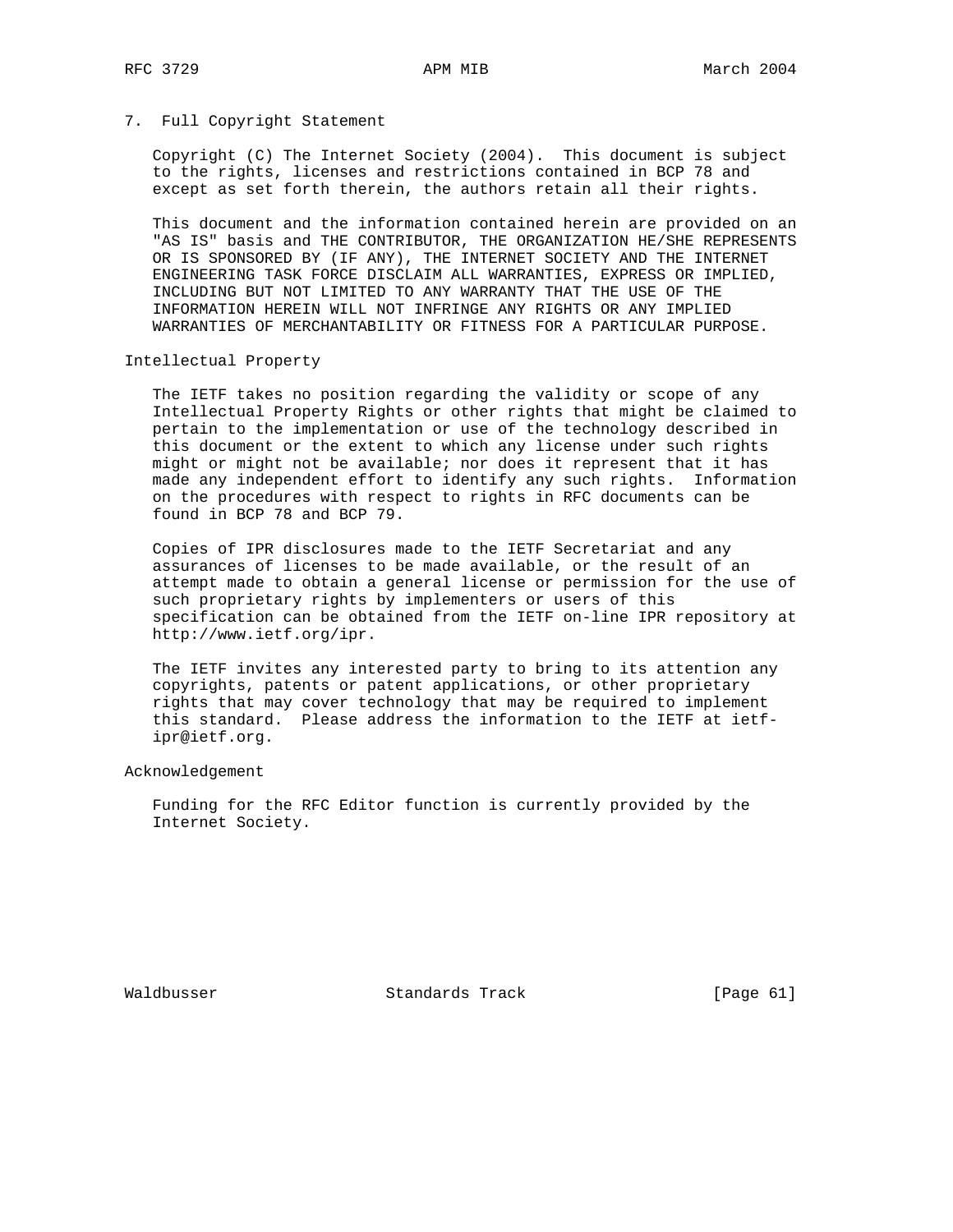## 7. Full Copyright Statement

Copyright (C) The Internet Society (2004). This document is subject to the rights, licenses and restrictions contained in BCP 78 and except as set forth therein, the authors retain all their rights.

This document and the information contained herein are provided on an "AS IS" basis and THE CONTRIBUTOR, THE ORGANIZATION HE/SHE REPRESENTS OR IS SPONSORED BY (IF ANY), THE INTERNET SOCIETY AND THE INTERNET ENGINEERING TASK FORCE DISCLAIM ALL WARRANTIES, EXPRESS OR IMPLIED, INCLUDING BUT NOT LIMITED TO ANY WARRANTY THAT THE USE OF THE INFORMATION HEREIN WILL NOT INFRINGE ANY RIGHTS OR ANY IMPLIED WARRANTIES OF MERCHANTABILITY OR FITNESS FOR A PARTICULAR PURPOSE.

### Intellectual Property

The IETF takes no position regarding the validity or scope of any Intellectual Property Rights or other rights that might be claimed to pertain to the implementation or use of the technology described in this document or the extent to which any license under such rights might or might not be available; nor does it represent that it has made any independent effort to identify any such rights. Information on the procedures with respect to rights in RFC documents can be found in BCP 78 and BCP 79.

Copies of IPR disclosures made to the IETF Secretariat and any assurances of licenses to be made available, or the result of an attempt made to obtain a general license or permission for the use of such proprietary rights by implementers or users of this specification can be obtained from the IETF on-line IPR repository at http://www.ietf.org/ipr.

The IETF invites any interested party to bring to its attention any copyrights, patents or patent applications, or other proprietary rights that may cover technology that may be required to implement this standard. Please address the information to the IETF at ietf-ipr@ietf.org.

### Acknowledgement

Funding for the RFC Editor function is currently provided by the Internet Society.